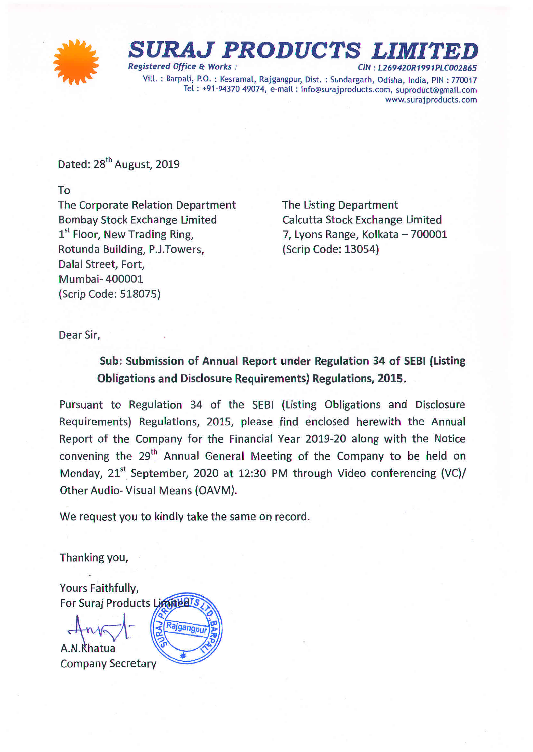# SURAJ PRODUCTS LIMITED

**Registered Office & Works :** CIN : L269420R1991PLC002865

Vill. : Barpali, P.O. : Kesramal, Rajgangpur, Dist. : Sundargarh, Odisha, India, PIN : 770017
Tel : +91-94370 49074, e-mail : info@surajproducts.com, suproduct@gmail.com
www.surajproducts.com

Dated: 28th August, 2019

To

The Corporate Relation Department
Bombay Stock Exchange Limited
1st Floor, New Trading Ring,
Rotunda Building, P.J.Towers,
Dalal Street, Fort,
Mumbai- 400001
(Scrip Code: 518075)

The Listing Department
Calcutta Stock Exchange Limited
7, Lyons Range, Kolkata – 700001
(Scrip Code: 13054)

Dear Sir,

**Sub: Submission of Annual Report under Regulation 34 of SEBI (Listing Obligations and Disclosure Requirements) Regulations, 2015.**

Pursuant to Regulation 34 of the SEBI (Listing Obligations and Disclosure Requirements) Regulations, 2015, please find enclosed herewith the Annual Report of the Company for the Financial Year 2019-20 along with the Notice convening the 29th Annual General Meeting of the Company to be held on Monday, 21st September, 2020 at 12:30 PM through Video conferencing (VC)/ Other Audio- Visual Means (OAVM).

We request you to kindly take the same on record.

Thanking you,

Yours Faithfully,
For Suraj Products Limited

A.N.Khatua
Company Secretary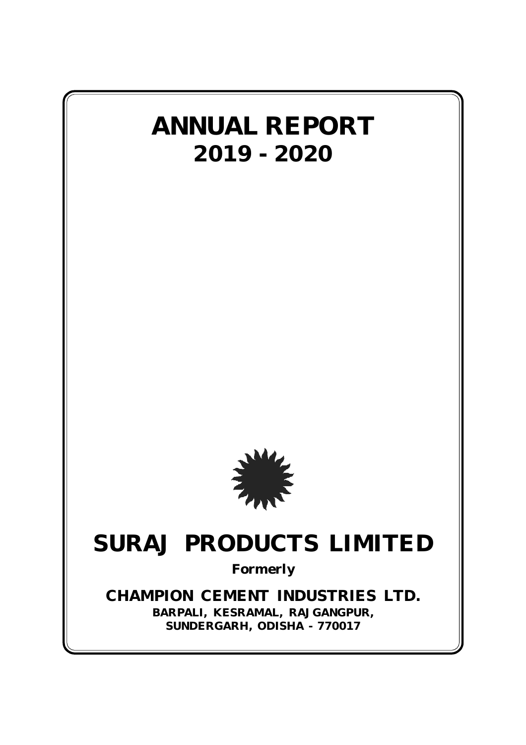# ANNUAL REPORT
# 2019 - 2020

# SURAJ PRODUCTS LIMITED

**Formerly**

## CHAMPION CEMENT INDUSTRIES LTD.

**BARPALI, KESRAMAL, RAJGANGPUR,**
**SUNDERGARH, ODISHA - 770017**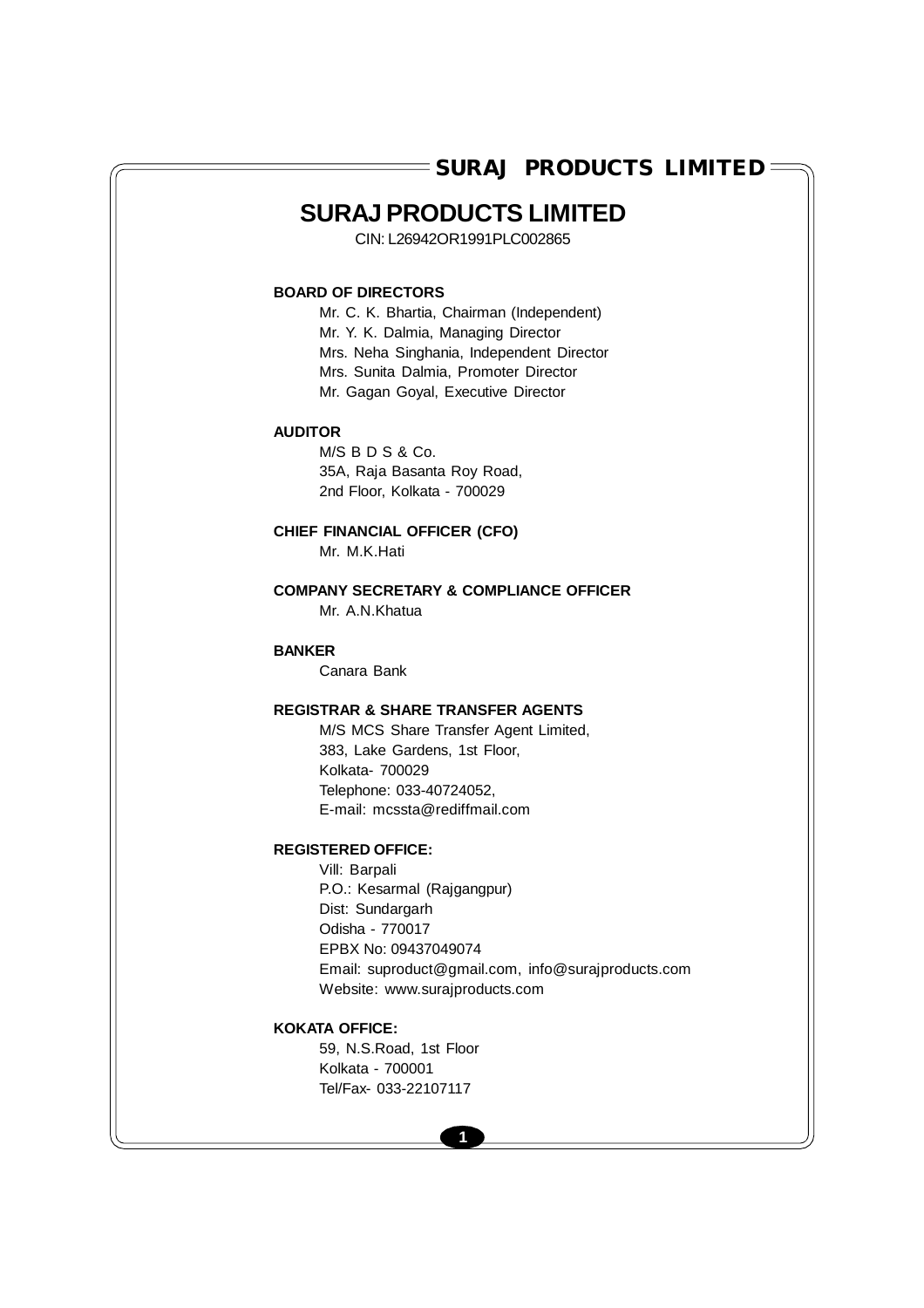# SURAJ PRODUCTS LIMITED

CIN: L26942OR1991PLC002865

**BOARD OF DIRECTORS**

Mr. C. K. Bhartia, Chairman (Independent)
Mr. Y. K. Dalmia, Managing Director
Mrs. Neha Singhania, Independent Director
Mrs. Sunita Dalmia, Promoter Director
Mr. Gagan Goyal, Executive Director

**AUDITOR**

M/S B D S & Co.
35A, Raja Basanta Roy Road,
2nd Floor, Kolkata - 700029

**CHIEF FINANCIAL OFFICER (CFO)**

Mr. M.K.Hati

**COMPANY SECRETARY & COMPLIANCE OFFICER**

Mr. A.N.Khatua

**BANKER**

Canara Bank

**REGISTRAR & SHARE TRANSFER AGENTS**

M/S MCS Share Transfer Agent Limited,
383, Lake Gardens, 1st Floor,
Kolkata- 700029
Telephone: 033-40724052,
E-mail: mcssta@rediffmail.com

**REGISTERED OFFICE:**

Vill: Barpali
P.O.: Kesarmal (Rajgangpur)
Dist: Sundargarh
Odisha - 770017
EPBX No: 09437049074
Email: suproduct@gmail.com, info@surajproducts.com
Website: www.surajproducts.com

**KOKATA OFFICE:**

59, N.S.Road, 1st Floor
Kolkata - 700001
Tel/Fax- 033-22107117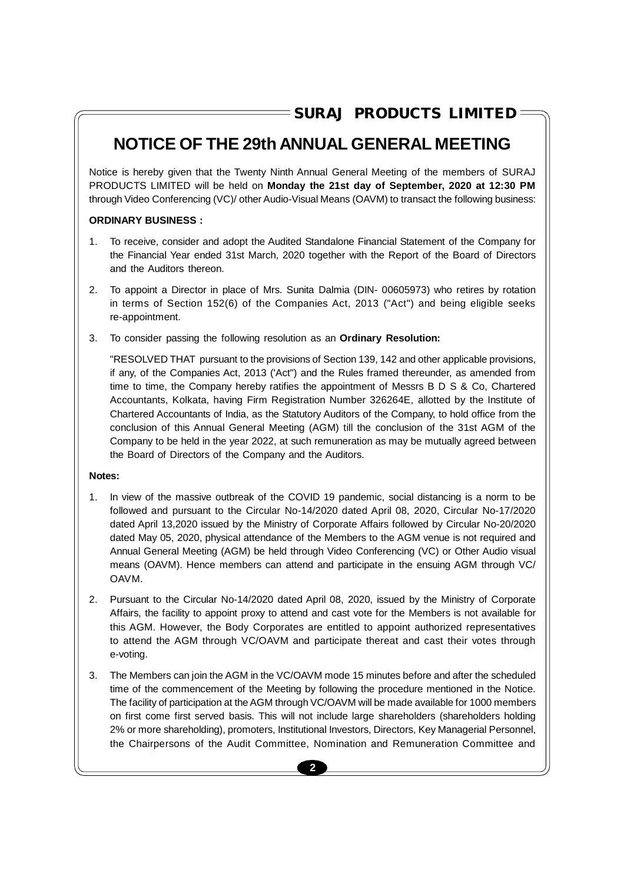# NOTICE OF THE 29th ANNUAL GENERAL MEETING

Notice is hereby given that the Twenty Ninth Annual General Meeting of the members of SURAJ PRODUCTS LIMITED will be held on **Monday the 21st day of September, 2020 at 12:30 PM** through Video Conferencing (VC)/ other Audio-Visual Means (OAVM) to transact the following business:

**ORDINARY BUSINESS :**

1. To receive, consider and adopt the Audited Standalone Financial Statement of the Company for the Financial Year ended 31st March, 2020 together with the Report of the Board of Directors and the Auditors thereon.

2. To appoint a Director in place of Mrs. Sunita Dalmia (DIN- 00605973) who retires by rotation in terms of Section 152(6) of the Companies Act, 2013 ("Act") and being eligible seeks re-appointment.

3. To consider passing the following resolution as an **Ordinary Resolution:**

   "RESOLVED THAT pursuant to the provisions of Section 139, 142 and other applicable provisions, if any, of the Companies Act, 2013 ('Act") and the Rules framed thereunder, as amended from time to time, the Company hereby ratifies the appointment of Messrs B D S & Co, Chartered Accountants, Kolkata, having Firm Registration Number 326264E, allotted by the Institute of Chartered Accountants of India, as the Statutory Auditors of the Company, to hold office from the conclusion of this Annual General Meeting (AGM) till the conclusion of the 31st AGM of the Company to be held in the year 2022, at such remuneration as may be mutually agreed between the Board of Directors of the Company and the Auditors.

**Notes:**

1. In view of the massive outbreak of the COVID 19 pandemic, social distancing is a norm to be followed and pursuant to the Circular No-14/2020 dated April 08, 2020, Circular No-17/2020 dated April 13,2020 issued by the Ministry of Corporate Affairs followed by Circular No-20/2020 dated May 05, 2020, physical attendance of the Members to the AGM venue is not required and Annual General Meeting (AGM) be held through Video Conferencing (VC) or Other Audio visual means (OAVM). Hence members can attend and participate in the ensuing AGM through VC/ OAVM.

2. Pursuant to the Circular No-14/2020 dated April 08, 2020, issued by the Ministry of Corporate Affairs, the facility to appoint proxy to attend and cast vote for the Members is not available for this AGM. However, the Body Corporates are entitled to appoint authorized representatives to attend the AGM through VC/OAVM and participate thereat and cast their votes through e-voting.

3. The Members can join the AGM in the VC/OAVM mode 15 minutes before and after the scheduled time of the commencement of the Meeting by following the procedure mentioned in the Notice. The facility of participation at the AGM through VC/OAVM will be made available for 1000 members on first come first served basis. This will not include large shareholders (shareholders holding 2% or more shareholding), promoters, Institutional Investors, Directors, Key Managerial Personnel, the Chairpersons of the Audit Committee, Nomination and Remuneration Committee and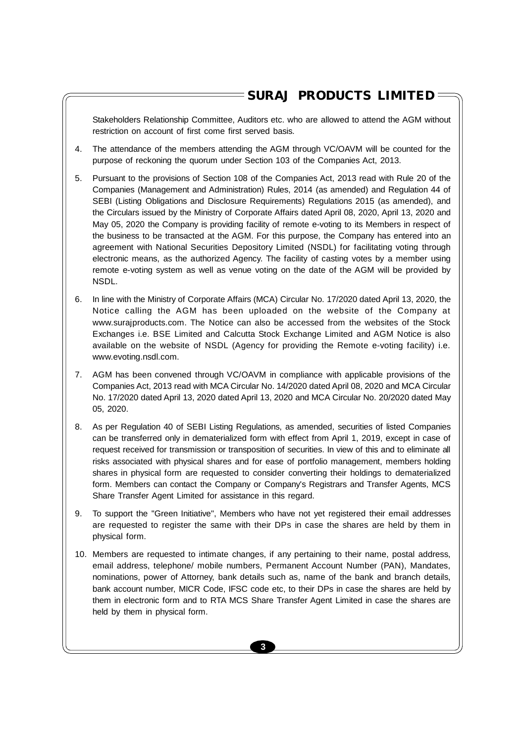Stakeholders Relationship Committee, Auditors etc. who are allowed to attend the AGM without restriction on account of first come first served basis.

4. The attendance of the members attending the AGM through VC/OAVM will be counted for the purpose of reckoning the quorum under Section 103 of the Companies Act, 2013.

5. Pursuant to the provisions of Section 108 of the Companies Act, 2013 read with Rule 20 of the Companies (Management and Administration) Rules, 2014 (as amended) and Regulation 44 of SEBI (Listing Obligations and Disclosure Requirements) Regulations 2015 (as amended), and the Circulars issued by the Ministry of Corporate Affairs dated April 08, 2020, April 13, 2020 and May 05, 2020 the Company is providing facility of remote e-voting to its Members in respect of the business to be transacted at the AGM. For this purpose, the Company has entered into an agreement with National Securities Depository Limited (NSDL) for facilitating voting through electronic means, as the authorized Agency. The facility of casting votes by a member using remote e-voting system as well as venue voting on the date of the AGM will be provided by NSDL.

6. In line with the Ministry of Corporate Affairs (MCA) Circular No. 17/2020 dated April 13, 2020, the Notice calling the AGM has been uploaded on the website of the Company at www.surajproducts.com. The Notice can also be accessed from the websites of the Stock Exchanges i.e. BSE Limited and Calcutta Stock Exchange Limited and AGM Notice is also available on the website of NSDL (Agency for providing the Remote e-voting facility) i.e. www.evoting.nsdl.com.

7. AGM has been convened through VC/OAVM in compliance with applicable provisions of the Companies Act, 2013 read with MCA Circular No. 14/2020 dated April 08, 2020 and MCA Circular No. 17/2020 dated April 13, 2020 dated April 13, 2020 and MCA Circular No. 20/2020 dated May 05, 2020.

8. As per Regulation 40 of SEBI Listing Regulations, as amended, securities of listed Companies can be transferred only in dematerialized form with effect from April 1, 2019, except in case of request received for transmission or transposition of securities. In view of this and to eliminate all risks associated with physical shares and for ease of portfolio management, members holding shares in physical form are requested to consider converting their holdings to dematerialized form. Members can contact the Company or Company's Registrars and Transfer Agents, MCS Share Transfer Agent Limited for assistance in this regard.

9. To support the "Green Initiative", Members who have not yet registered their email addresses are requested to register the same with their DPs in case the shares are held by them in physical form.

10. Members are requested to intimate changes, if any pertaining to their name, postal address, email address, telephone/ mobile numbers, Permanent Account Number (PAN), Mandates, nominations, power of Attorney, bank details such as, name of the bank and branch details, bank account number, MICR Code, IFSC code etc, to their DPs in case the shares are held by them in electronic form and to RTA MCS Share Transfer Agent Limited in case the shares are held by them in physical form.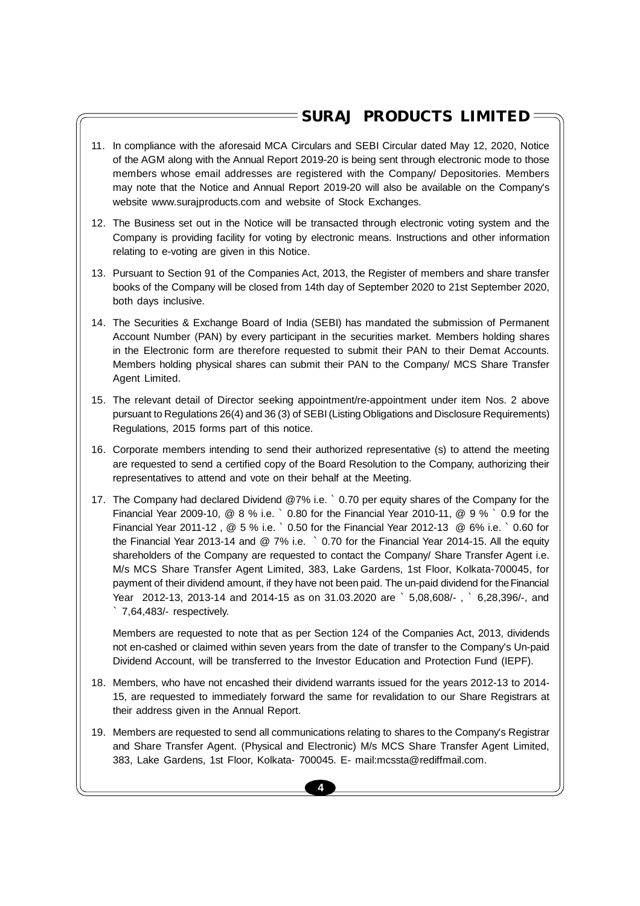11. In compliance with the aforesaid MCA Circulars and SEBI Circular dated May 12, 2020, Notice of the AGM along with the Annual Report 2019-20 is being sent through electronic mode to those members whose email addresses are registered with the Company/ Depositories. Members may note that the Notice and Annual Report 2019-20 will also be available on the Company's website www.surajproducts.com and website of Stock Exchanges.

12. The Business set out in the Notice will be transacted through electronic voting system and the Company is providing facility for voting by electronic means. Instructions and other information relating to e-voting are given in this Notice.

13. Pursuant to Section 91 of the Companies Act, 2013, the Register of members and share transfer books of the Company will be closed from 14th day of September 2020 to 21st September 2020, both days inclusive.

14. The Securities & Exchange Board of India (SEBI) has mandated the submission of Permanent Account Number (PAN) by every participant in the securities market. Members holding shares in the Electronic form are therefore requested to submit their PAN to their Demat Accounts. Members holding physical shares can submit their PAN to the Company/ MCS Share Transfer Agent Limited.

15. The relevant detail of Director seeking appointment/re-appointment under item Nos. 2 above pursuant to Regulations 26(4) and 36 (3) of SEBI (Listing Obligations and Disclosure Requirements) Regulations, 2015 forms part of this notice.

16. Corporate members intending to send their authorized representative (s) to attend the meeting are requested to send a certified copy of the Board Resolution to the Company, authorizing their representatives to attend and vote on their behalf at the Meeting.

17. The Company had declared Dividend @7% i.e. ` 0.70 per equity shares of the Company for the Financial Year 2009-10, @ 8 % i.e. ` 0.80 for the Financial Year 2010-11, @ 9 % ` 0.9 for the Financial Year 2011-12 , @ 5 % i.e. ` 0.50 for the Financial Year 2012-13 @ 6% i.e. ` 0.60 for the Financial Year 2013-14 and @ 7% i.e. ` 0.70 for the Financial Year 2014-15. All the equity shareholders of the Company are requested to contact the Company/ Share Transfer Agent i.e. M/s MCS Share Transfer Agent Limited, 383, Lake Gardens, 1st Floor, Kolkata-700045, for payment of their dividend amount, if they have not been paid. The un-paid dividend for the Financial Year 2012-13, 2013-14 and 2014-15 as on 31.03.2020 are ` 5,08,608/- , ` 6,28,396/-, and ` 7,64,483/- respectively.

    Members are requested to note that as per Section 124 of the Companies Act, 2013, dividends not en-cashed or claimed within seven years from the date of transfer to the Company's Un-paid Dividend Account, will be transferred to the Investor Education and Protection Fund (IEPF).

18. Members, who have not encashed their dividend warrants issued for the years 2012-13 to 2014-15, are requested to immediately forward the same for revalidation to our Share Registrars at their address given in the Annual Report.

19. Members are requested to send all communications relating to shares to the Company's Registrar and Share Transfer Agent. (Physical and Electronic) M/s MCS Share Transfer Agent Limited, 383, Lake Gardens, 1st Floor, Kolkata- 700045. E- mail:mcssta@rediffmail.com.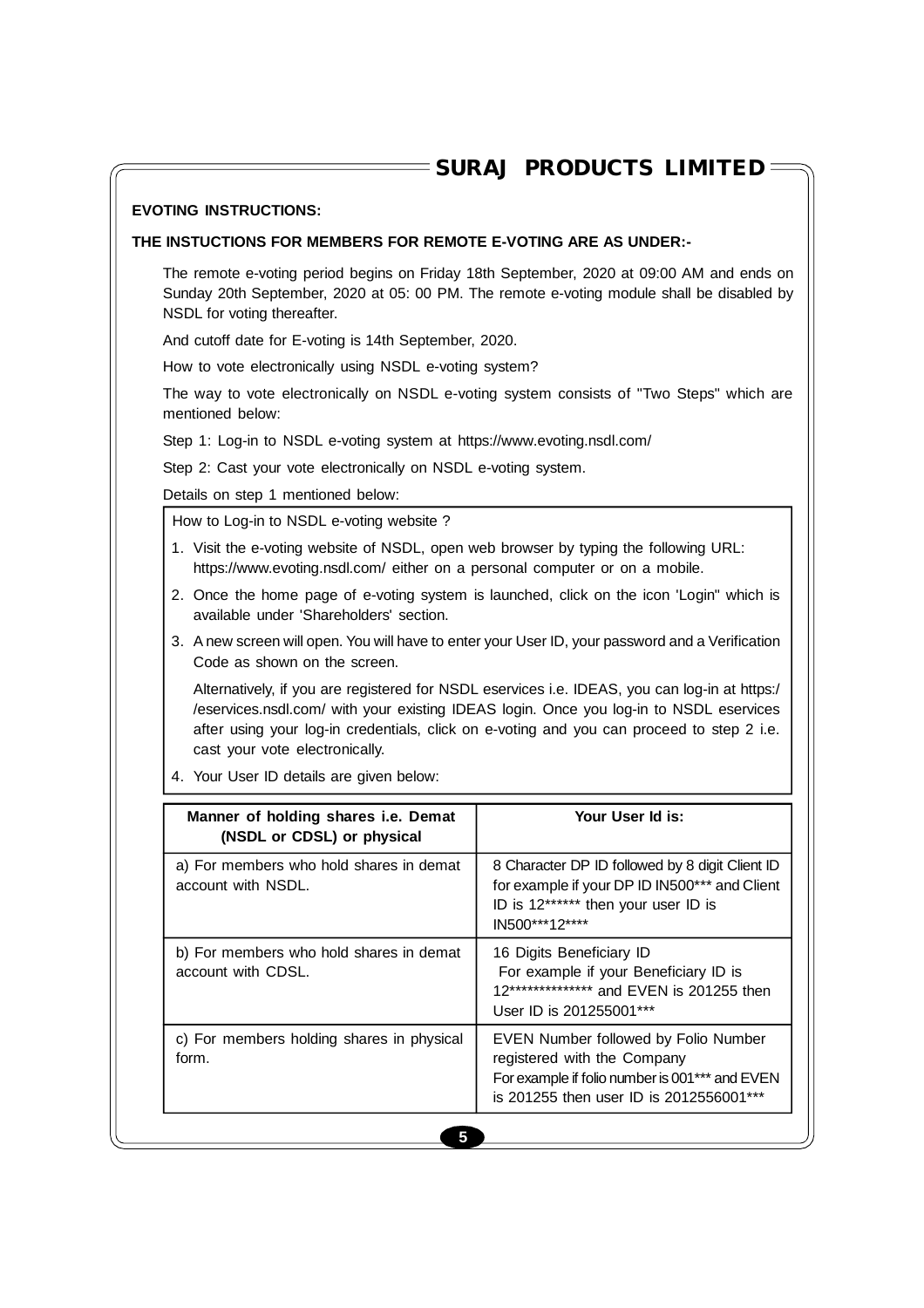**EVOTING INSTRUCTIONS:**

**THE INSTUCTIONS FOR MEMBERS FOR REMOTE E-VOTING ARE AS UNDER:-**

The remote e-voting period begins on Friday 18th September, 2020 at 09:00 AM and ends on Sunday 20th September, 2020 at 05: 00 PM. The remote e-voting module shall be disabled by NSDL for voting thereafter.

And cutoff date for E-voting is 14th September, 2020.

How to vote electronically using NSDL e-voting system?

The way to vote electronically on NSDL e-voting system consists of "Two Steps" which are mentioned below:

Step 1: Log-in to NSDL e-voting system at https://www.evoting.nsdl.com/

Step 2: Cast your vote electronically on NSDL e-voting system.

Details on step 1 mentioned below:

How to Log-in to NSDL e-voting website ?

1. Visit the e-voting website of NSDL, open web browser by typing the following URL: https://www.evoting.nsdl.com/ either on a personal computer or on a mobile.
2. Once the home page of e-voting system is launched, click on the icon 'Login" which is available under 'Shareholders' section.
3. A new screen will open. You will have to enter your User ID, your password and a Verification Code as shown on the screen.

   Alternatively, if you are registered for NSDL eservices i.e. IDEAS, you can log-in at https://eservices.nsdl.com/ with your existing IDEAS login. Once you log-in to NSDL eservices after using your log-in credentials, click on e-voting and you can proceed to step 2 i.e. cast your vote electronically.
4. Your User ID details are given below:

| Manner of holding shares i.e. Demat (NSDL or CDSL) or physical | Your User Id is: |
|---|---|
| a) For members who hold shares in demat account with NSDL. | 8 Character DP ID followed by 8 digit Client ID for example if your DP ID IN500*** and Client ID is 12****** then your user ID is IN500***12**** |
| b) For members who hold shares in demat account with CDSL. | 16 Digits Beneficiary ID For example if your Beneficiary ID is 12************** and EVEN is 201255 then User ID is 201255001*** |
| c) For members holding shares in physical form. | EVEN Number followed by Folio Number registered with the Company For example if folio number is 001*** and EVEN is 201255 then user ID is 2012556001*** |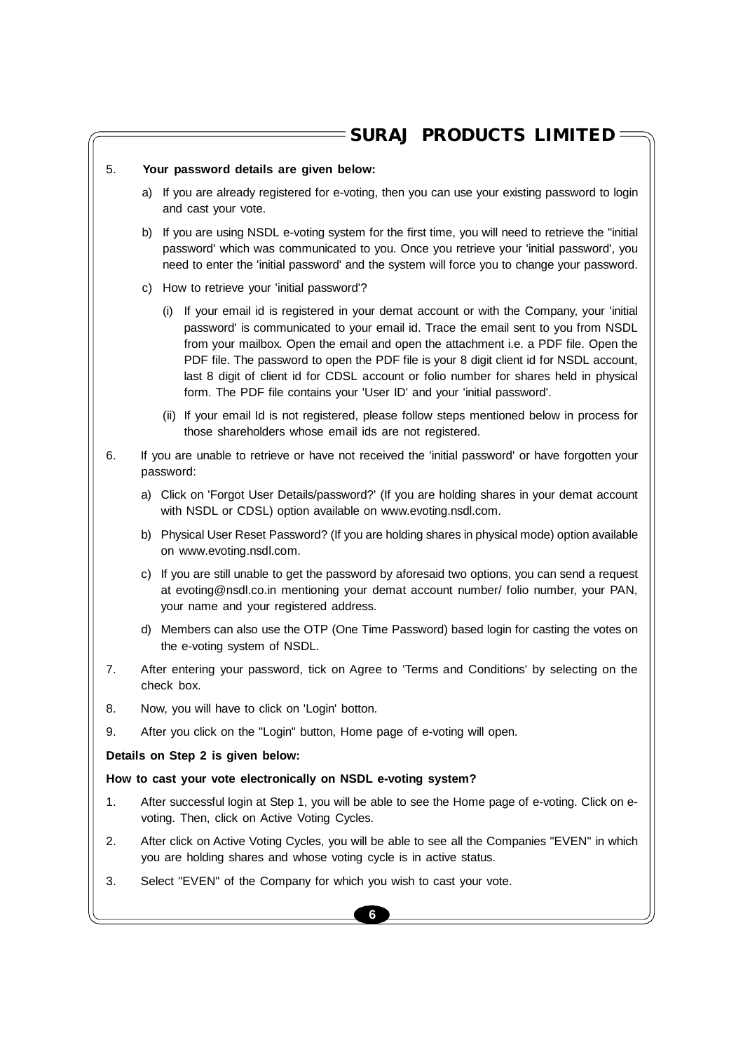5. **Your password details are given below:**

   a) If you are already registered for e-voting, then you can use your existing password to login and cast your vote.

   b) If you are using NSDL e-voting system for the first time, you will need to retrieve the "initial password' which was communicated to you. Once you retrieve your 'initial password', you need to enter the 'initial password' and the system will force you to change your password.

   c) How to retrieve your 'initial password'?

      (i) If your email id is registered in your demat account or with the Company, your 'initial password' is communicated to your email id. Trace the email sent to you from NSDL from your mailbox. Open the email and open the attachment i.e. a PDF file. Open the PDF file. The password to open the PDF file is your 8 digit client id for NSDL account, last 8 digit of client id for CDSL account or folio number for shares held in physical form. The PDF file contains your 'User ID' and your 'initial password'.

      (ii) If your email Id is not registered, please follow steps mentioned below in process for those shareholders whose email ids are not registered.

6. If you are unable to retrieve or have not received the 'initial password' or have forgotten your password:

   a) Click on 'Forgot User Details/password?' (If you are holding shares in your demat account with NSDL or CDSL) option available on www.evoting.nsdl.com.

   b) Physical User Reset Password? (If you are holding shares in physical mode) option available on www.evoting.nsdl.com.

   c) If you are still unable to get the password by aforesaid two options, you can send a request at evoting@nsdl.co.in mentioning your demat account number/ folio number, your PAN, your name and your registered address.

   d) Members can also use the OTP (One Time Password) based login for casting the votes on the e-voting system of NSDL.

7. After entering your password, tick on Agree to 'Terms and Conditions' by selecting on the check box.

8. Now, you will have to click on 'Login' botton.

9. After you click on the "Login" button, Home page of e-voting will open.

**Details on Step 2 is given below:**

**How to cast your vote electronically on NSDL e-voting system?**

1. After successful login at Step 1, you will be able to see the Home page of e-voting. Click on e-voting. Then, click on Active Voting Cycles.

2. After click on Active Voting Cycles, you will be able to see all the Companies "EVEN" in which you are holding shares and whose voting cycle is in active status.

3. Select "EVEN" of the Company for which you wish to cast your vote.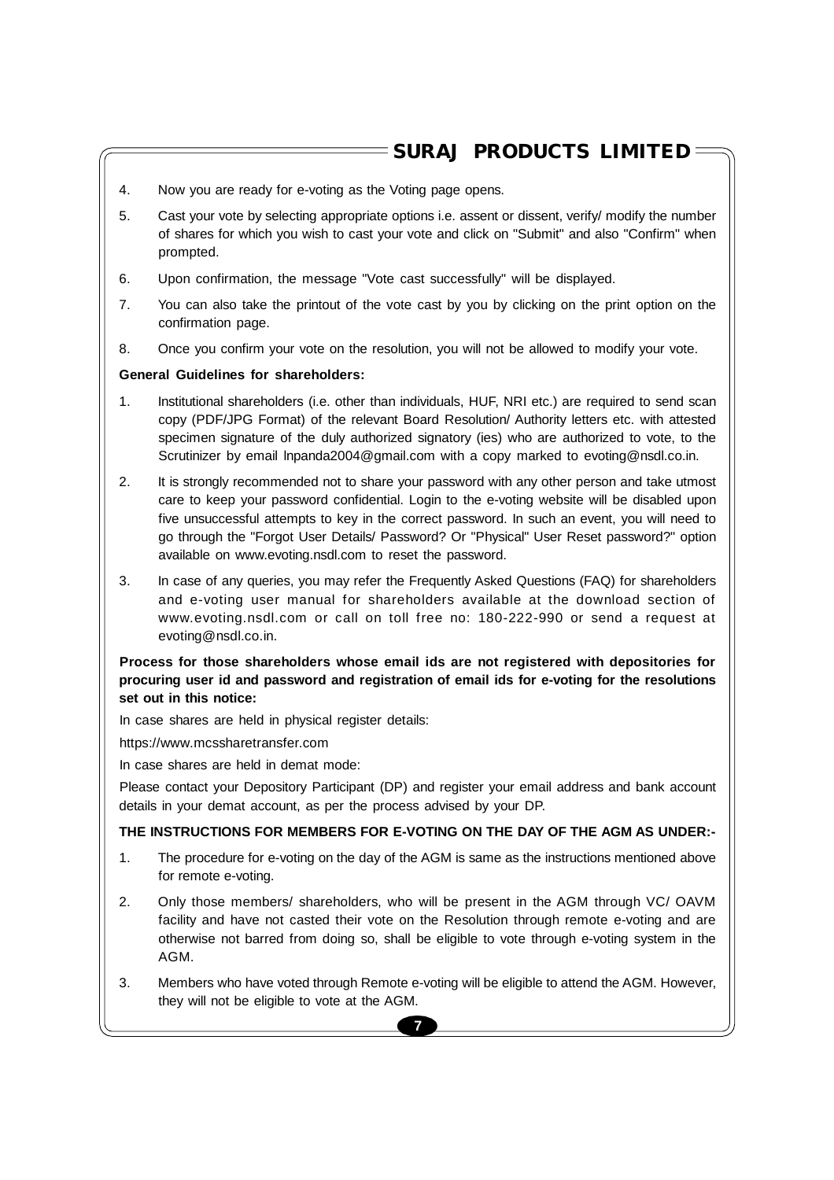4. Now you are ready for e-voting as the Voting page opens.

5. Cast your vote by selecting appropriate options i.e. assent or dissent, verify/ modify the number of shares for which you wish to cast your vote and click on "Submit" and also "Confirm" when prompted.

6. Upon confirmation, the message "Vote cast successfully" will be displayed.

7. You can also take the printout of the vote cast by you by clicking on the print option on the confirmation page.

8. Once you confirm your vote on the resolution, you will not be allowed to modify your vote.

**General Guidelines for shareholders:**

1. Institutional shareholders (i.e. other than individuals, HUF, NRI etc.) are required to send scan copy (PDF/JPG Format) of the relevant Board Resolution/ Authority letters etc. with attested specimen signature of the duly authorized signatory (ies) who are authorized to vote, to the Scrutinizer by email lnpanda2004@gmail.com with a copy marked to evoting@nsdl.co.in.

2. It is strongly recommended not to share your password with any other person and take utmost care to keep your password confidential. Login to the e-voting website will be disabled upon five unsuccessful attempts to key in the correct password. In such an event, you will need to go through the "Forgot User Details/ Password? Or "Physical" User Reset password?" option available on www.evoting.nsdl.com to reset the password.

3. In case of any queries, you may refer the Frequently Asked Questions (FAQ) for shareholders and e-voting user manual for shareholders available at the download section of www.evoting.nsdl.com or call on toll free no: 180-222-990 or send a request at evoting@nsdl.co.in.

**Process for those shareholders whose email ids are not registered with depositories for procuring user id and password and registration of email ids for e-voting for the resolutions set out in this notice:**

In case shares are held in physical register details:

https://www.mcssharetransfer.com

In case shares are held in demat mode:

Please contact your Depository Participant (DP) and register your email address and bank account details in your demat account, as per the process advised by your DP.

**THE INSTRUCTIONS FOR MEMBERS FOR E-VOTING ON THE DAY OF THE AGM AS UNDER:-**

1. The procedure for e-voting on the day of the AGM is same as the instructions mentioned above for remote e-voting.

2. Only those members/ shareholders, who will be present in the AGM through VC/ OAVM facility and have not casted their vote on the Resolution through remote e-voting and are otherwise not barred from doing so, shall be eligible to vote through e-voting system in the AGM.

3. Members who have voted through Remote e-voting will be eligible to attend the AGM. However, they will not be eligible to vote at the AGM.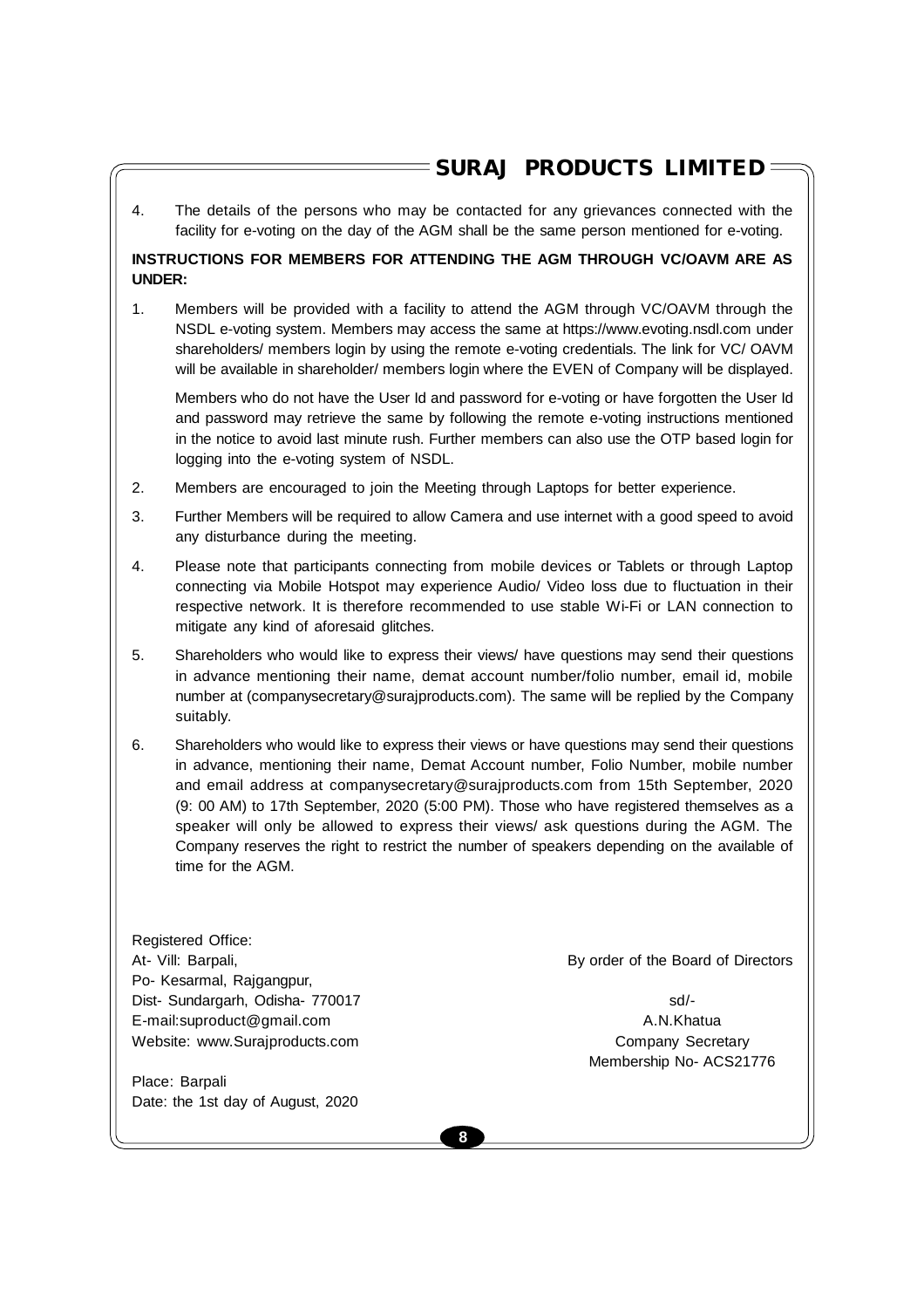4. The details of the persons who may be contacted for any grievances connected with the facility for e-voting on the day of the AGM shall be the same person mentioned for e-voting.

**INSTRUCTIONS FOR MEMBERS FOR ATTENDING THE AGM THROUGH VC/OAVM ARE AS UNDER:**

1. Members will be provided with a facility to attend the AGM through VC/OAVM through the NSDL e-voting system. Members may access the same at https://www.evoting.nsdl.com under shareholders/ members login by using the remote e-voting credentials. The link for VC/ OAVM will be available in shareholder/ members login where the EVEN of Company will be displayed.

   Members who do not have the User Id and password for e-voting or have forgotten the User Id and password may retrieve the same by following the remote e-voting instructions mentioned in the notice to avoid last minute rush. Further members can also use the OTP based login for logging into the e-voting system of NSDL.

2. Members are encouraged to join the Meeting through Laptops for better experience.

3. Further Members will be required to allow Camera and use internet with a good speed to avoid any disturbance during the meeting.

4. Please note that participants connecting from mobile devices or Tablets or through Laptop connecting via Mobile Hotspot may experience Audio/ Video loss due to fluctuation in their respective network. It is therefore recommended to use stable Wi-Fi or LAN connection to mitigate any kind of aforesaid glitches.

5. Shareholders who would like to express their views/ have questions may send their questions in advance mentioning their name, demat account number/folio number, email id, mobile number at (companysecretary@surajproducts.com). The same will be replied by the Company suitably.

6. Shareholders who would like to express their views or have questions may send their questions in advance, mentioning their name, Demat Account number, Folio Number, mobile number and email address at companysecretary@surajproducts.com from 15th September, 2020 (9: 00 AM) to 17th September, 2020 (5:00 PM). Those who have registered themselves as a speaker will only be allowed to express their views/ ask questions during the AGM. The Company reserves the right to restrict the number of speakers depending on the available of time for the AGM.

Registered Office:
At- Vill: Barpali,
Po- Kesarmal, Rajgangpur,
Dist- Sundargarh, Odisha- 770017
E-mail:suproduct@gmail.com
Website: www.Surajproducts.com

Place: Barpali
Date: the 1st day of August, 2020

By order of the Board of Directors

sd/-
A.N.Khatua
Company Secretary
Membership No- ACS21776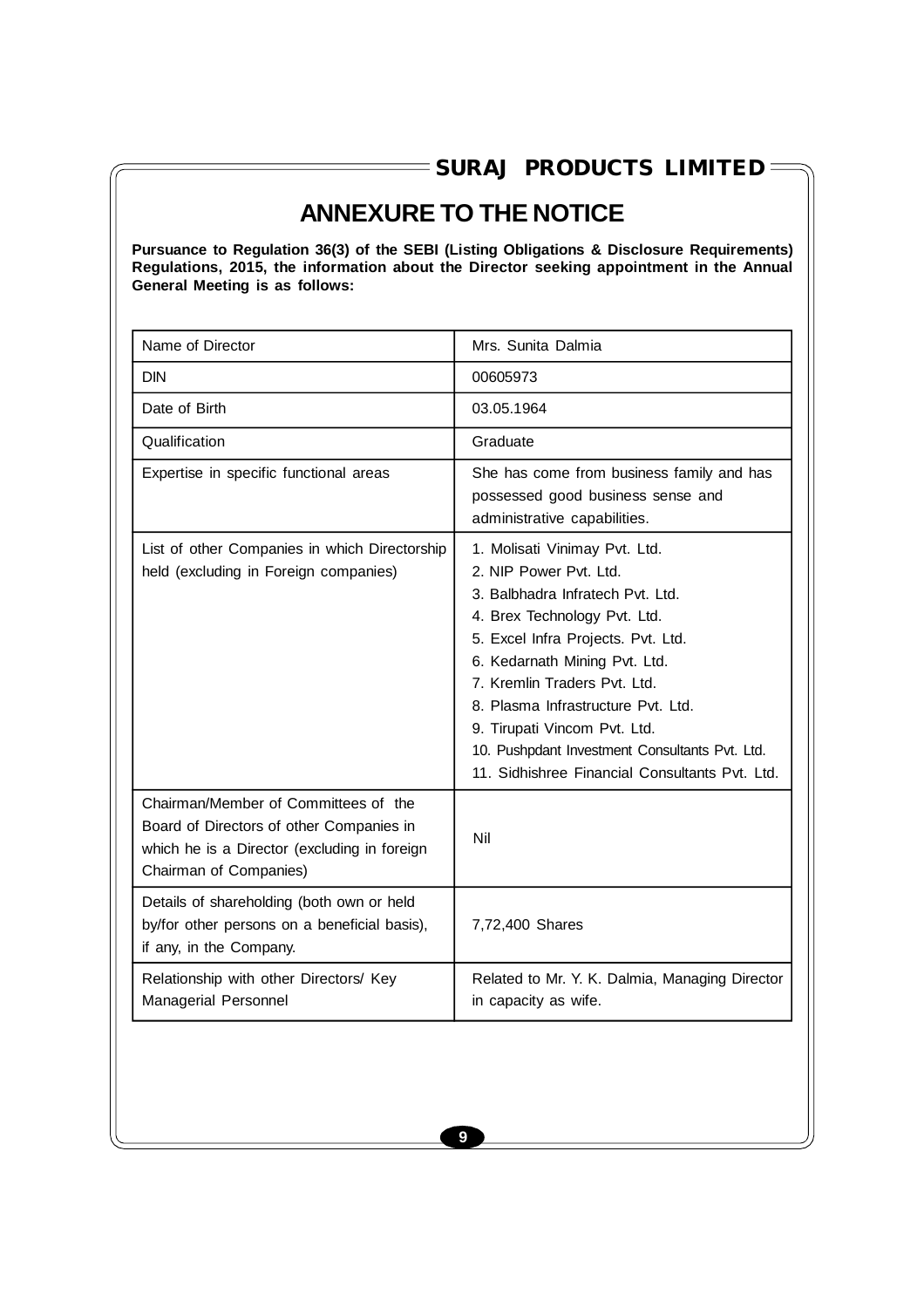# ANNEXURE TO THE NOTICE

**Pursuance to Regulation 36(3) of the SEBI (Listing Obligations & Disclosure Requirements) Regulations, 2015, the information about the Director seeking appointment in the Annual General Meeting is as follows:**

| | |
|---|---|
| Name of Director | Mrs. Sunita Dalmia |
| DIN | 00605973 |
| Date of Birth | 03.05.1964 |
| Qualification | Graduate |
| Expertise in specific functional areas | She has come from business family and has possessed good business sense and administrative capabilities. |
| List of other Companies in which Directorship held (excluding in Foreign companies) | 1. Molisati Vinimay Pvt. Ltd.<br>2. NIP Power Pvt. Ltd.<br>3. Balbhadra Infratech Pvt. Ltd.<br>4. Brex Technology Pvt. Ltd.<br>5. Excel Infra Projects. Pvt. Ltd.<br>6. Kedarnath Mining Pvt. Ltd.<br>7. Kremlin Traders Pvt. Ltd.<br>8. Plasma Infrastructure Pvt. Ltd.<br>9. Tirupati Vincom Pvt. Ltd.<br>10. Pushpdant Investment Consultants Pvt. Ltd.<br>11. Sidhishree Financial Consultants Pvt. Ltd. |
| Chairman/Member of Committees of the Board of Directors of other Companies in which he is a Director (excluding in foreign Chairman of Companies) | Nil |
| Details of shareholding (both own or held by/for other persons on a beneficial basis), if any, in the Company. | 7,72,400 Shares |
| Relationship with other Directors/ Key Managerial Personnel | Related to Mr. Y. K. Dalmia, Managing Director in capacity as wife. |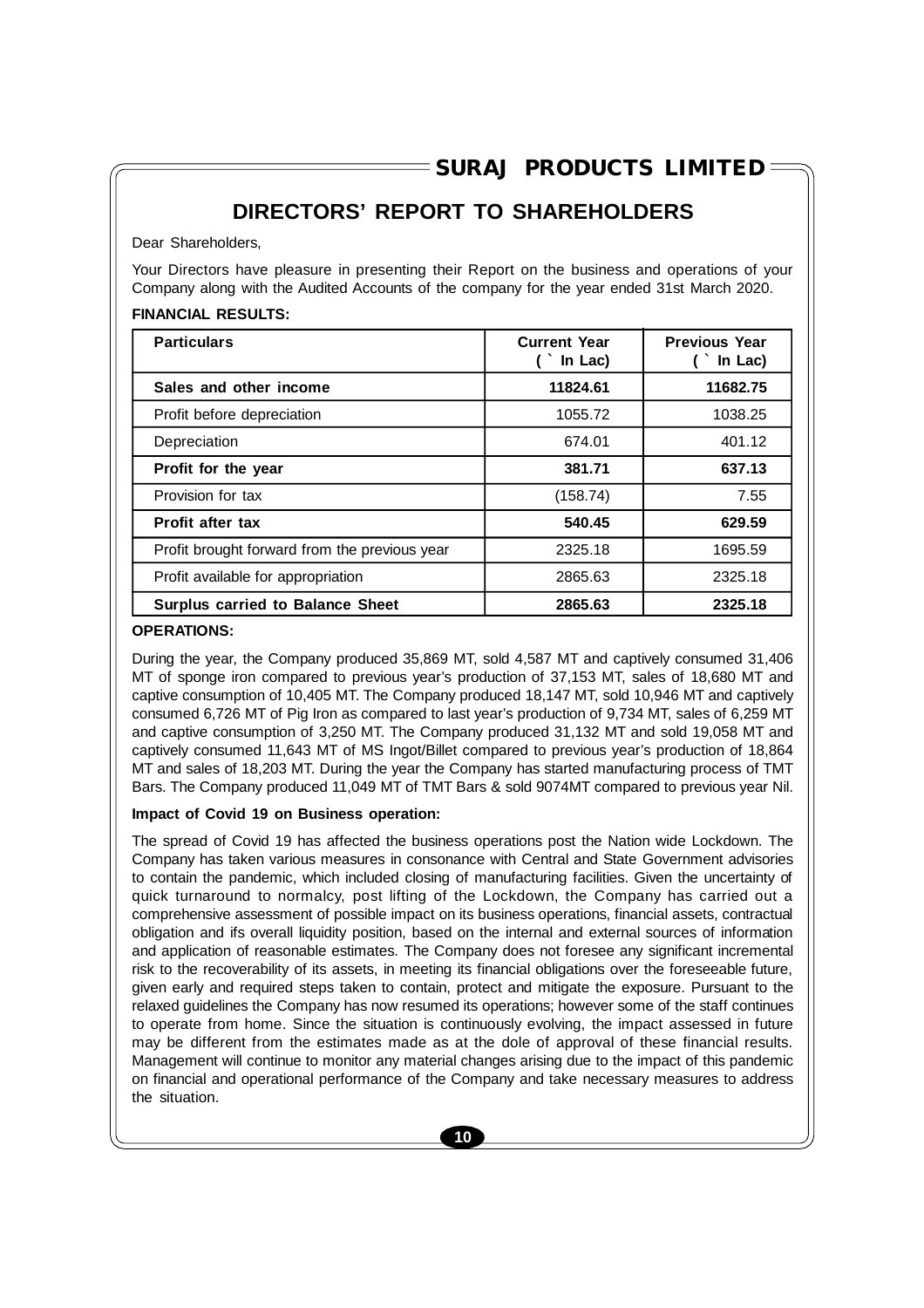# DIRECTORS' REPORT TO SHAREHOLDERS

Dear Shareholders,

Your Directors have pleasure in presenting their Report on the business and operations of your Company along with the Audited Accounts of the company for the year ended 31st March 2020.

**FINANCIAL RESULTS:**

| Particulars | Current Year (` In Lac) | Previous Year (` In Lac) |
|---|---|---|
| **Sales and other income** | **11824.61** | **11682.75** |
| Profit before depreciation | 1055.72 | 1038.25 |
| Depreciation | 674.01 | 401.12 |
| **Profit for the year** | **381.71** | **637.13** |
| Provision for tax | (158.74) | 7.55 |
| **Profit after tax** | **540.45** | **629.59** |
| Profit brought forward from the previous year | 2325.18 | 1695.59 |
| Profit available for appropriation | 2865.63 | 2325.18 |
| **Surplus carried to Balance Sheet** | **2865.63** | **2325.18** |

**OPERATIONS:**

During the year, the Company produced 35,869 MT, sold 4,587 MT and captively consumed 31,406 MT of sponge iron compared to previous year's production of 37,153 MT, sales of 18,680 MT and captive consumption of 10,405 MT. The Company produced 18,147 MT, sold 10,946 MT and captively consumed 6,726 MT of Pig Iron as compared to last year's production of 9,734 MT, sales of 6,259 MT and captive consumption of 3,250 MT. The Company produced 31,132 MT and sold 19,058 MT and captively consumed 11,643 MT of MS Ingot/Billet compared to previous year's production of 18,864 MT and sales of 18,203 MT. During the year the Company has started manufacturing process of TMT Bars. The Company produced 11,049 MT of TMT Bars & sold 9074MT compared to previous year Nil.

**Impact of Covid 19 on Business operation:**

The spread of Covid 19 has affected the business operations post the Nation wide Lockdown. The Company has taken various measures in consonance with Central and State Government advisories to contain the pandemic, which included closing of manufacturing facilities. Given the uncertainty of quick turnaround to normalcy, post lifting of the Lockdown, the Company has carried out a comprehensive assessment of possible impact on its business operations, financial assets, contractual obligation and ifs overall liquidity position, based on the internal and external sources of information and application of reasonable estimates. The Company does not foresee any significant incremental risk to the recoverability of its assets, in meeting its financial obligations over the foreseeable future, given early and required steps taken to contain, protect and mitigate the exposure. Pursuant to the relaxed guidelines the Company has now resumed its operations; however some of the staff continues to operate from home. Since the situation is continuously evolving, the impact assessed in future may be different from the estimates made as at the dole of approval of these financial results. Management will continue to monitor any material changes arising due to the impact of this pandemic on financial and operational performance of the Company and take necessary measures to address the situation.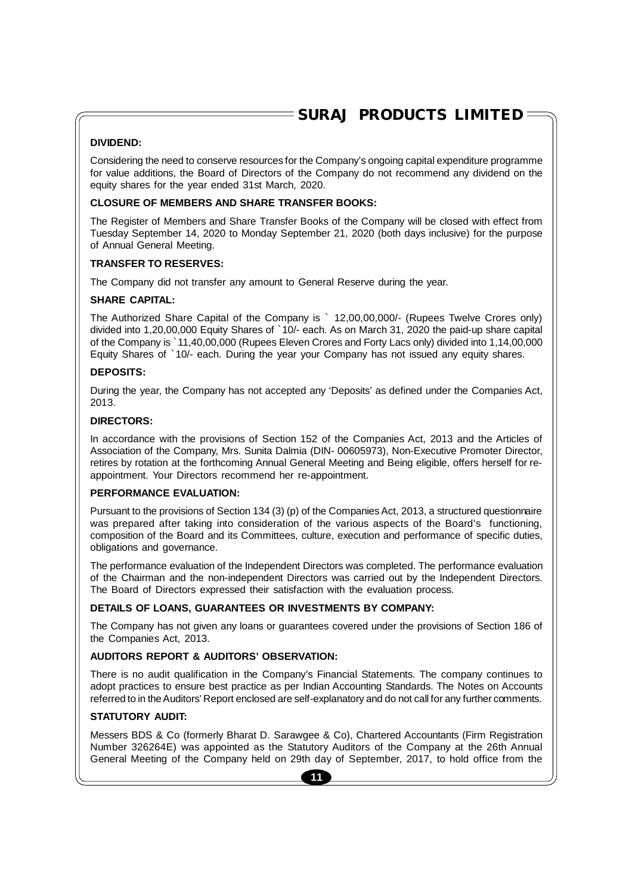**DIVIDEND:**

Considering the need to conserve resources for the Company's ongoing capital expenditure programme for value additions, the Board of Directors of the Company do not recommend any dividend on the equity shares for the year ended 31st March, 2020.

**CLOSURE OF MEMBERS AND SHARE TRANSFER BOOKS:**

The Register of Members and Share Transfer Books of the Company will be closed with effect from Tuesday September 14, 2020 to Monday September 21, 2020 (both days inclusive) for the purpose of Annual General Meeting.

**TRANSFER TO RESERVES:**

The Company did not transfer any amount to General Reserve during the year.

**SHARE CAPITAL:**

The Authorized Share Capital of the Company is ` 12,00,00,000/- (Rupees Twelve Crores only) divided into 1,20,00,000 Equity Shares of `10/- each. As on March 31, 2020 the paid-up share capital of the Company is `11,40,00,000 (Rupees Eleven Crores and Forty Lacs only) divided into 1,14,00,000 Equity Shares of `10/- each. During the year your Company has not issued any equity shares.

**DEPOSITS:**

During the year, the Company has not accepted any 'Deposits' as defined under the Companies Act, 2013.

**DIRECTORS:**

In accordance with the provisions of Section 152 of the Companies Act, 2013 and the Articles of Association of the Company, Mrs. Sunita Dalmia (DIN- 00605973), Non-Executive Promoter Director, retires by rotation at the forthcoming Annual General Meeting and Being eligible, offers herself for re-appointment. Your Directors recommend her re-appointment.

**PERFORMANCE EVALUATION:**

Pursuant to the provisions of Section 134 (3) (p) of the Companies Act, 2013, a structured questionnaire was prepared after taking into consideration of the various aspects of the Board's functioning, composition of the Board and its Committees, culture, execution and performance of specific duties, obligations and governance.

The performance evaluation of the Independent Directors was completed. The performance evaluation of the Chairman and the non-independent Directors was carried out by the Independent Directors. The Board of Directors expressed their satisfaction with the evaluation process.

**DETAILS OF LOANS, GUARANTEES OR INVESTMENTS BY COMPANY:**

The Company has not given any loans or guarantees covered under the provisions of Section 186 of the Companies Act, 2013.

**AUDITORS REPORT & AUDITORS' OBSERVATION:**

There is no audit qualification in the Company's Financial Statements. The company continues to adopt practices to ensure best practice as per Indian Accounting Standards. The Notes on Accounts referred to in the Auditors' Report enclosed are self-explanatory and do not call for any further comments.

**STATUTORY AUDIT:**

Messers BDS & Co (formerly Bharat D. Sarawgee & Co), Chartered Accountants (Firm Registration Number 326264E) was appointed as the Statutory Auditors of the Company at the 26th Annual General Meeting of the Company held on 29th day of September, 2017, to hold office from the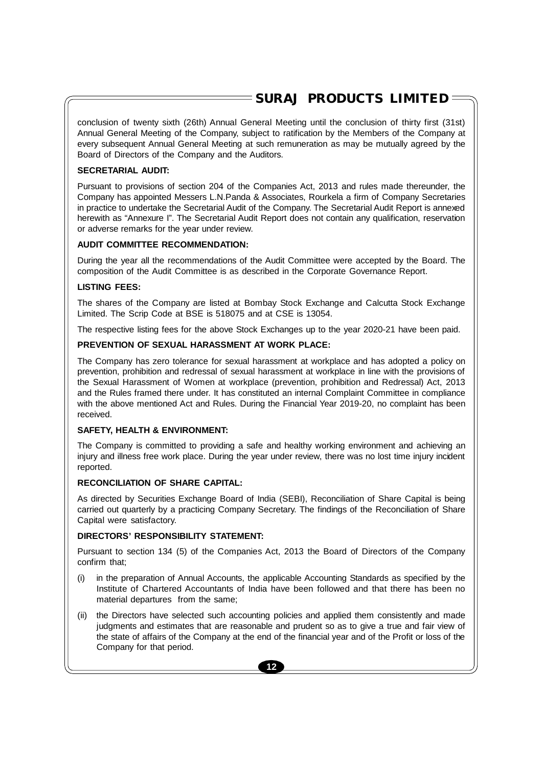conclusion of twenty sixth (26th) Annual General Meeting until the conclusion of thirty first (31st) Annual General Meeting of the Company, subject to ratification by the Members of the Company at every subsequent Annual General Meeting at such remuneration as may be mutually agreed by the Board of Directors of the Company and the Auditors.

**SECRETARIAL AUDIT:**

Pursuant to provisions of section 204 of the Companies Act, 2013 and rules made thereunder, the Company has appointed Messers L.N.Panda & Associates, Rourkela a firm of Company Secretaries in practice to undertake the Secretarial Audit of the Company. The Secretarial Audit Report is annexed herewith as "Annexure I". The Secretarial Audit Report does not contain any qualification, reservation or adverse remarks for the year under review.

**AUDIT COMMITTEE RECOMMENDATION:**

During the year all the recommendations of the Audit Committee were accepted by the Board. The composition of the Audit Committee is as described in the Corporate Governance Report.

**LISTING FEES:**

The shares of the Company are listed at Bombay Stock Exchange and Calcutta Stock Exchange Limited. The Scrip Code at BSE is 518075 and at CSE is 13054.

The respective listing fees for the above Stock Exchanges up to the year 2020-21 have been paid.

**PREVENTION OF SEXUAL HARASSMENT AT WORK PLACE:**

The Company has zero tolerance for sexual harassment at workplace and has adopted a policy on prevention, prohibition and redressal of sexual harassment at workplace in line with the provisions of the Sexual Harassment of Women at workplace (prevention, prohibition and Redressal) Act, 2013 and the Rules framed there under. It has constituted an internal Complaint Committee in compliance with the above mentioned Act and Rules. During the Financial Year 2019-20, no complaint has been received.

**SAFETY, HEALTH & ENVIRONMENT:**

The Company is committed to providing a safe and healthy working environment and achieving an injury and illness free work place. During the year under review, there was no lost time injury incident reported.

**RECONCILIATION OF SHARE CAPITAL:**

As directed by Securities Exchange Board of India (SEBI), Reconciliation of Share Capital is being carried out quarterly by a practicing Company Secretary. The findings of the Reconciliation of Share Capital were satisfactory.

**DIRECTORS' RESPONSIBILITY STATEMENT:**

Pursuant to section 134 (5) of the Companies Act, 2013 the Board of Directors of the Company confirm that;

(i) in the preparation of Annual Accounts, the applicable Accounting Standards as specified by the Institute of Chartered Accountants of India have been followed and that there has been no material departures from the same;

(ii) the Directors have selected such accounting policies and applied them consistently and made judgments and estimates that are reasonable and prudent so as to give a true and fair view of the state of affairs of the Company at the end of the financial year and of the Profit or loss of the Company for that period.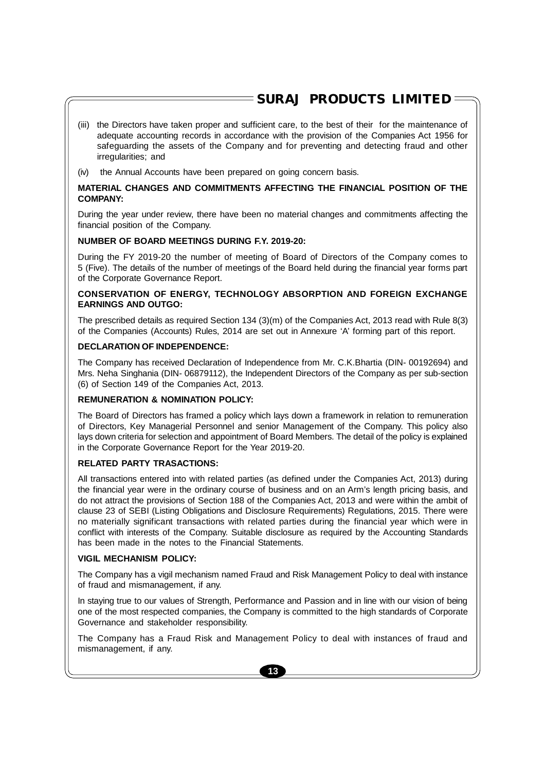(iii) the Directors have taken proper and sufficient care, to the best of their for the maintenance of adequate accounting records in accordance with the provision of the Companies Act 1956 for safeguarding the assets of the Company and for preventing and detecting fraud and other irregularities; and

(iv) the Annual Accounts have been prepared on going concern basis.

**MATERIAL CHANGES AND COMMITMENTS AFFECTING THE FINANCIAL POSITION OF THE COMPANY:**

During the year under review, there have been no material changes and commitments affecting the financial position of the Company.

**NUMBER OF BOARD MEETINGS DURING F.Y. 2019-20:**

During the FY 2019-20 the number of meeting of Board of Directors of the Company comes to 5 (Five). The details of the number of meetings of the Board held during the financial year forms part of the Corporate Governance Report.

**CONSERVATION OF ENERGY, TECHNOLOGY ABSORPTION AND FOREIGN EXCHANGE EARNINGS AND OUTGO:**

The prescribed details as required Section 134 (3)(m) of the Companies Act, 2013 read with Rule 8(3) of the Companies (Accounts) Rules, 2014 are set out in Annexure 'A' forming part of this report.

**DECLARATION OF INDEPENDENCE:**

The Company has received Declaration of Independence from Mr. C.K.Bhartia (DIN- 00192694) and Mrs. Neha Singhania (DIN- 06879112), the Independent Directors of the Company as per sub-section (6) of Section 149 of the Companies Act, 2013.

**REMUNERATION & NOMINATION POLICY:**

The Board of Directors has framed a policy which lays down a framework in relation to remuneration of Directors, Key Managerial Personnel and senior Management of the Company. This policy also lays down criteria for selection and appointment of Board Members. The detail of the policy is explained in the Corporate Governance Report for the Year 2019-20.

**RELATED PARTY TRASACTIONS:**

All transactions entered into with related parties (as defined under the Companies Act, 2013) during the financial year were in the ordinary course of business and on an Arm's length pricing basis, and do not attract the provisions of Section 188 of the Companies Act, 2013 and were within the ambit of clause 23 of SEBI (Listing Obligations and Disclosure Requirements) Regulations, 2015. There were no materially significant transactions with related parties during the financial year which were in conflict with interests of the Company. Suitable disclosure as required by the Accounting Standards has been made in the notes to the Financial Statements.

**VIGIL MECHANISM POLICY:**

The Company has a vigil mechanism named Fraud and Risk Management Policy to deal with instance of fraud and mismanagement, if any.

In staying true to our values of Strength, Performance and Passion and in line with our vision of being one of the most respected companies, the Company is committed to the high standards of Corporate Governance and stakeholder responsibility.

The Company has a Fraud Risk and Management Policy to deal with instances of fraud and mismanagement, if any.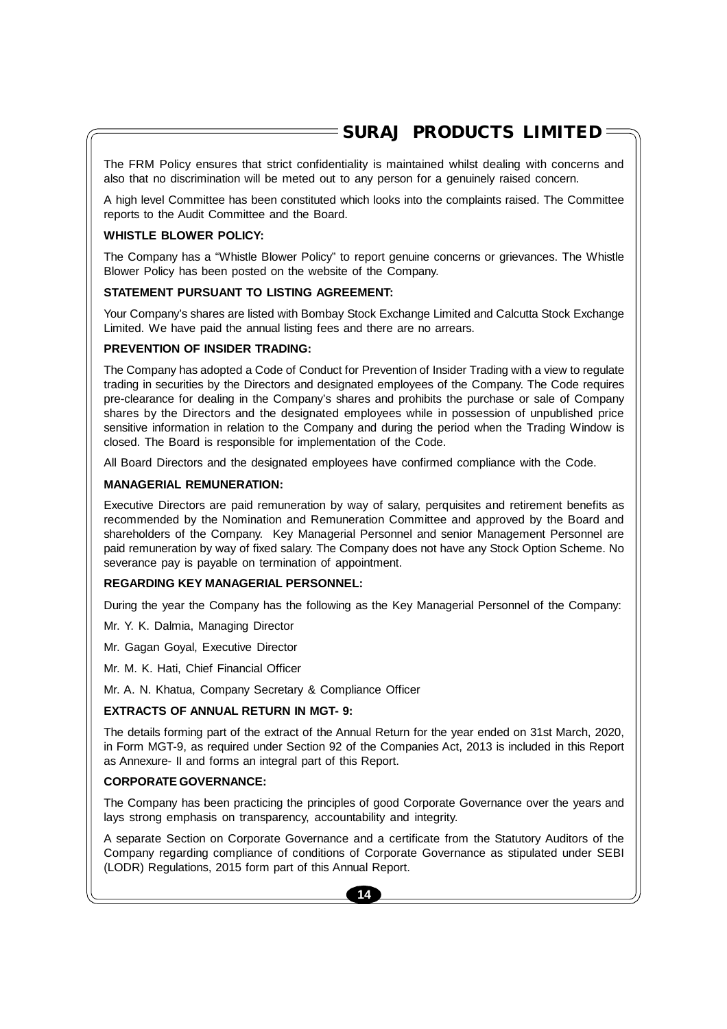The FRM Policy ensures that strict confidentiality is maintained whilst dealing with concerns and also that no discrimination will be meted out to any person for a genuinely raised concern.

A high level Committee has been constituted which looks into the complaints raised. The Committee reports to the Audit Committee and the Board.

**WHISTLE BLOWER POLICY:**

The Company has a "Whistle Blower Policy" to report genuine concerns or grievances. The Whistle Blower Policy has been posted on the website of the Company.

**STATEMENT PURSUANT TO LISTING AGREEMENT:**

Your Company's shares are listed with Bombay Stock Exchange Limited and Calcutta Stock Exchange Limited. We have paid the annual listing fees and there are no arrears.

**PREVENTION OF INSIDER TRADING:**

The Company has adopted a Code of Conduct for Prevention of Insider Trading with a view to regulate trading in securities by the Directors and designated employees of the Company. The Code requires pre-clearance for dealing in the Company's shares and prohibits the purchase or sale of Company shares by the Directors and the designated employees while in possession of unpublished price sensitive information in relation to the Company and during the period when the Trading Window is closed. The Board is responsible for implementation of the Code.

All Board Directors and the designated employees have confirmed compliance with the Code.

**MANAGERIAL REMUNERATION:**

Executive Directors are paid remuneration by way of salary, perquisites and retirement benefits as recommended by the Nomination and Remuneration Committee and approved by the Board and shareholders of the Company. Key Managerial Personnel and senior Management Personnel are paid remuneration by way of fixed salary. The Company does not have any Stock Option Scheme. No severance pay is payable on termination of appointment.

**REGARDING KEY MANAGERIAL PERSONNEL:**

During the year the Company has the following as the Key Managerial Personnel of the Company:

Mr. Y. K. Dalmia, Managing Director

Mr. Gagan Goyal, Executive Director

Mr. M. K. Hati, Chief Financial Officer

Mr. A. N. Khatua, Company Secretary & Compliance Officer

**EXTRACTS OF ANNUAL RETURN IN MGT- 9:**

The details forming part of the extract of the Annual Return for the year ended on 31st March, 2020, in Form MGT-9, as required under Section 92 of the Companies Act, 2013 is included in this Report as Annexure- II and forms an integral part of this Report.

**CORPORATE GOVERNANCE:**

The Company has been practicing the principles of good Corporate Governance over the years and lays strong emphasis on transparency, accountability and integrity.

A separate Section on Corporate Governance and a certificate from the Statutory Auditors of the Company regarding compliance of conditions of Corporate Governance as stipulated under SEBI (LODR) Regulations, 2015 form part of this Annual Report.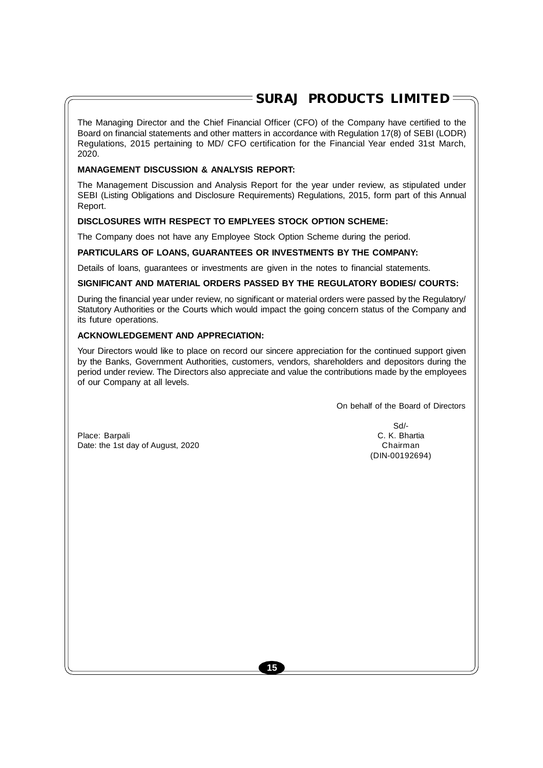The Managing Director and the Chief Financial Officer (CFO) of the Company have certified to the Board on financial statements and other matters in accordance with Regulation 17(8) of SEBI (LODR) Regulations, 2015 pertaining to MD/ CFO certification for the Financial Year ended 31st March, 2020.

**MANAGEMENT DISCUSSION & ANALYSIS REPORT:**

The Management Discussion and Analysis Report for the year under review, as stipulated under SEBI (Listing Obligations and Disclosure Requirements) Regulations, 2015, form part of this Annual Report.

**DISCLOSURES WITH RESPECT TO EMPLYEES STOCK OPTION SCHEME:**

The Company does not have any Employee Stock Option Scheme during the period.

**PARTICULARS OF LOANS, GUARANTEES OR INVESTMENTS BY THE COMPANY:**

Details of loans, guarantees or investments are given in the notes to financial statements.

**SIGNIFICANT AND MATERIAL ORDERS PASSED BY THE REGULATORY BODIES/ COURTS:**

During the financial year under review, no significant or material orders were passed by the Regulatory/ Statutory Authorities or the Courts which would impact the going concern status of the Company and its future operations.

**ACKNOWLEDGEMENT AND APPRECIATION:**

Your Directors would like to place on record our sincere appreciation for the continued support given by the Banks, Government Authorities, customers, vendors, shareholders and depositors during the period under review. The Directors also appreciate and value the contributions made by the employees of our Company at all levels.

On behalf of the Board of Directors

Sd/-
C. K. Bhartia
Chairman
(DIN-00192694)

Place: Barpali
Date: the 1st day of August, 2020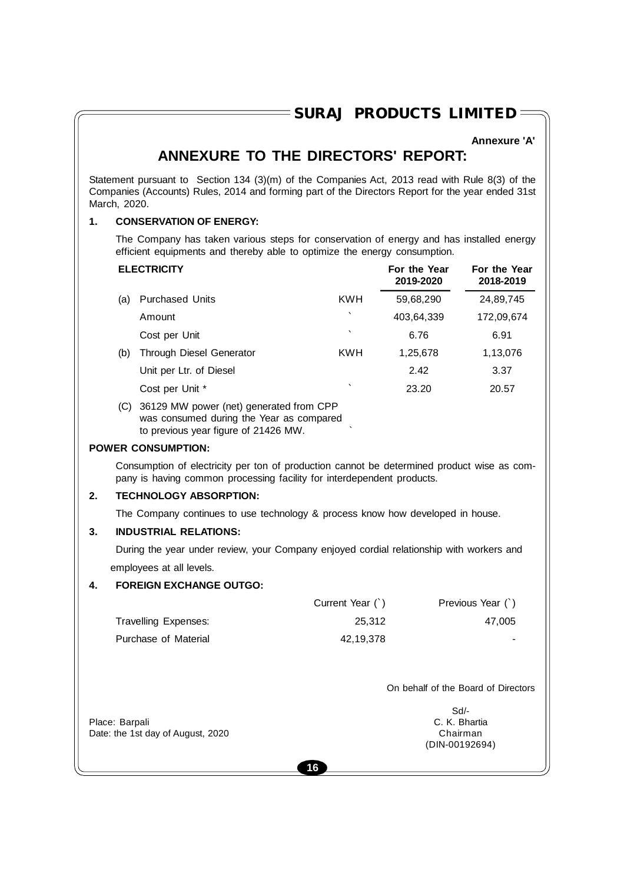Annexure 'A'

# ANNEXURE TO THE DIRECTORS' REPORT:

Statement pursuant to Section 134 (3)(m) of the Companies Act, 2013 read with Rule 8(3) of the Companies (Accounts) Rules, 2014 and forming part of the Directors Report for the year ended 31st March, 2020.

### 1. CONSERVATION OF ENERGY:

The Company has taken various steps for conservation of energy and has installed energy efficient equipments and thereby able to optimize the energy consumption.

| | ELECTRICITY | | For the Year 2019-2020 | For the Year 2018-2019 |
|---|---|---|---|---|
| (a) | Purchased Units | KWH | 59,68,290 | 24,89,745 |
| | Amount | ` | 403,64,339 | 172,09,674 |
| | Cost per Unit | ` | 6.76 | 6.91 |
| (b) | Through Diesel Generator | KWH | 1,25,678 | 1,13,076 |
| | Unit per Ltr. of Diesel | | 2.42 | 3.37 |
| | Cost per Unit * | ` | 23.20 | 20.57 |
| (C) | 36129 MW power (net) generated from CPP was consumed during the Year as compared to previous year figure of 21426 MW. | ` | | |

**POWER CONSUMPTION:**

Consumption of electricity per ton of production cannot be determined product wise as company is having common processing facility for interdependent products.

### 2. TECHNOLOGY ABSORPTION:

The Company continues to use technology & process know how developed in house.

### 3. INDUSTRIAL RELATIONS:

During the year under review, your Company enjoyed cordial relationship with workers and employees at all levels.

### 4. FOREIGN EXCHANGE OUTGO:

| | Current Year (`) | Previous Year (`) |
|---|---|---|
| Travelling Expenses: | 25,312 | 47,005 |
| Purchase of Material | 42,19,378 | - |

On behalf of the Board of Directors

Sd/-
C. K. Bhartia
Chairman
(DIN-00192694)

Place: Barpali
Date: the 1st day of August, 2020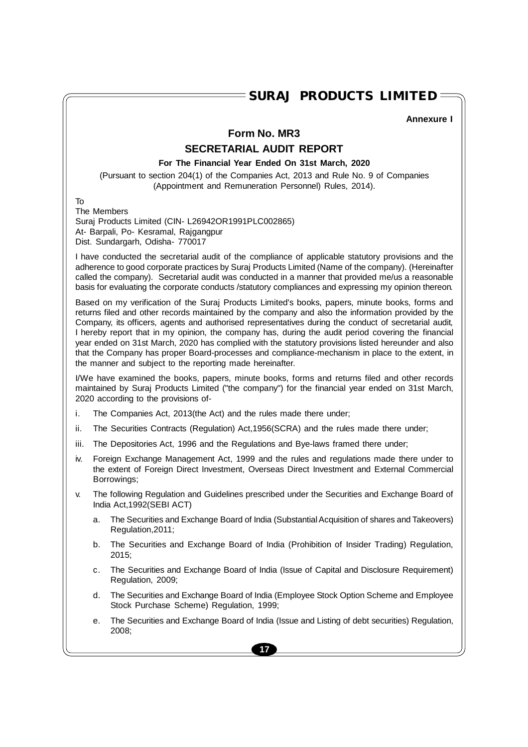**Annexure I**

## Form No. MR3

## SECRETARIAL AUDIT REPORT

**For The Financial Year Ended On 31st March, 2020**

(Pursuant to section 204(1) of the Companies Act, 2013 and Rule No. 9 of Companies (Appointment and Remuneration Personnel) Rules, 2014).

To
The Members
Suraj Products Limited (CIN- L26942OR1991PLC002865)
At- Barpali, Po- Kesramal, Rajgangpur
Dist. Sundargarh, Odisha- 770017

I have conducted the secretarial audit of the compliance of applicable statutory provisions and the adherence to good corporate practices by Suraj Products Limited (Name of the company). (Hereinafter called the company). Secretarial audit was conducted in a manner that provided me/us a reasonable basis for evaluating the corporate conducts /statutory compliances and expressing my opinion thereon.

Based on my verification of the Suraj Products Limited's books, papers, minute books, forms and returns filed and other records maintained by the company and also the information provided by the Company, its officers, agents and authorised representatives during the conduct of secretarial audit, I hereby report that in my opinion, the company has, during the audit period covering the financial year ended on 31st March, 2020 has complied with the statutory provisions listed hereunder and also that the Company has proper Board-processes and compliance-mechanism in place to the extent, in the manner and subject to the reporting made hereinafter.

I/We have examined the books, papers, minute books, forms and returns filed and other records maintained by Suraj Products Limited ("the company") for the financial year ended on 31st March, 2020 according to the provisions of-

i. The Companies Act, 2013(the Act) and the rules made there under;

ii. The Securities Contracts (Regulation) Act,1956(SCRA) and the rules made there under;

iii. The Depositories Act, 1996 and the Regulations and Bye-laws framed there under;

iv. Foreign Exchange Management Act, 1999 and the rules and regulations made there under to the extent of Foreign Direct Investment, Overseas Direct Investment and External Commercial Borrowings;

v. The following Regulation and Guidelines prescribed under the Securities and Exchange Board of India Act,1992(SEBI ACT)

   a. The Securities and Exchange Board of India (Substantial Acquisition of shares and Takeovers) Regulation,2011;

   b. The Securities and Exchange Board of India (Prohibition of Insider Trading) Regulation, 2015;

   c. The Securities and Exchange Board of India (Issue of Capital and Disclosure Requirement) Regulation, 2009;

   d. The Securities and Exchange Board of India (Employee Stock Option Scheme and Employee Stock Purchase Scheme) Regulation, 1999;

   e. The Securities and Exchange Board of India (Issue and Listing of debt securities) Regulation, 2008;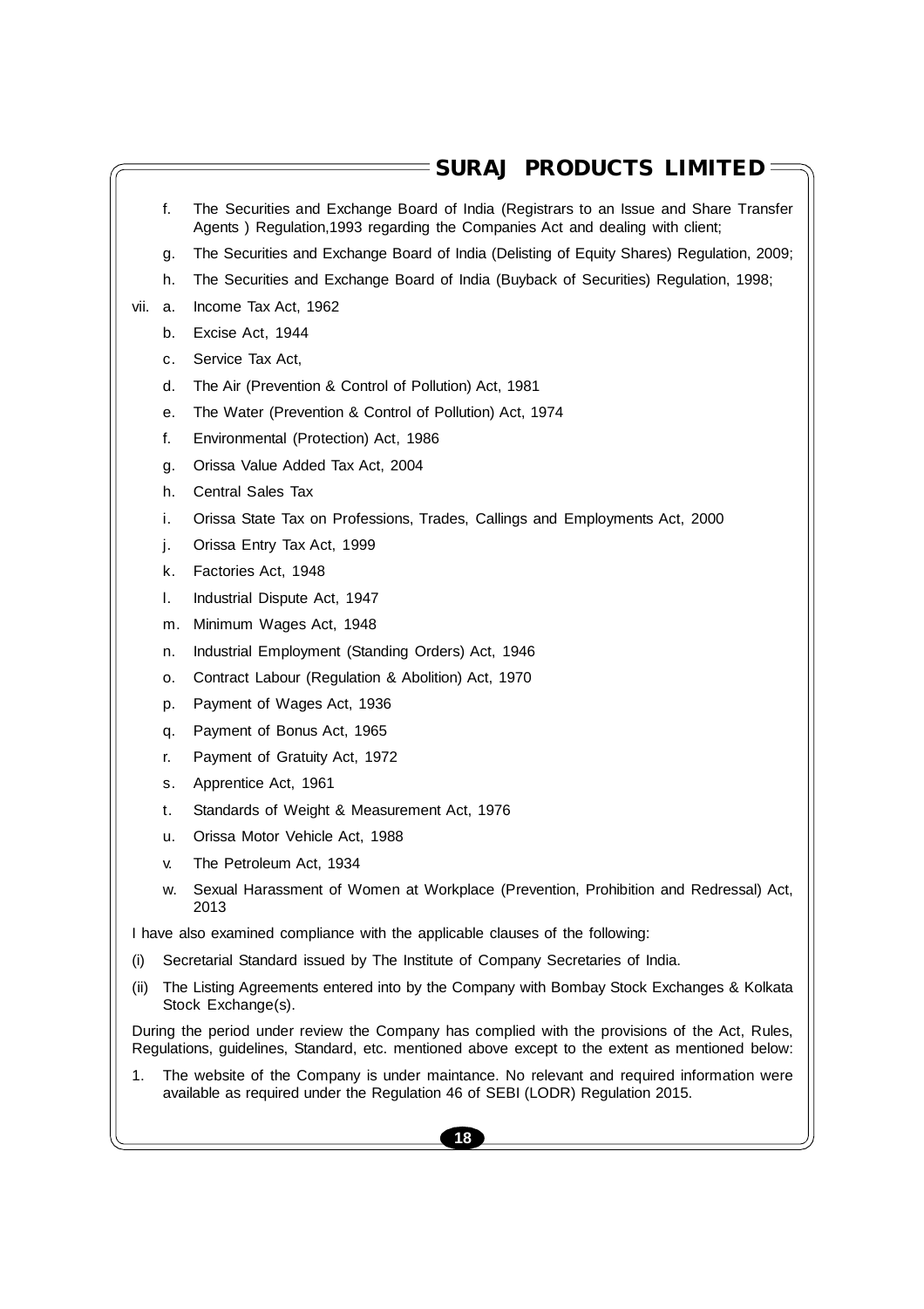f. The Securities and Exchange Board of India (Registrars to an Issue and Share Transfer Agents ) Regulation,1993 regarding the Companies Act and dealing with client;

g. The Securities and Exchange Board of India (Delisting of Equity Shares) Regulation, 2009;

h. The Securities and Exchange Board of India (Buyback of Securities) Regulation, 1998;

vii. a. Income Tax Act, 1962

b. Excise Act, 1944

c. Service Tax Act,

d. The Air (Prevention & Control of Pollution) Act, 1981

e. The Water (Prevention & Control of Pollution) Act, 1974

f. Environmental (Protection) Act, 1986

g. Orissa Value Added Tax Act, 2004

h. Central Sales Tax

i. Orissa State Tax on Professions, Trades, Callings and Employments Act, 2000

j. Orissa Entry Tax Act, 1999

k. Factories Act, 1948

l. Industrial Dispute Act, 1947

m. Minimum Wages Act, 1948

n. Industrial Employment (Standing Orders) Act, 1946

o. Contract Labour (Regulation & Abolition) Act, 1970

p. Payment of Wages Act, 1936

q. Payment of Bonus Act, 1965

r. Payment of Gratuity Act, 1972

s. Apprentice Act, 1961

t. Standards of Weight & Measurement Act, 1976

u. Orissa Motor Vehicle Act, 1988

v. The Petroleum Act, 1934

w. Sexual Harassment of Women at Workplace (Prevention, Prohibition and Redressal) Act, 2013

I have also examined compliance with the applicable clauses of the following:

(i) Secretarial Standard issued by The Institute of Company Secretaries of India.

(ii) The Listing Agreements entered into by the Company with Bombay Stock Exchanges & Kolkata Stock Exchange(s).

During the period under review the Company has complied with the provisions of the Act, Rules, Regulations, guidelines, Standard, etc. mentioned above except to the extent as mentioned below:

1. The website of the Company is under maintance. No relevant and required information were available as required under the Regulation 46 of SEBI (LODR) Regulation 2015.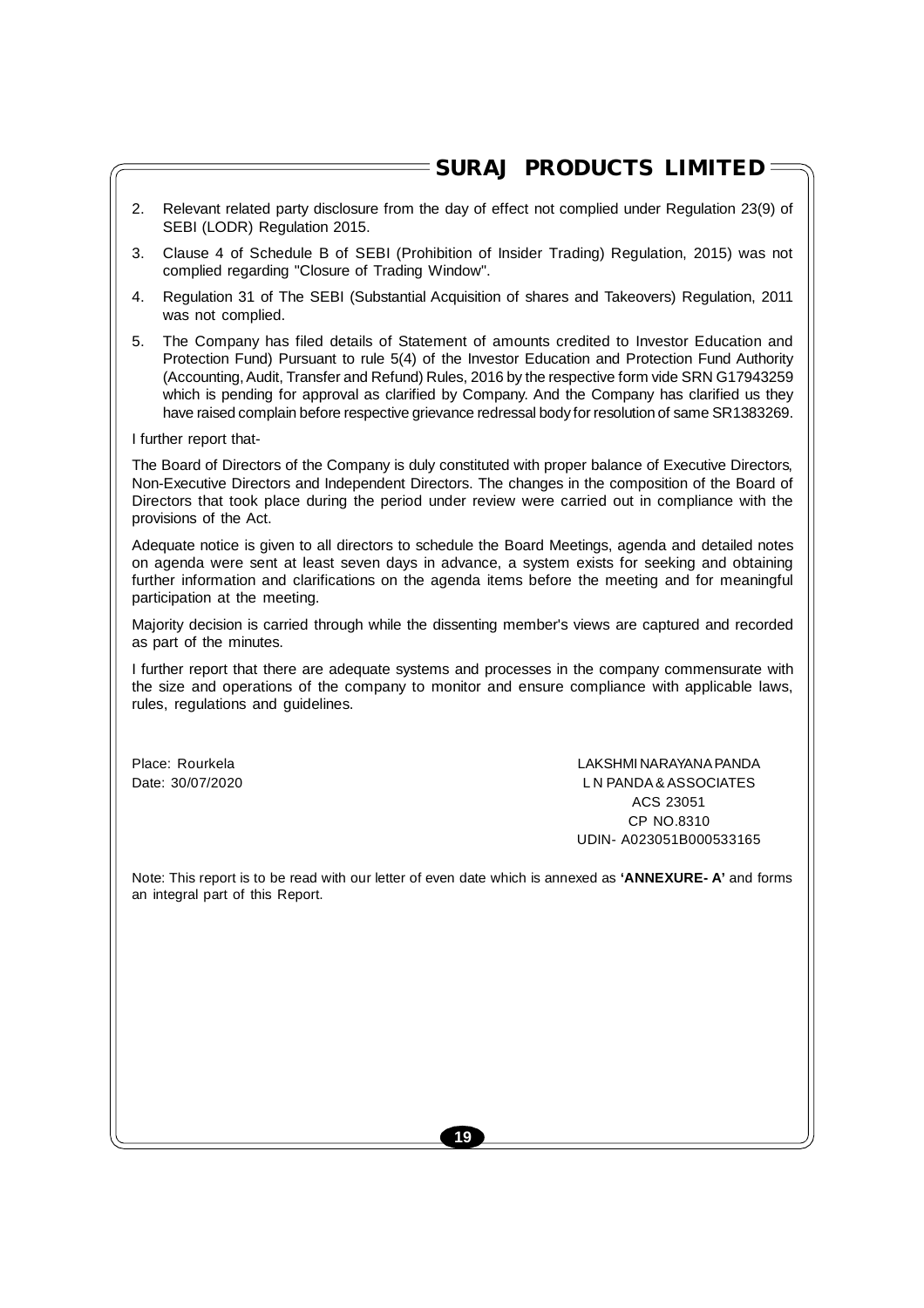2. Relevant related party disclosure from the day of effect not complied under Regulation 23(9) of SEBI (LODR) Regulation 2015.
3. Clause 4 of Schedule B of SEBI (Prohibition of Insider Trading) Regulation, 2015) was not complied regarding "Closure of Trading Window".
4. Regulation 31 of The SEBI (Substantial Acquisition of shares and Takeovers) Regulation, 2011 was not complied.
5. The Company has filed details of Statement of amounts credited to Investor Education and Protection Fund) Pursuant to rule 5(4) of the Investor Education and Protection Fund Authority (Accounting, Audit, Transfer and Refund) Rules, 2016 by the respective form vide SRN G17943259 which is pending for approval as clarified by Company. And the Company has clarified us they have raised complain before respective grievance redressal body for resolution of same SR1383269.

I further report that-

The Board of Directors of the Company is duly constituted with proper balance of Executive Directors, Non-Executive Directors and Independent Directors. The changes in the composition of the Board of Directors that took place during the period under review were carried out in compliance with the provisions of the Act.

Adequate notice is given to all directors to schedule the Board Meetings, agenda and detailed notes on agenda were sent at least seven days in advance, a system exists for seeking and obtaining further information and clarifications on the agenda items before the meeting and for meaningful participation at the meeting.

Majority decision is carried through while the dissenting member's views are captured and recorded as part of the minutes.

I further report that there are adequate systems and processes in the company commensurate with the size and operations of the company to monitor and ensure compliance with applicable laws, rules, regulations and guidelines.

Place: Rourkela
Date: 30/07/2020

LAKSHMI NARAYANA PANDA
L N PANDA & ASSOCIATES
ACS 23051
CP NO.8310
UDIN- A023051B000533165

Note: This report is to be read with our letter of even date which is annexed as **'ANNEXURE- A'** and forms an integral part of this Report.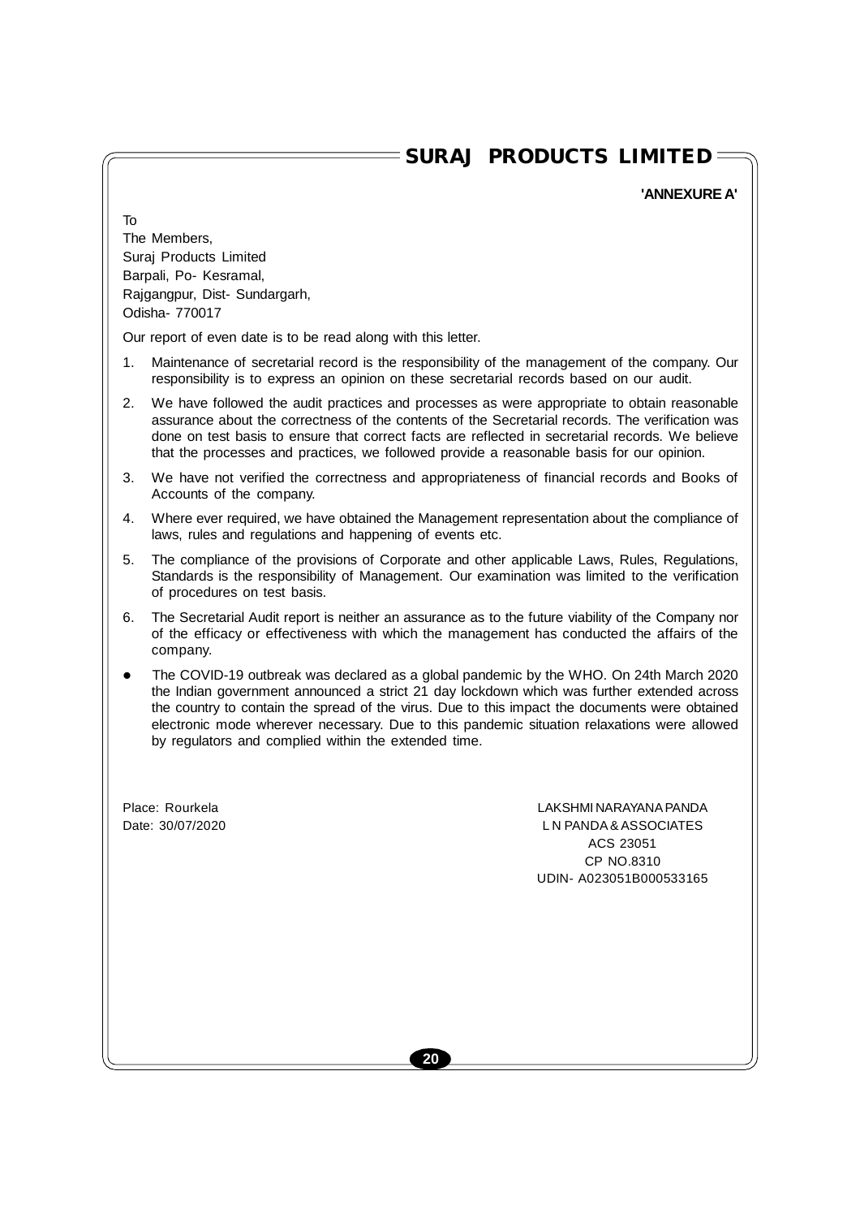**'ANNEXURE A'**

To
The Members,
Suraj Products Limited
Barpali, Po- Kesramal,
Rajgangpur, Dist- Sundargarh,
Odisha- 770017

Our report of even date is to be read along with this letter.

1. Maintenance of secretarial record is the responsibility of the management of the company. Our responsibility is to express an opinion on these secretarial records based on our audit.
2. We have followed the audit practices and processes as were appropriate to obtain reasonable assurance about the correctness of the contents of the Secretarial records. The verification was done on test basis to ensure that correct facts are reflected in secretarial records. We believe that the processes and practices, we followed provide a reasonable basis for our opinion.
3. We have not verified the correctness and appropriateness of financial records and Books of Accounts of the company.
4. Where ever required, we have obtained the Management representation about the compliance of laws, rules and regulations and happening of events etc.
5. The compliance of the provisions of Corporate and other applicable Laws, Rules, Regulations, Standards is the responsibility of Management. Our examination was limited to the verification of procedures on test basis.
6. The Secretarial Audit report is neither an assurance as to the future viability of the Company nor of the efficacy or effectiveness with which the management has conducted the affairs of the company.

- The COVID-19 outbreak was declared as a global pandemic by the WHO. On 24th March 2020 the Indian government announced a strict 21 day lockdown which was further extended across the country to contain the spread of the virus. Due to this impact the documents were obtained electronic mode wherever necessary. Due to this pandemic situation relaxations were allowed by regulators and complied within the extended time.

Place: Rourkela
Date: 30/07/2020

LAKSHMI NARAYANA PANDA
L N PANDA & ASSOCIATES
ACS 23051
CP NO.8310
UDIN- A023051B000533165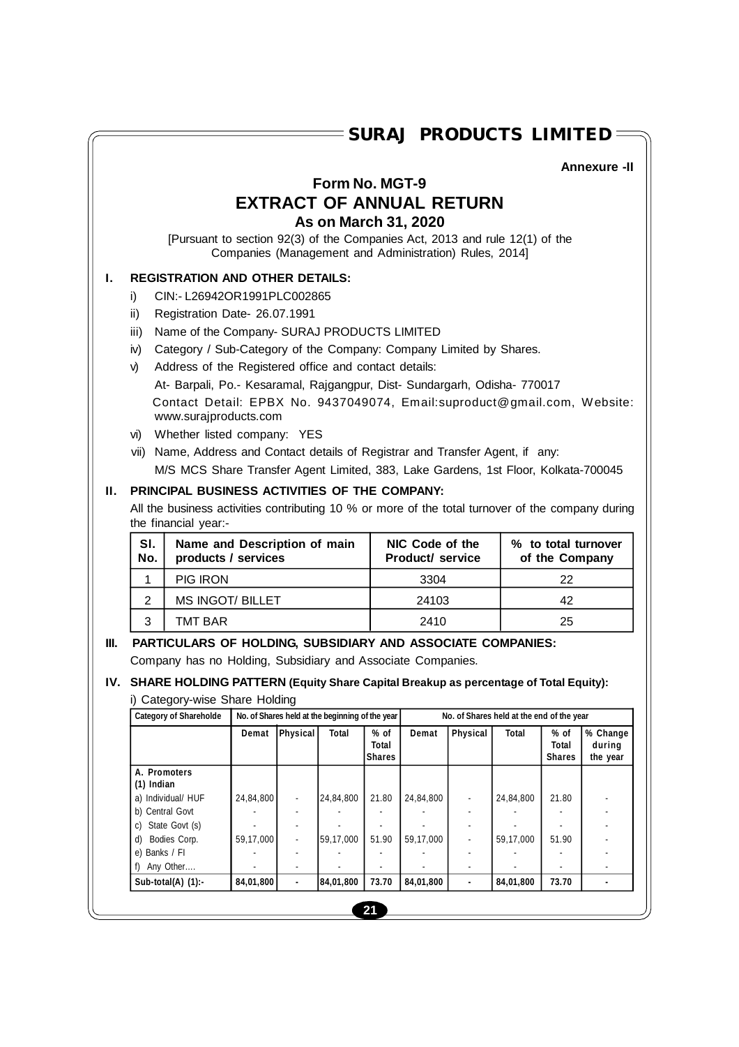Annexure -II

# Form No. MGT-9
# EXTRACT OF ANNUAL RETURN
## As on March 31, 2020

[Pursuant to section 92(3) of the Companies Act, 2013 and rule 12(1) of the Companies (Management and Administration) Rules, 2014]

## I. REGISTRATION AND OTHER DETAILS:

i) CIN:- L26942OR1991PLC002865

ii) Registration Date- 26.07.1991

iii) Name of the Company- SURAJ PRODUCTS LIMITED

iv) Category / Sub-Category of the Company: Company Limited by Shares.

v) Address of the Registered office and contact details:

At- Barpali, Po.- Kesaramal, Rajgangpur, Dist- Sundargarh, Odisha- 770017

Contact Detail: EPBX No. 9437049074, Email:suproduct@gmail.com, Website: www.surajproducts.com

vi) Whether listed company: YES

vii) Name, Address and Contact details of Registrar and Transfer Agent, if any:

M/S MCS Share Transfer Agent Limited, 383, Lake Gardens, 1st Floor, Kolkata-700045

## II. PRINCIPAL BUSINESS ACTIVITIES OF THE COMPANY:

All the business activities contributing 10 % or more of the total turnover of the company during the financial year:-

| Sl. No. | Name and Description of main products / services | NIC Code of the Product/ service | % to total turnover of the Company |
|---|---|---|---|
| 1 | PIG IRON | 3304 | 22 |
| 2 | MS INGOT/ BILLET | 24103 | 42 |
| 3 | TMT BAR | 2410 | 25 |

## III. PARTICULARS OF HOLDING, SUBSIDIARY AND ASSOCIATE COMPANIES:

Company has no Holding, Subsidiary and Associate Companies.

## IV. SHARE HOLDING PATTERN (Equity Share Capital Breakup as percentage of Total Equity):

i) Category-wise Share Holding

| Category of Shareholde | No. of Shares held at the beginning of the year | | | | No. of Shares held at the end of the year | | | | |
|---|---|---|---|---|---|---|---|---|---|
| | Demat | Physical | Total | % of Total Shares | Demat | Physical | Total | % of Total Shares | % Change during the year |
| A. Promoters (1) Indian | | | | | | | | | |
| a) Individual/ HUF | 24,84,800 | - | 24,84,800 | 21.80 | 24,84,800 | - | 24,84,800 | 21.80 | - |
| b) Central Govt | - | - | - | - | - | - | - | - | - |
| c) State Govt (s) | - | - | - | - | - | - | - | - | - |
| d) Bodies Corp. | 59,17,000 | - | 59,17,000 | 51.90 | 59,17,000 | - | 59,17,000 | 51.90 | - |
| e) Banks / FI | - | - | - | - | - | - | - | - | - |
| f) Any Other.... | - | - | - | - | - | - | - | - | - |
| **Sub-total(A) (1):-** | **84,01,800** | **-** | **84,01,800** | **73.70** | **84,01,800** | **-** | **84,01,800** | **73.70** | **-** |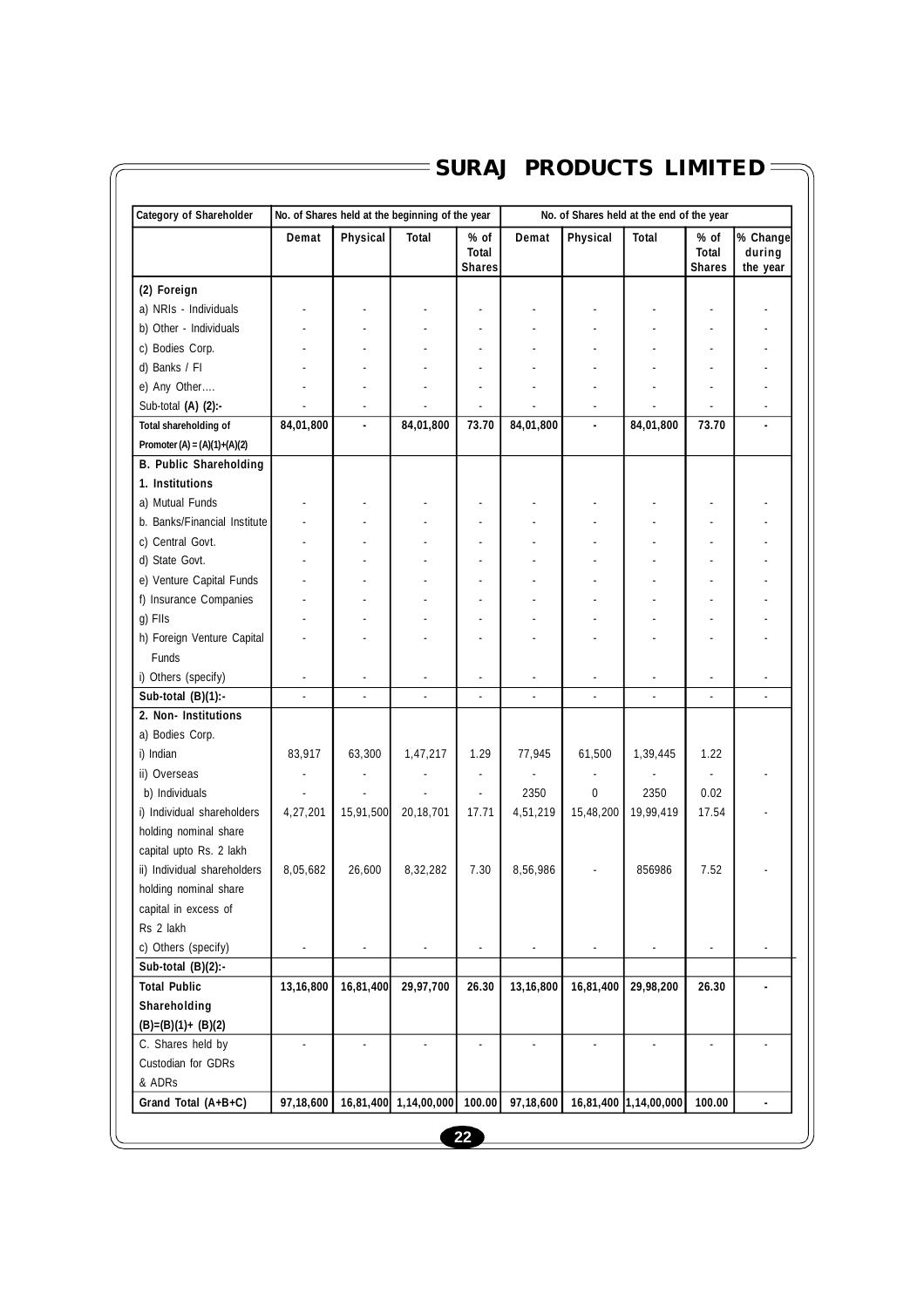| Category of Shareholder | No. of Shares held at the beginning of the year | | | | No. of Shares held at the end of the year | | | | |
|---|---|---|---|---|---|---|---|---|---|
| | Demat | Physical | Total | % of Total Shares | Demat | Physical | Total | % of Total Shares | % Change during the year |
| **(2) Foreign** | | | | | | | | | |
| a) NRIs - Individuals | - | - | - | - | - | - | - | - | - |
| b) Other - Individuals | - | - | - | - | - | - | - | - | - |
| c) Bodies Corp. | - | - | - | - | - | - | - | - | - |
| d) Banks / FI | - | - | - | - | - | - | - | - | - |
| e) Any Other.... | - | - | - | - | - | - | - | - | - |
| Sub-total **(A) (2):-** | - | - | - | - | - | - | - | - | - |
| **Total shareholding of Promoter (A) = (A)(1)+(A)(2)** | **84,01,800** | **-** | **84,01,800** | **73.70** | **84,01,800** | **-** | **84,01,800** | **73.70** | **-** |
| **B. Public Shareholding** | | | | | | | | | |
| **1. Institutions** | | | | | | | | | |
| a) Mutual Funds | - | - | - | - | - | - | - | - | - |
| b. Banks/Financial Institute | - | - | - | - | - | - | - | - | - |
| c) Central Govt. | - | - | - | - | - | - | - | - | - |
| d) State Govt. | - | - | - | - | - | - | - | - | - |
| e) Venture Capital Funds | - | - | - | - | - | - | - | - | - |
| f) Insurance Companies | - | - | - | - | - | - | - | - | - |
| g) FIIs | - | - | - | - | - | - | - | - | - |
| h) Foreign Venture Capital Funds | - | - | - | - | - | - | - | - | - |
| i) Others (specify) | - | - | - | - | - | - | - | - | - |
| **Sub-total (B)(1):-** | - | - | - | - | - | - | - | - | - |
| **2. Non- Institutions** | | | | | | | | | |
| a) Bodies Corp. | | | | | | | | | |
| i) Indian | 83,917 | 63,300 | 1,47,217 | 1.29 | 77,945 | 61,500 | 1,39,445 | 1.22 | |
| ii) Overseas | - | - | - | - | - | - | - | - | - |
| b) Individuals | - | - | - | - | 2350 | 0 | 2350 | 0.02 | |
| i) Individual shareholders holding nominal share capital upto Rs. 2 lakh | 4,27,201 | 15,91,500 | 20,18,701 | 17.71 | 4,51,219 | 15,48,200 | 19,99,419 | 17.54 | - |
| ii) Individual shareholders holding nominal share capital in excess of Rs 2 lakh | 8,05,682 | 26,600 | 8,32,282 | 7.30 | 8,56,986 | - | 856986 | 7.52 | - |
| c) Others (specify) | - | - | - | - | - | - | - | - | - |
| **Sub-total (B)(2):-** | | | | | | | | | |
| **Total Public Shareholding (B)=(B)(1)+ (B)(2)** | **13,16,800** | **16,81,400** | **29,97,700** | **26.30** | **13,16,800** | **16,81,400** | **29,98,200** | **26.30** | **-** |
| C. Shares held by Custodian for GDRs & ADRs | - | - | - | - | - | - | - | - | - |
| **Grand Total (A+B+C)** | **97,18,600** | **16,81,400** | **1,14,00,000** | **100.00** | **97,18,600** | **16,81,400** | **1,14,00,000** | **100.00** | **-** |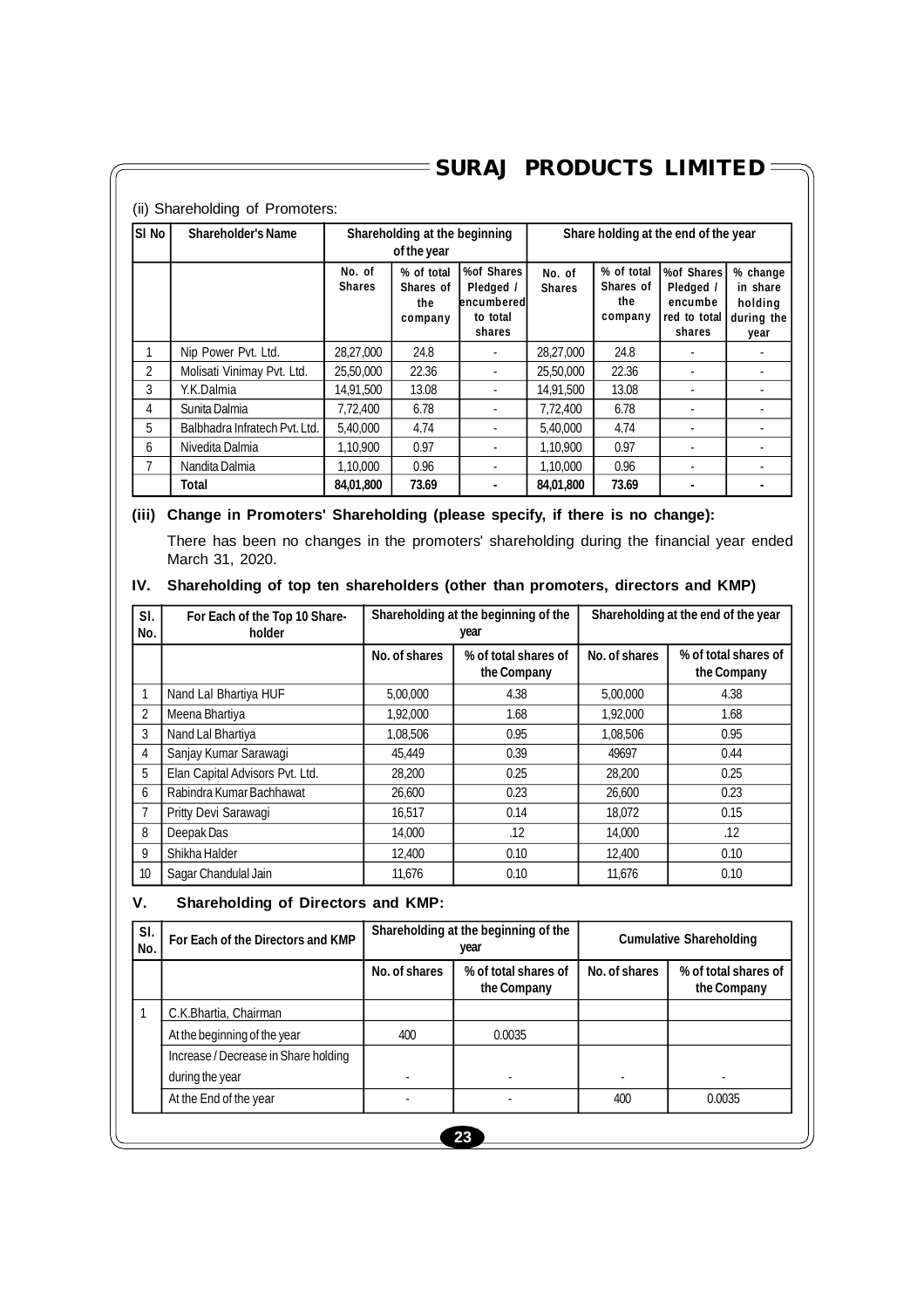(ii) Shareholding of Promoters:

| Sl No | Shareholder's Name | Shareholding at the beginning of the year | | | Share holding at the end of the year | | | |
|---|---|---|---|---|---|---|---|---|
| | | No. of Shares | % of total Shares of the company | %of Shares Pledged / encumbered to total shares | No. of Shares | % of total Shares of the company | %of Shares Pledged / encumbe red to total shares | % change in share holding during the year |
| 1 | Nip Power Pvt. Ltd. | 28,27,000 | 24.8 | - | 28,27,000 | 24.8 | - | - |
| 2 | Molisati Vinimay Pvt. Ltd. | 25,50,000 | 22.36 | - | 25,50,000 | 22.36 | - | - |
| 3 | Y.K.Dalmia | 14,91,500 | 13.08 | - | 14,91,500 | 13.08 | - | - |
| 4 | Sunita Dalmia | 7,72,400 | 6.78 | - | 7,72,400 | 6.78 | - | - |
| 5 | Balbhadra Infratech Pvt. Ltd. | 5,40,000 | 4.74 | - | 5,40,000 | 4.74 | - | - |
| 6 | Nivedita Dalmia | 1,10,900 | 0.97 | - | 1,10,900 | 0.97 | - | - |
| 7 | Nandita Dalmia | 1,10,000 | 0.96 | - | 1,10,000 | 0.96 | - | - |
| | **Total** | **84,01,800** | **73.69** | **-** | **84,01,800** | **73.69** | **-** | **-** |

**(iii) Change in Promoters' Shareholding (please specify, if there is no change):**

There has been no changes in the promoters' shareholding during the financial year ended March 31, 2020.

**IV. Shareholding of top ten shareholders (other than promoters, directors and KMP)**

| Sl. No. | For Each of the Top 10 Share-holder | Shareholding at the beginning of the year | | Shareholding at the end of the year | |
|---|---|---|---|---|---|
| | | No. of shares | % of total shares of the Company | No. of shares | % of total shares of the Company |
| 1 | Nand Lal Bhartiya HUF | 5,00,000 | 4.38 | 5,00,000 | 4.38 |
| 2 | Meena Bhartiya | 1,92,000 | 1.68 | 1,92,000 | 1.68 |
| 3 | Nand Lal Bhartiya | 1,08,506 | 0.95 | 1,08,506 | 0.95 |
| 4 | Sanjay Kumar Sarawagi | 45,449 | 0.39 | 49697 | 0.44 |
| 5 | Elan Capital Advisors Pvt. Ltd. | 28,200 | 0.25 | 28,200 | 0.25 |
| 6 | Rabindra Kumar Bachhawat | 26,600 | 0.23 | 26,600 | 0.23 |
| 7 | Pritty Devi Sarawagi | 16,517 | 0.14 | 18,072 | 0.15 |
| 8 | Deepak Das | 14,000 | .12 | 14,000 | .12 |
| 9 | Shikha Halder | 12,400 | 0.10 | 12,400 | 0.10 |
| 10 | Sagar Chandulal Jain | 11,676 | 0.10 | 11,676 | 0.10 |

**V. Shareholding of Directors and KMP:**

| Sl. No. | For Each of the Directors and KMP | Shareholding at the beginning of the year | | Cumulative Shareholding | |
|---|---|---|---|---|---|
| | | No. of shares | % of total shares of the Company | No. of shares | % of total shares of the Company |
| 1 | C.K.Bhartia, Chairman | | | | |
| | At the beginning of the year | 400 | 0.0035 | | |
| | Increase / Decrease in Share holding during the year | - | - | - | - |
| | At the End of the year | - | - | 400 | 0.0035 |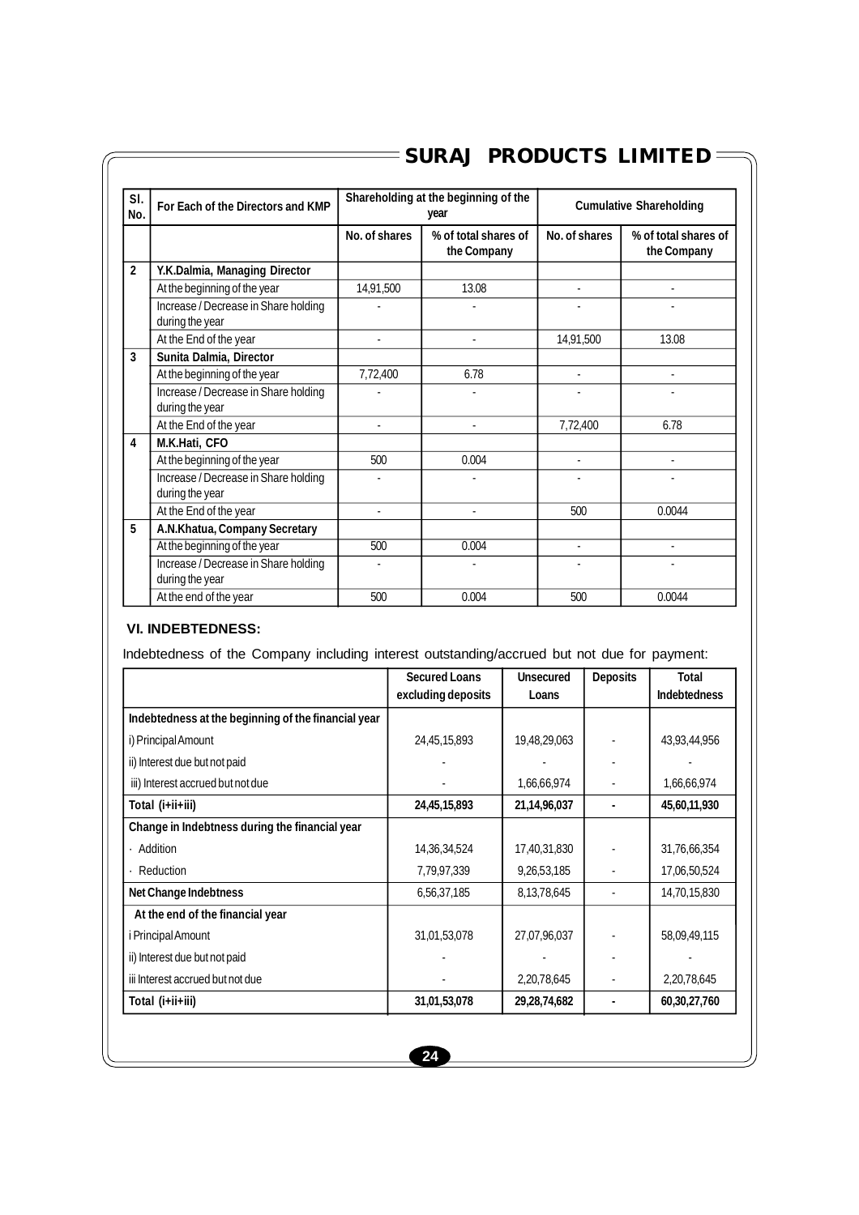| Sl. No. | For Each of the Directors and KMP | Shareholding at the beginning of the year | | Cumulative Shareholding | |
|---|---|---|---|---|---|
| | | No. of shares | % of total shares of the Company | No. of shares | % of total shares of the Company |
| 2 | **Y.K.Dalmia, Managing Director** | | | | |
| | At the beginning of the year | 14,91,500 | 13.08 | - | - |
| | Increase / Decrease in Share holding during the year | - | - | - | - |
| | At the End of the year | - | - | 14,91,500 | 13.08 |
| 3 | **Sunita Dalmia, Director** | | | | |
| | At the beginning of the year | 7,72,400 | 6.78 | - | - |
| | Increase / Decrease in Share holding during the year | - | - | - | - |
| | At the End of the year | - | - | 7,72,400 | 6.78 |
| 4 | **M.K.Hati, CFO** | | | | |
| | At the beginning of the year | 500 | 0.004 | - | - |
| | Increase / Decrease in Share holding during the year | - | - | - | - |
| | At the End of the year | - | - | 500 | 0.0044 |
| 5 | **A.N.Khatua, Company Secretary** | | | | |
| | At the beginning of the year | 500 | 0.004 | - | - |
| | Increase / Decrease in Share holding during the year | - | - | - | - |
| | At the end of the year | 500 | 0.004 | 500 | 0.0044 |

### VI. INDEBTEDNESS:

Indebtedness of the Company including interest outstanding/accrued but not due for payment:

| | Secured Loans excluding deposits | Unsecured Loans | Deposits | Total Indebtedness |
|---|---|---|---|---|
| **Indebtedness at the beginning of the financial year** | | | | |
| i) Principal Amount | 24,45,15,893 | 19,48,29,063 | - | 43,93,44,956 |
| ii) Interest due but not paid | - | - | - | - |
| iii) Interest accrued but not due | - | 1,66,66,974 | - | 1,66,66,974 |
| **Total (i+ii+iii)** | **24,45,15,893** | **21,14,96,037** | **-** | **45,60,11,930** |
| **Change in Indebtness during the financial year** | | | | |
| · Addition | 14,36,34,524 | 17,40,31,830 | - | 31,76,66,354 |
| · Reduction | 7,79,97,339 | 9,26,53,185 | - | 17,06,50,524 |
| **Net Change Indebtness** | 6,56,37,185 | 8,13,78,645 | - | 14,70,15,830 |
| **At the end of the financial year** | | | | |
| i Principal Amount | 31,01,53,078 | 27,07,96,037 | - | 58,09,49,115 |
| ii) Interest due but not paid | - | - | - | - |
| iii Interest accrued but not due | - | 2,20,78,645 | - | 2,20,78,645 |
| **Total (i+ii+iii)** | **31,01,53,078** | **29,28,74,682** | **-** | **60,30,27,760** |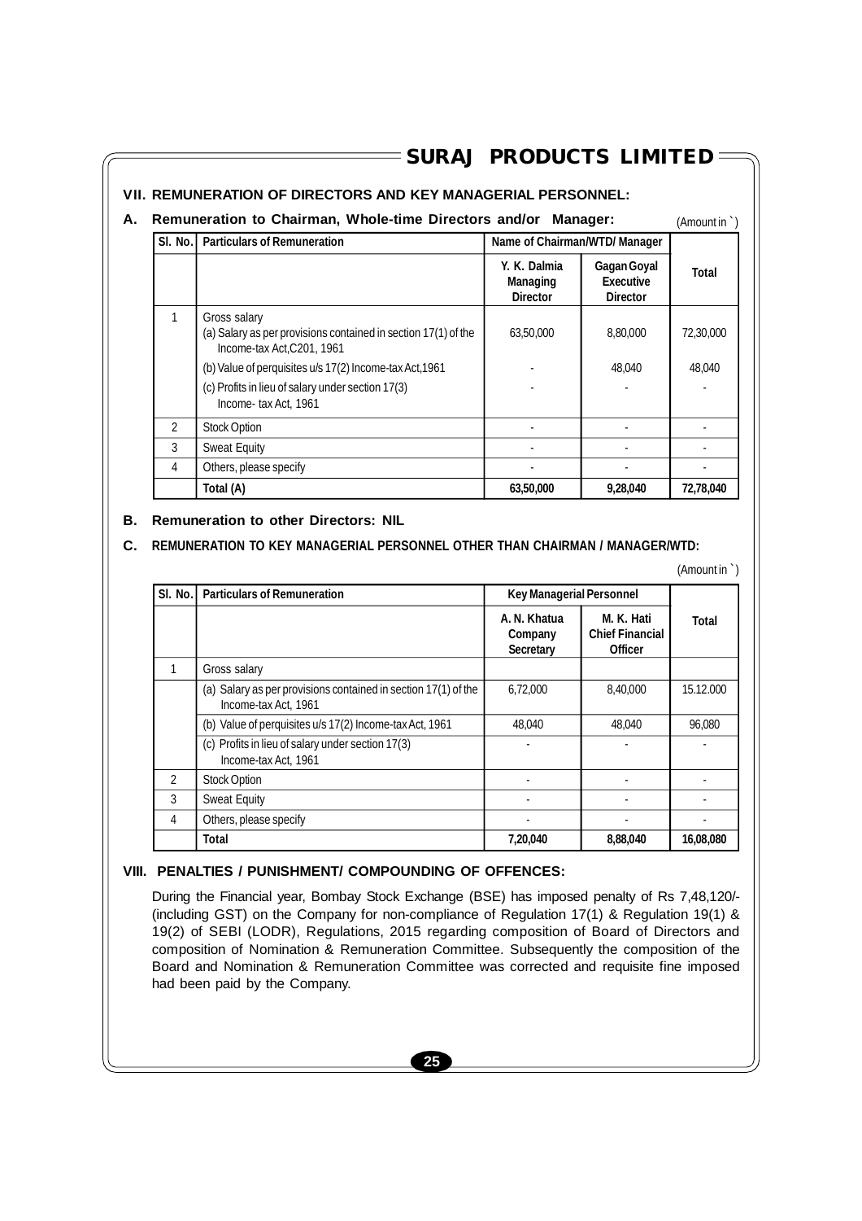## VII. REMUNERATION OF DIRECTORS AND KEY MANAGERIAL PERSONNEL:

### A. Remuneration to Chairman, Whole-time Directors and/or Manager:

(Amount in `)

| Sl. No. | Particulars of Remuneration | Name of Chairman/WTD/ Manager | | Total |
|---|---|---|---|---|
| | | Y. K. Dalmia Managing Director | Gagan Goyal Executive Director | |
| 1 | Gross salary<br>(a) Salary as per provisions contained in section 17(1) of the Income-tax Act,C201, 1961 | 63,50,000 | 8,80,000 | 72,30,000 |
| | (b) Value of perquisites u/s 17(2) Income-tax Act,1961 | - | 48,040 | 48,040 |
| | (c) Profits in lieu of salary under section 17(3) Income- tax Act, 1961 | - | - | - |
| 2 | Stock Option | - | - | - |
| 3 | Sweat Equity | - | - | - |
| 4 | Others, please specify | - | - | - |
| | **Total (A)** | **63,50,000** | **9,28,040** | **72,78,040** |

### B. Remuneration to other Directors: NIL

### C. REMUNERATION TO KEY MANAGERIAL PERSONNEL OTHER THAN CHAIRMAN / MANAGER/WTD:

(Amount in `)

| Sl. No. | Particulars of Remuneration | Key Managerial Personnel | | Total |
|---|---|---|---|---|
| | | A. N. Khatua Company Secretary | M. K. Hati Chief Financial Officer | |
| 1 | Gross salary | | | |
| | (a) Salary as per provisions contained in section 17(1) of the Income-tax Act, 1961 | 6,72,000 | 8,40,000 | 15.12.000 |
| | (b) Value of perquisites u/s 17(2) Income-tax Act, 1961 | 48,040 | 48,040 | 96,080 |
| | (c) Profits in lieu of salary under section 17(3) Income-tax Act, 1961 | - | - | - |
| 2 | Stock Option | - | - | - |
| 3 | Sweat Equity | - | - | - |
| 4 | Others, please specify | - | - | - |
| | **Total** | **7,20,040** | **8,88,040** | **16,08,080** |

## VIII. PENALTIES / PUNISHMENT/ COMPOUNDING OF OFFENCES:

During the Financial year, Bombay Stock Exchange (BSE) has imposed penalty of Rs 7,48,120/- (including GST) on the Company for non-compliance of Regulation 17(1) & Regulation 19(1) & 19(2) of SEBI (LODR), Regulations, 2015 regarding composition of Board of Directors and composition of Nomination & Remuneration Committee. Subsequently the composition of the Board and Nomination & Remuneration Committee was corrected and requisite fine imposed had been paid by the Company.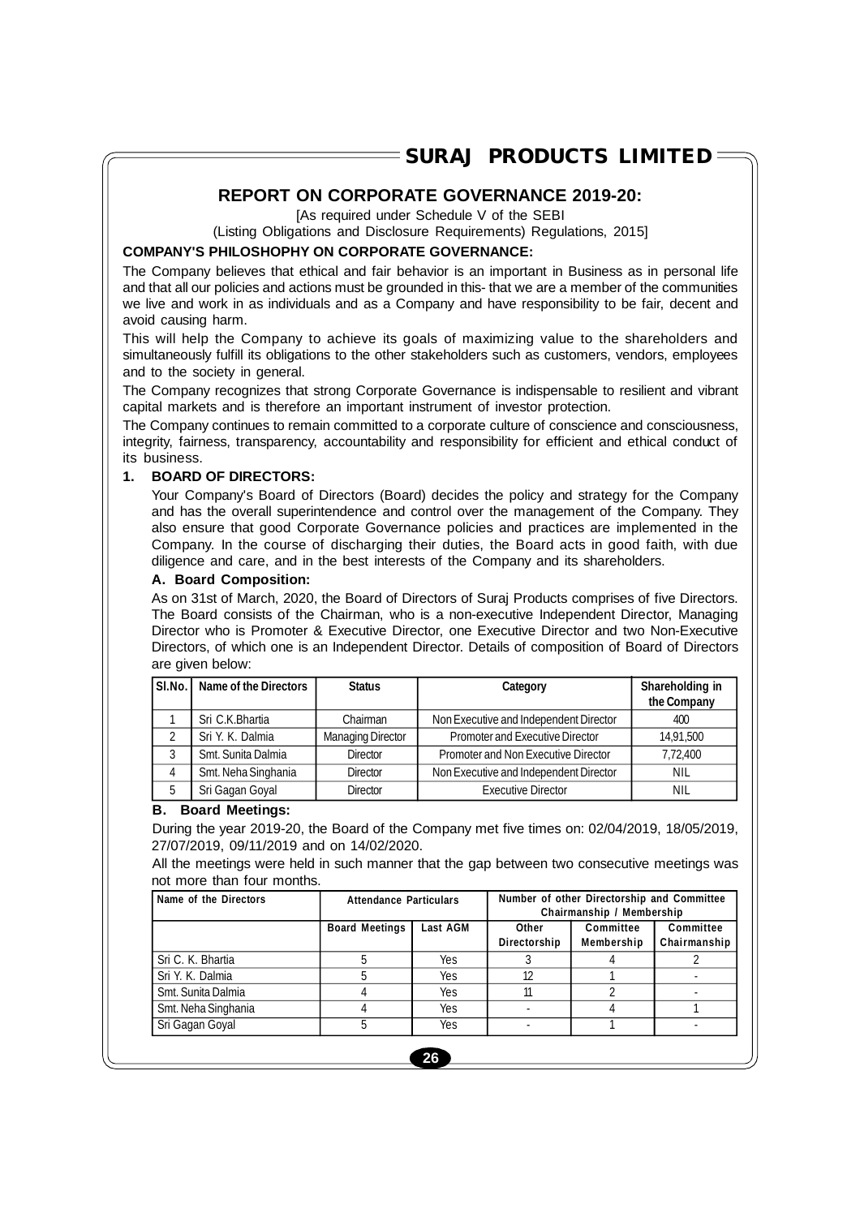## REPORT ON CORPORATE GOVERNANCE 2019-20:

[As required under Schedule V of the SEBI
(Listing Obligations and Disclosure Requirements) Regulations, 2015]

### COMPANY'S PHILOSHOPHY ON CORPORATE GOVERNANCE:

The Company believes that ethical and fair behavior is an important in Business as in personal life and that all our policies and actions must be grounded in this- that we are a member of the communities we live and work in as individuals and as a Company and have responsibility to be fair, decent and avoid causing harm.

This will help the Company to achieve its goals of maximizing value to the shareholders and simultaneously fulfill its obligations to the other stakeholders such as customers, vendors, employees and to the society in general.

The Company recognizes that strong Corporate Governance is indispensable to resilient and vibrant capital markets and is therefore an important instrument of investor protection.

The Company continues to remain committed to a corporate culture of conscience and consciousness, integrity, fairness, transparency, accountability and responsibility for efficient and ethical conduct of its business.

### 1. BOARD OF DIRECTORS:

Your Company's Board of Directors (Board) decides the policy and strategy for the Company and has the overall superintendence and control over the management of the Company. They also ensure that good Corporate Governance policies and practices are implemented in the Company. In the course of discharging their duties, the Board acts in good faith, with due diligence and care, and in the best interests of the Company and its shareholders.

#### A. Board Composition:

As on 31st of March, 2020, the Board of Directors of Suraj Products comprises of five Directors. The Board consists of the Chairman, who is a non-executive Independent Director, Managing Director who is Promoter & Executive Director, one Executive Director and two Non-Executive Directors, of which one is an Independent Director. Details of composition of Board of Directors are given below:

| Sl.No. | Name of the Directors | Status | Category | Shareholding in the Company |
|---|---|---|---|---|
| 1 | Sri C.K.Bhartia | Chairman | Non Executive and Independent Director | 400 |
| 2 | Sri Y. K. Dalmia | Managing Director | Promoter and Executive Director | 14,91,500 |
| 3 | Smt. Sunita Dalmia | Director | Promoter and Non Executive Director | 7,72,400 |
| 4 | Smt. Neha Singhania | Director | Non Executive and Independent Director | NIL |
| 5 | Sri Gagan Goyal | Director | Executive Director | NIL |

#### B. Board Meetings:

During the year 2019-20, the Board of the Company met five times on: 02/04/2019, 18/05/2019, 27/07/2019, 09/11/2019 and on 14/02/2020.

All the meetings were held in such manner that the gap between two consecutive meetings was not more than four months.

| Name of the Directors | Attendance Particulars | | Number of other Directorship and Committee Chairmanship / Membership | | |
|---|---|---|---|---|---|
| | Board Meetings | Last AGM | Other Directorship | Committee Membership | Committee Chairmanship |
| Sri C. K. Bhartia | 5 | Yes | 3 | 4 | 2 |
| Sri Y. K. Dalmia | 5 | Yes | 12 | 1 | - |
| Smt. Sunita Dalmia | 4 | Yes | 11 | 2 | - |
| Smt. Neha Singhania | 4 | Yes | - | 4 | 1 |
| Sri Gagan Goyal | 5 | Yes | - | 1 | - |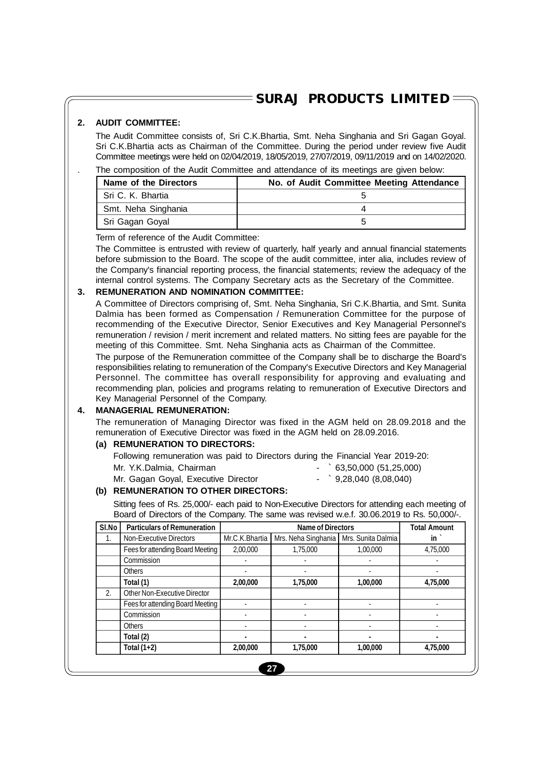## 2. AUDIT COMMITTEE:

The Audit Committee consists of, Sri C.K.Bhartia, Smt. Neha Singhania and Sri Gagan Goyal. Sri C.K.Bhartia acts as Chairman of the Committee. During the period under review five Audit Committee meetings were held on 02/04/2019, 18/05/2019, 27/07/2019, 09/11/2019 and on 14/02/2020.

The composition of the Audit Committee and attendance of its meetings are given below:

| Name of the Directors | No. of Audit Committee Meeting Attendance |
|---|---|
| Sri C. K. Bhartia | 5 |
| Smt. Neha Singhania | 4 |
| Sri Gagan Goyal | 5 |

Term of reference of the Audit Committee:

The Committee is entrusted with review of quarterly, half yearly and annual financial statements before submission to the Board. The scope of the audit committee, inter alia, includes review of the Company's financial reporting process, the financial statements; review the adequacy of the internal control systems. The Company Secretary acts as the Secretary of the Committee.

## 3. REMUNERATION AND NOMINATION COMMITTEE:

A Committee of Directors comprising of, Smt. Neha Singhania, Sri C.K.Bhartia, and Smt. Sunita Dalmia has been formed as Compensation / Remuneration Committee for the purpose of recommending of the Executive Director, Senior Executives and Key Managerial Personnel's remuneration / revision / merit increment and related matters. No sitting fees are payable for the meeting of this Committee. Smt. Neha Singhania acts as Chairman of the Committee.

The purpose of the Remuneration committee of the Company shall be to discharge the Board's responsibilities relating to remuneration of the Company's Executive Directors and Key Managerial Personnel. The committee has overall responsibility for approving and evaluating and recommending plan, policies and programs relating to remuneration of Executive Directors and Key Managerial Personnel of the Company.

## 4. MANAGERIAL REMUNERATION:

The remuneration of Managing Director was fixed in the AGM held on 28.09.2018 and the remuneration of Executive Director was fixed in the AGM held on 28.09.2016.

### (a) REMUNERATION TO DIRECTORS:

Following remuneration was paid to Directors during the Financial Year 2019-20:

Mr. Y.K.Dalmia, Chairman - ` 63,50,000 (51,25,000)

Mr. Gagan Goyal, Executive Director - ` 9,28,040 (8,08,040)

### (b) REMUNERATION TO OTHER DIRECTORS:

Sitting fees of Rs. 25,000/- each paid to Non-Executive Directors for attending each meeting of Board of Directors of the Company. The same was revised w.e.f. 30.06.2019 to Rs. 50,000/-.

| Sl.No | Particulars of Remuneration | Name of Directors | | | Total Amount |
|---|---|---|---|---|---|
| 1. | Non-Executive Directors | Mr.C.K.Bhartia | Mrs. Neha Singhania | Mrs. Sunita Dalmia | in ` |
| | Fees for attending Board Meeting | 2,00,000 | 1,75,000 | 1,00,000 | 4,75,000 |
| | Commission | - | - | - | - |
| | Others | - | - | - | - |
| | **Total (1)** | **2,00,000** | **1,75,000** | **1,00,000** | **4,75,000** |
| 2. | Other Non-Executive Director | | | | |
| | Fees for attending Board Meeting | - | - | - | - |
| | Commission | - | - | - | - |
| | Others | - | - | - | - |
| | **Total (2)** | **-** | **-** | **-** | **-** |
| | **Total (1+2)** | **2,00,000** | **1,75,000** | **1,00,000** | **4,75,000** |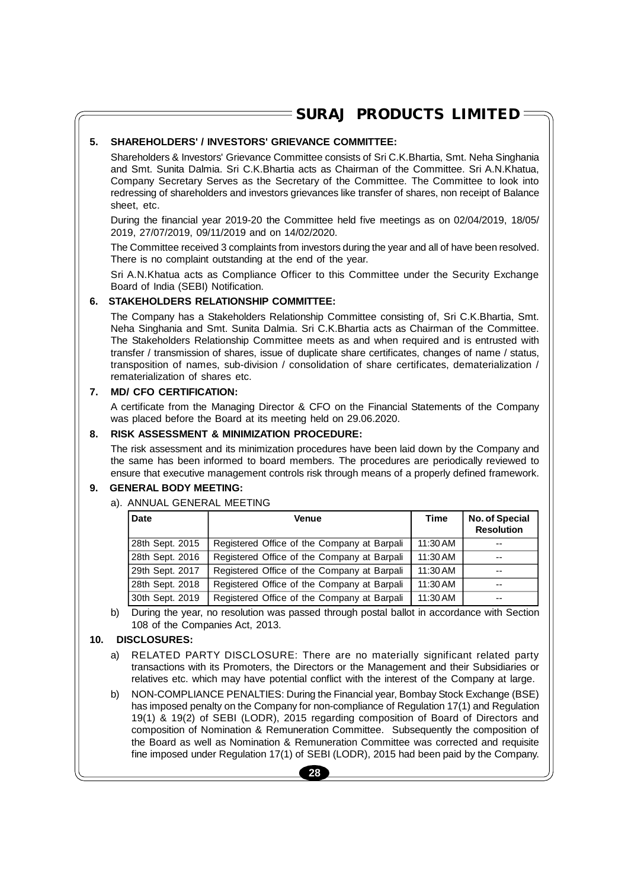## 5. SHAREHOLDERS' / INVESTORS' GRIEVANCE COMMITTEE:

Shareholders & Investors' Grievance Committee consists of Sri C.K.Bhartia, Smt. Neha Singhania and Smt. Sunita Dalmia. Sri C.K.Bhartia acts as Chairman of the Committee. Sri A.N.Khatua, Company Secretary Serves as the Secretary of the Committee. The Committee to look into redressing of shareholders and investors grievances like transfer of shares, non receipt of Balance sheet, etc.

During the financial year 2019-20 the Committee held five meetings as on 02/04/2019, 18/05/2019, 27/07/2019, 09/11/2019 and on 14/02/2020.

The Committee received 3 complaints from investors during the year and all of have been resolved. There is no complaint outstanding at the end of the year.

Sri A.N.Khatua acts as Compliance Officer to this Committee under the Security Exchange Board of India (SEBI) Notification.

## 6. STAKEHOLDERS RELATIONSHIP COMMITTEE:

The Company has a Stakeholders Relationship Committee consisting of, Sri C.K.Bhartia, Smt. Neha Singhania and Smt. Sunita Dalmia. Sri C.K.Bhartia acts as Chairman of the Committee. The Stakeholders Relationship Committee meets as and when required and is entrusted with transfer / transmission of shares, issue of duplicate share certificates, changes of name / status, transposition of names, sub-division / consolidation of share certificates, dematerialization / rematerialization of shares etc.

## 7. MD/ CFO CERTIFICATION:

A certificate from the Managing Director & CFO on the Financial Statements of the Company was placed before the Board at its meeting held on 29.06.2020.

## 8. RISK ASSESSMENT & MINIMIZATION PROCEDURE:

The risk assessment and its minimization procedures have been laid down by the Company and the same has been informed to board members. The procedures are periodically reviewed to ensure that executive management controls risk through means of a properly defined framework.

## 9. GENERAL BODY MEETING:

a). ANNUAL GENERAL MEETING

| Date | Venue | Time | No. of Special Resolution |
|---|---|---|---|
| 28th Sept. 2015 | Registered Office of the Company at Barpali | 11:30 AM | -- |
| 28th Sept. 2016 | Registered Office of the Company at Barpali | 11:30 AM | -- |
| 29th Sept. 2017 | Registered Office of the Company at Barpali | 11:30 AM | -- |
| 28th Sept. 2018 | Registered Office of the Company at Barpali | 11:30 AM | -- |
| 30th Sept. 2019 | Registered Office of the Company at Barpali | 11:30 AM | -- |

b) During the year, no resolution was passed through postal ballot in accordance with Section 108 of the Companies Act, 2013.

## 10. DISCLOSURES:

a) RELATED PARTY DISCLOSURE: There are no materially significant related party transactions with its Promoters, the Directors or the Management and their Subsidiaries or relatives etc. which may have potential conflict with the interest of the Company at large.

b) NON-COMPLIANCE PENALTIES: During the Financial year, Bombay Stock Exchange (BSE) has imposed penalty on the Company for non-compliance of Regulation 17(1) and Regulation 19(1) & 19(2) of SEBI (LODR), 2015 regarding composition of Board of Directors and composition of Nomination & Remuneration Committee. Subsequently the composition of the Board as well as Nomination & Remuneration Committee was corrected and requisite fine imposed under Regulation 17(1) of SEBI (LODR), 2015 had been paid by the Company.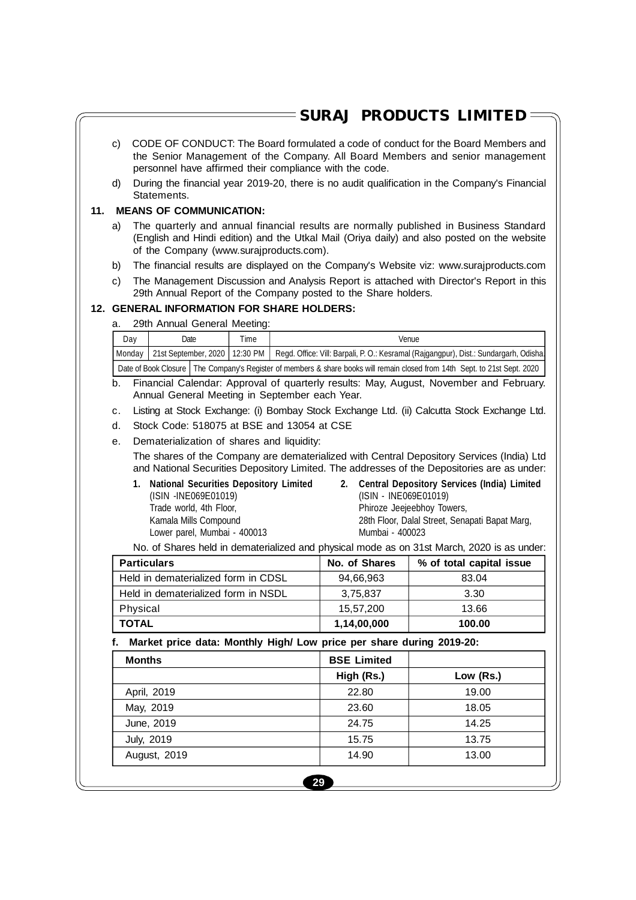c) CODE OF CONDUCT: The Board formulated a code of conduct for the Board Members and the Senior Management of the Company. All Board Members and senior management personnel have affirmed their compliance with the code.

d) During the financial year 2019-20, there is no audit qualification in the Company's Financial Statements.

## 11. MEANS OF COMMUNICATION:

a) The quarterly and annual financial results are normally published in Business Standard (English and Hindi edition) and the Utkal Mail (Oriya daily) and also posted on the website of the Company (www.surajproducts.com).

b) The financial results are displayed on the Company's Website viz: www.surajproducts.com

c) The Management Discussion and Analysis Report is attached with Director's Report in this 29th Annual Report of the Company posted to the Share holders.

## 12. GENERAL INFORMATION FOR SHARE HOLDERS:

a. 29th Annual General Meeting:

| Day | Date | Time | Venue |
|---|---|---|---|
| Monday | 21st September, 2020 | 12:30 PM | Regd. Office: Vill: Barpali, P. O.: Kesramal (Rajgangpur), Dist.: Sundargarh, Odisha. |
| Date of Book Closure | The Company's Register of members & share books will remain closed from 14th Sept. to 21st Sept. 2020 | | |

b. Financial Calendar: Approval of quarterly results: May, August, November and February. Annual General Meeting in September each Year.

c. Listing at Stock Exchange: (i) Bombay Stock Exchange Ltd. (ii) Calcutta Stock Exchange Ltd.

d. Stock Code: 518075 at BSE and 13054 at CSE

e. Dematerialization of shares and liquidity:

The shares of the Company are dematerialized with Central Depository Services (India) Ltd and National Securities Depository Limited. The addresses of the Depositories are as under:

1. **National Securities Depository Limited**
   (ISIN -INE069E01019)
   Trade world, 4th Floor,
   Kamala Mills Compound
   Lower parel, Mumbai - 400013

2. **Central Depository Services (India) Limited**
   (ISIN - INE069E01019)
   Phiroze Jeejeebhoy Towers,
   28th Floor, Dalal Street, Senapati Bapat Marg,
   Mumbai - 400023

No. of Shares held in dematerialized and physical mode as on 31st March, 2020 is as under:

| Particulars | No. of Shares | % of total capital issue |
|---|---|---|
| Held in dematerialized form in CDSL | 94,66,963 | 83.04 |
| Held in dematerialized form in NSDL | 3,75,837 | 3.30 |
| Physical | 15,57,200 | 13.66 |
| **TOTAL** | **1,14,00,000** | **100.00** |

**f. Market price data: Monthly High/ Low price per share during 2019-20:**

| Months | BSE Limited | |
|---|---|---|
| | High (Rs.) | Low (Rs.) |
| April, 2019 | 22.80 | 19.00 |
| May, 2019 | 23.60 | 18.05 |
| June, 2019 | 24.75 | 14.25 |
| July, 2019 | 15.75 | 13.75 |
| August, 2019 | 14.90 | 13.00 |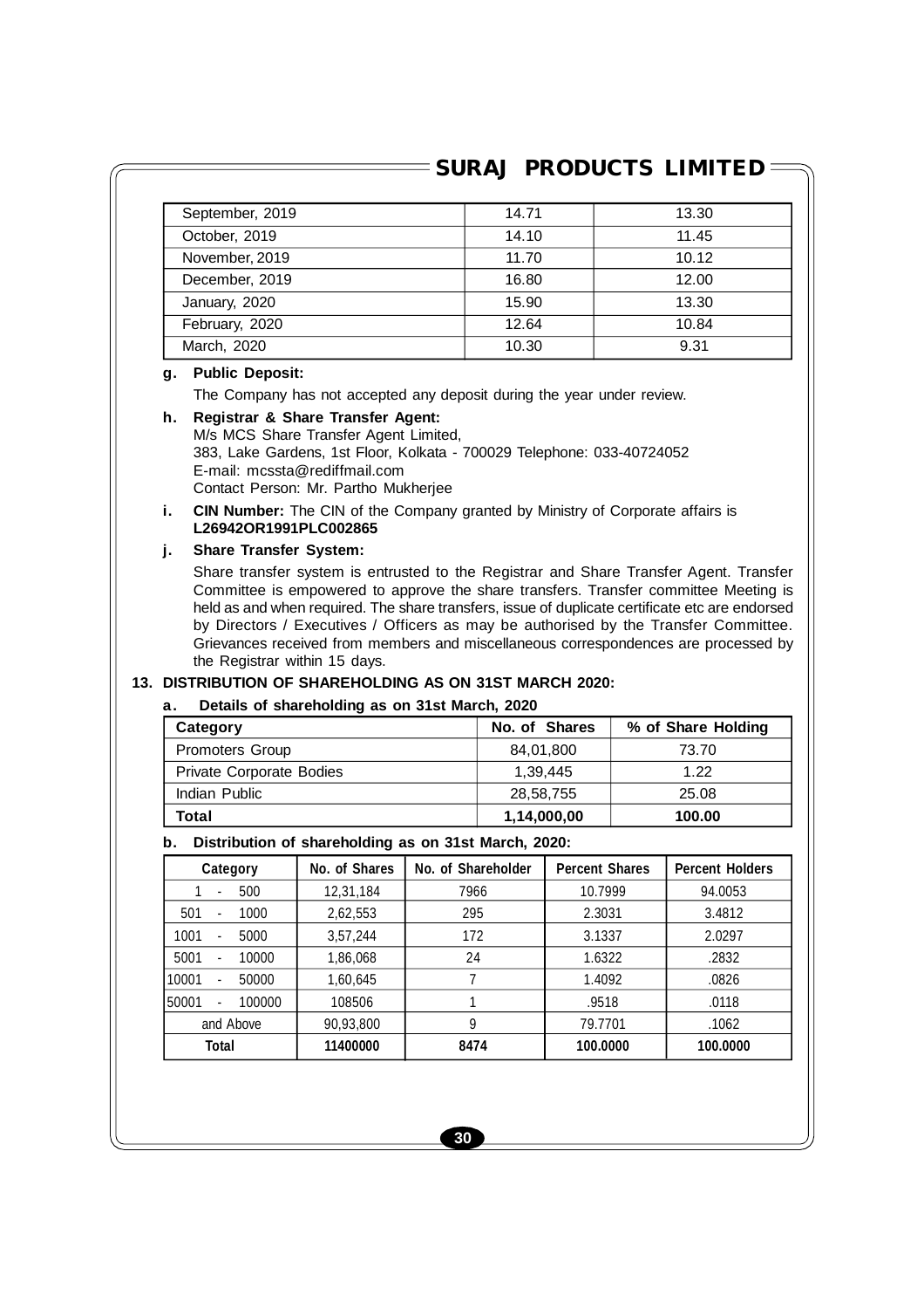| | | |
|---|---|---|
| September, 2019 | 14.71 | 13.30 |
| October, 2019 | 14.10 | 11.45 |
| November, 2019 | 11.70 | 10.12 |
| December, 2019 | 16.80 | 12.00 |
| January, 2020 | 15.90 | 13.30 |
| February, 2020 | 12.64 | 10.84 |
| March, 2020 | 10.30 | 9.31 |

**g. Public Deposit:**

The Company has not accepted any deposit during the year under review.

**h. Registrar & Share Transfer Agent:**

M/s MCS Share Transfer Agent Limited,
383, Lake Gardens, 1st Floor, Kolkata - 700029 Telephone: 033-40724052
E-mail: mcssta@rediffmail.com
Contact Person: Mr. Partho Mukherjee

**i. CIN Number:** The CIN of the Company granted by Ministry of Corporate affairs is **L26942OR1991PLC002865**

**j. Share Transfer System:**

Share transfer system is entrusted to the Registrar and Share Transfer Agent. Transfer Committee is empowered to approve the share transfers. Transfer committee Meeting is held as and when required. The share transfers, issue of duplicate certificate etc are endorsed by Directors / Executives / Officers as may be authorised by the Transfer Committee. Grievances received from members and miscellaneous correspondences are processed by the Registrar within 15 days.

## 13. DISTRIBUTION OF SHAREHOLDING AS ON 31ST MARCH 2020:

**a. Details of shareholding as on 31st March, 2020**

| Category | No. of Shares | % of Share Holding |
|---|---|---|
| Promoters Group | 84,01,800 | 73.70 |
| Private Corporate Bodies | 1,39,445 | 1.22 |
| Indian Public | 28,58,755 | 25.08 |
| **Total** | **1,14,000,00** | **100.00** |

**b. Distribution of shareholding as on 31st March, 2020:**

| Category | No. of Shares | No. of Shareholder | Percent Shares | Percent Holders |
|---|---|---|---|---|
| 1 - 500 | 12,31,184 | 7966 | 10.7999 | 94.0053 |
| 501 - 1000 | 2,62,553 | 295 | 2.3031 | 3.4812 |
| 1001 - 5000 | 3,57,244 | 172 | 3.1337 | 2.0297 |
| 5001 - 10000 | 1,86,068 | 24 | 1.6322 | .2832 |
| 10001 - 50000 | 1,60,645 | 7 | 1.4092 | .0826 |
| 50001 - 100000 | 108506 | 1 | .9518 | .0118 |
| and Above | 90,93,800 | 9 | 79.7701 | .1062 |
| **Total** | **11400000** | **8474** | **100.0000** | **100.0000** |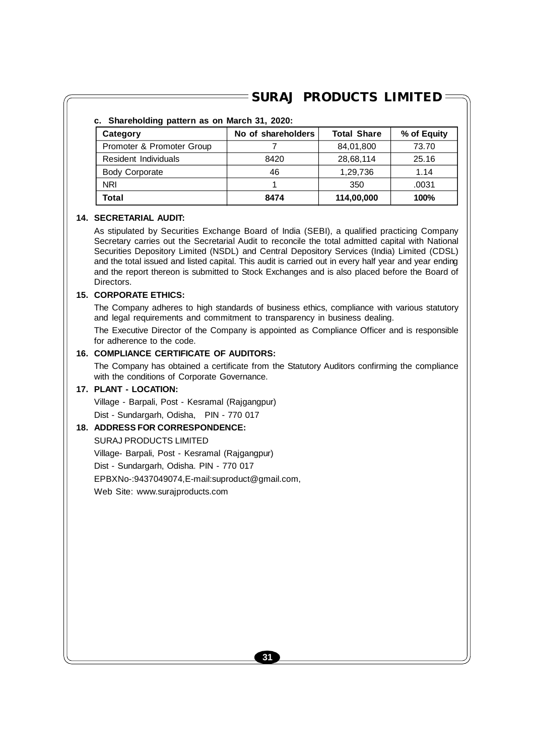**c. Shareholding pattern as on March 31, 2020:**

| Category | No of shareholders | Total Share | % of Equity |
|---|---|---|---|
| Promoter & Promoter Group | 7 | 84,01,800 | 73.70 |
| Resident Individuals | 8420 | 28,68,114 | 25.16 |
| Body Corporate | 46 | 1,29,736 | 1.14 |
| NRI | 1 | 350 | .0031 |
| **Total** | **8474** | **114,00,000** | **100%** |

## 14. SECRETARIAL AUDIT:

As stipulated by Securities Exchange Board of India (SEBI), a qualified practicing Company Secretary carries out the Secretarial Audit to reconcile the total admitted capital with National Securities Depository Limited (NSDL) and Central Depository Services (India) Limited (CDSL) and the total issued and listed capital. This audit is carried out in every half year and year ending and the report thereon is submitted to Stock Exchanges and is also placed before the Board of Directors.

## 15. CORPORATE ETHICS:

The Company adheres to high standards of business ethics, compliance with various statutory and legal requirements and commitment to transparency in business dealing.

The Executive Director of the Company is appointed as Compliance Officer and is responsible for adherence to the code.

## 16. COMPLIANCE CERTIFICATE OF AUDITORS:

The Company has obtained a certificate from the Statutory Auditors confirming the compliance with the conditions of Corporate Governance.

## 17. PLANT - LOCATION:

Village - Barpali, Post - Kesramal (Rajgangpur)

Dist - Sundargarh, Odisha, PIN - 770 017

## 18. ADDRESS FOR CORRESPONDENCE:

SURAJ PRODUCTS LIMITED

Village- Barpali, Post - Kesramal (Rajgangpur)

Dist - Sundargarh, Odisha. PIN - 770 017

EPBXNo-:9437049074,E-mail:suproduct@gmail.com,

Web Site: www.surajproducts.com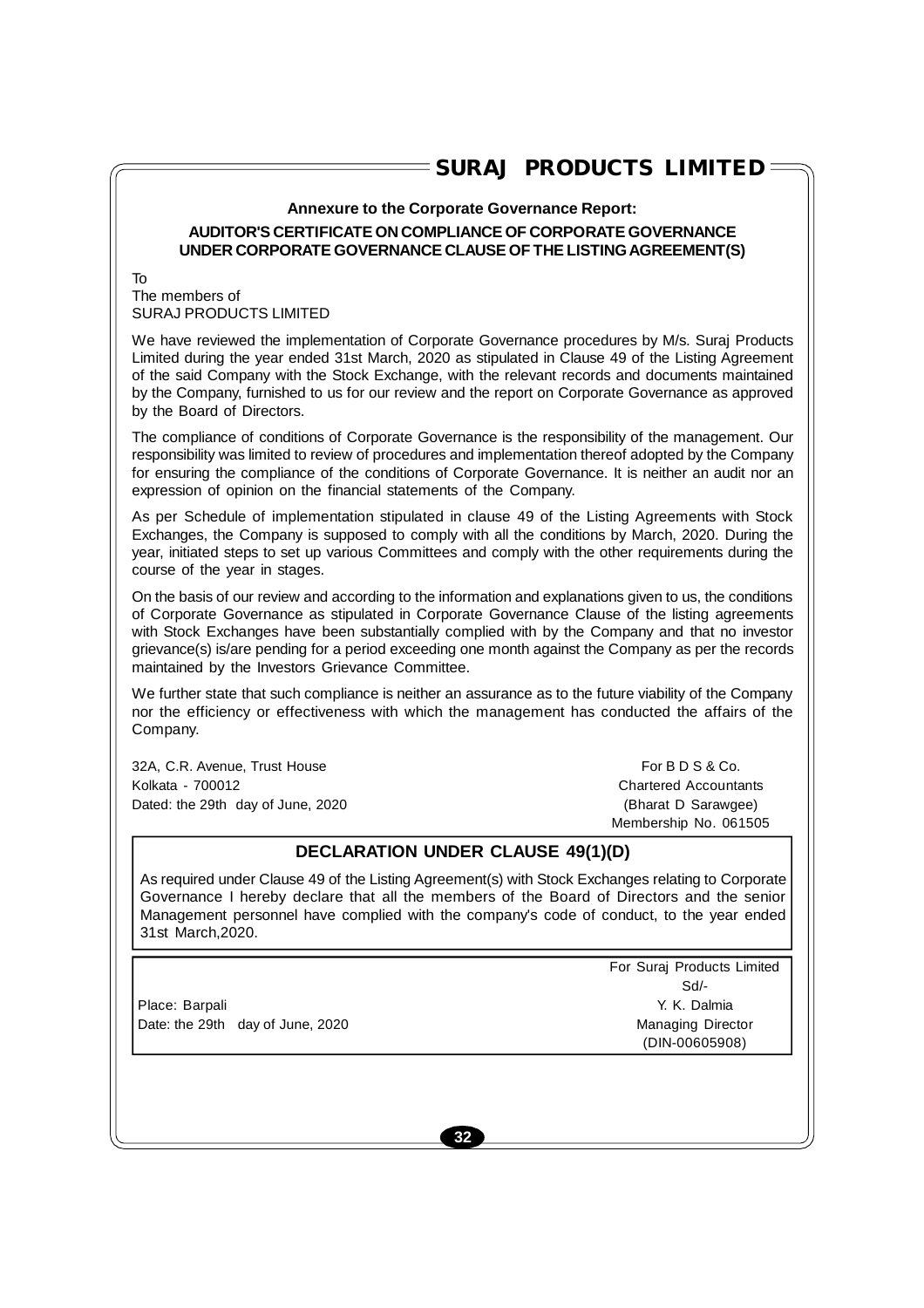**Annexure to the Corporate Governance Report:**

## AUDITOR'S CERTIFICATE ON COMPLIANCE OF CORPORATE GOVERNANCE UNDER CORPORATE GOVERNANCE CLAUSE OF THE LISTING AGREEMENT(S)

To
The members of
SURAJ PRODUCTS LIMITED

We have reviewed the implementation of Corporate Governance procedures by M/s. Suraj Products Limited during the year ended 31st March, 2020 as stipulated in Clause 49 of the Listing Agreement of the said Company with the Stock Exchange, with the relevant records and documents maintained by the Company, furnished to us for our review and the report on Corporate Governance as approved by the Board of Directors.

The compliance of conditions of Corporate Governance is the responsibility of the management. Our responsibility was limited to review of procedures and implementation thereof adopted by the Company for ensuring the compliance of the conditions of Corporate Governance. It is neither an audit nor an expression of opinion on the financial statements of the Company.

As per Schedule of implementation stipulated in clause 49 of the Listing Agreements with Stock Exchanges, the Company is supposed to comply with all the conditions by March, 2020. During the year, initiated steps to set up various Committees and comply with the other requirements during the course of the year in stages.

On the basis of our review and according to the information and explanations given to us, the conditions of Corporate Governance as stipulated in Corporate Governance Clause of the listing agreements with Stock Exchanges have been substantially complied with by the Company and that no investor grievance(s) is/are pending for a period exceeding one month against the Company as per the records maintained by the Investors Grievance Committee.

We further state that such compliance is neither an assurance as to the future viability of the Company nor the efficiency or effectiveness with which the management has conducted the affairs of the Company.

32A, C.R. Avenue, Trust House
Kolkata - 700012
Dated: the 29th day of June, 2020

For B D S & Co.
Chartered Accountants
(Bharat D Sarawgee)
Membership No. 061505

## DECLARATION UNDER CLAUSE 49(1)(D)

As required under Clause 49 of the Listing Agreement(s) with Stock Exchanges relating to Corporate Governance I hereby declare that all the members of the Board of Directors and the senior Management personnel have complied with the company's code of conduct, to the year ended 31st March,2020.

Place: Barpali
Date: the 29th day of June, 2020

For Suraj Products Limited
Sd/-
Y. K. Dalmia
Managing Director
(DIN-00605908)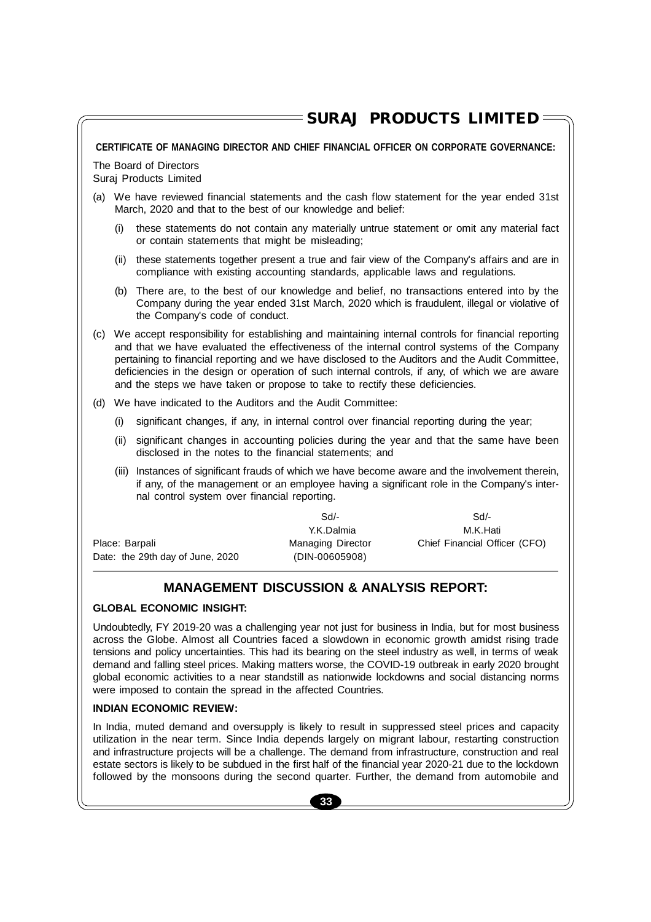**CERTIFICATE OF MANAGING DIRECTOR AND CHIEF FINANCIAL OFFICER ON CORPORATE GOVERNANCE:**

The Board of Directors
Suraj Products Limited

(a) We have reviewed financial statements and the cash flow statement for the year ended 31st March, 2020 and that to the best of our knowledge and belief:

   (i) these statements do not contain any materially untrue statement or omit any material fact or contain statements that might be misleading;

   (ii) these statements together present a true and fair view of the Company's affairs and are in compliance with existing accounting standards, applicable laws and regulations.

   (b) There are, to the best of our knowledge and belief, no transactions entered into by the Company during the year ended 31st March, 2020 which is fraudulent, illegal or violative of the Company's code of conduct.

(c) We accept responsibility for establishing and maintaining internal controls for financial reporting and that we have evaluated the effectiveness of the internal control systems of the Company pertaining to financial reporting and we have disclosed to the Auditors and the Audit Committee, deficiencies in the design or operation of such internal controls, if any, of which we are aware and the steps we have taken or propose to take to rectify these deficiencies.

(d) We have indicated to the Auditors and the Audit Committee:

   (i) significant changes, if any, in internal control over financial reporting during the year;

   (ii) significant changes in accounting policies during the year and that the same have been disclosed in the notes to the financial statements; and

   (iii) Instances of significant frauds of which we have become aware and the involvement therein, if any, of the management or an employee having a significant role in the Company's internal control system over financial reporting.

| | | |
|---|---|---|
| | Sd/- | Sd/- |
| | Y.K.Dalmia | M.K.Hati |
| Place: Barpali | Managing Director | Chief Financial Officer (CFO) |
| Date: the 29th day of June, 2020 | (DIN-00605908) | |

## MANAGEMENT DISCUSSION & ANALYSIS REPORT:

**GLOBAL ECONOMIC INSIGHT:**

Undoubtedly, FY 2019-20 was a challenging year not just for business in India, but for most business across the Globe. Almost all Countries faced a slowdown in economic growth amidst rising trade tensions and policy uncertainties. This had its bearing on the steel industry as well, in terms of weak demand and falling steel prices. Making matters worse, the COVID-19 outbreak in early 2020 brought global economic activities to a near standstill as nationwide lockdowns and social distancing norms were imposed to contain the spread in the affected Countries.

**INDIAN ECONOMIC REVIEW:**

In India, muted demand and oversupply is likely to result in suppressed steel prices and capacity utilization in the near term. Since India depends largely on migrant labour, restarting construction and infrastructure projects will be a challenge. The demand from infrastructure, construction and real estate sectors is likely to be subdued in the first half of the financial year 2020-21 due to the lockdown followed by the monsoons during the second quarter. Further, the demand from automobile and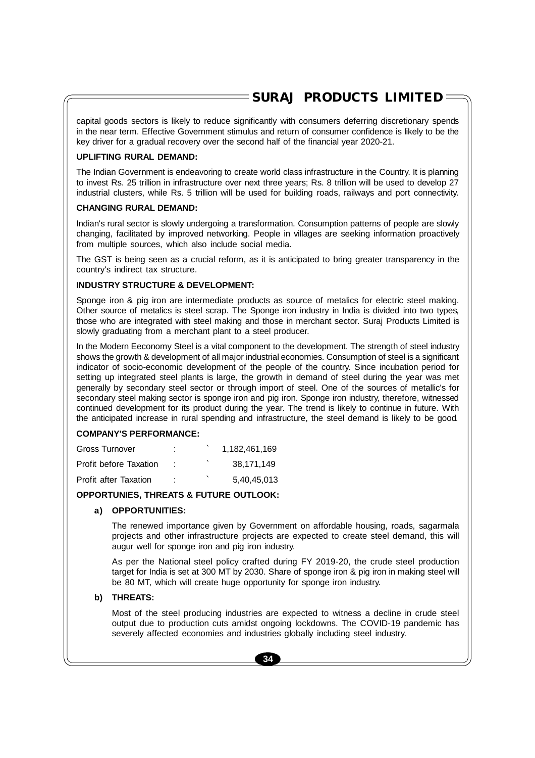capital goods sectors is likely to reduce significantly with consumers deferring discretionary spends in the near term. Effective Government stimulus and return of consumer confidence is likely to be the key driver for a gradual recovery over the second half of the financial year 2020-21.

**UPLIFTING RURAL DEMAND:**

The Indian Government is endeavoring to create world class infrastructure in the Country. It is planning to invest Rs. 25 trillion in infrastructure over next three years; Rs. 8 trillion will be used to develop 27 industrial clusters, while Rs. 5 trillion will be used for building roads, railways and port connectivity.

**CHANGING RURAL DEMAND:**

Indian's rural sector is slowly undergoing a transformation. Consumption patterns of people are slowly changing, facilitated by improved networking. People in villages are seeking information proactively from multiple sources, which also include social media.

The GST is being seen as a crucial reform, as it is anticipated to bring greater transparency in the country's indirect tax structure.

**INDUSTRY STRUCTURE & DEVELOPMENT:**

Sponge iron & pig iron are intermediate products as source of metalics for electric steel making. Other source of metalics is steel scrap. The Sponge iron industry in India is divided into two types, those who are integrated with steel making and those in merchant sector. Suraj Products Limited is slowly graduating from a merchant plant to a steel producer.

In the Modern Eeconomy Steel is a vital component to the development. The strength of steel industry shows the growth & development of all major industrial economies. Consumption of steel is a significant indicator of socio-economic development of the people of the country. Since incubation period for setting up integrated steel plants is large, the growth in demand of steel during the year was met generally by secondary steel sector or through import of steel. One of the sources of metallic's for secondary steel making sector is sponge iron and pig iron. Sponge iron industry, therefore, witnessed continued development for its product during the year. The trend is likely to continue in future. With the anticipated increase in rural spending and infrastructure, the steel demand is likely to be good.

**COMPANY'S PERFORMANCE:**

| | | |
|---|---|---|
| Gross Turnover | : | ` 1,182,461,169 |
| Profit before Taxation | : | ` 38,171,149 |
| Profit after Taxation | : | ` 5,40,45,013 |

**OPPORTUNIES, THREATS & FUTURE OUTLOOK:**

**a) OPPORTUNITIES:**

The renewed importance given by Government on affordable housing, roads, sagarmala projects and other infrastructure projects are expected to create steel demand, this will augur well for sponge iron and pig iron industry.

As per the National steel policy crafted during FY 2019-20, the crude steel production target for India is set at 300 MT by 2030. Share of sponge iron & pig iron in making steel will be 80 MT, which will create huge opportunity for sponge iron industry.

**b) THREATS:**

Most of the steel producing industries are expected to witness a decline in crude steel output due to production cuts amidst ongoing lockdowns. The COVID-19 pandemic has severely affected economies and industries globally including steel industry.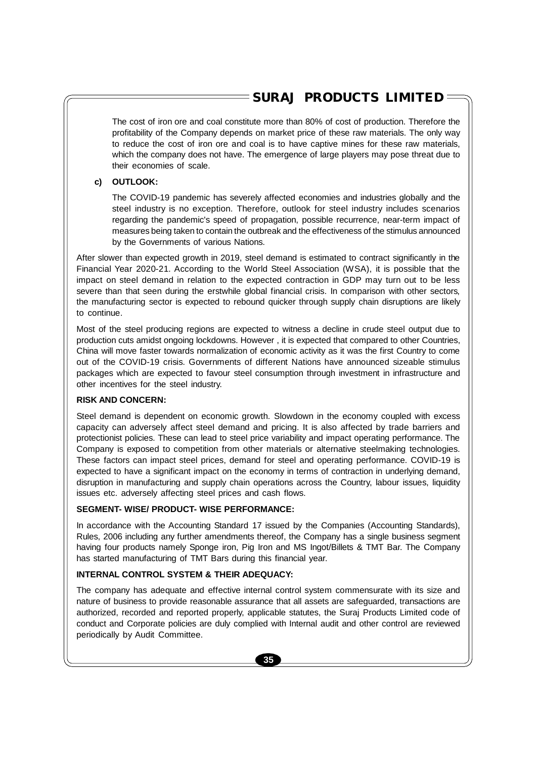The cost of iron ore and coal constitute more than 80% of cost of production. Therefore the profitability of the Company depends on market price of these raw materials. The only way to reduce the cost of iron ore and coal is to have captive mines for these raw materials, which the company does not have. The emergence of large players may pose threat due to their economies of scale.

**c) OUTLOOK:**

The COVID-19 pandemic has severely affected economies and industries globally and the steel industry is no exception. Therefore, outlook for steel industry includes scenarios regarding the pandemic's speed of propagation, possible recurrence, near-term impact of measures being taken to contain the outbreak and the effectiveness of the stimulus announced by the Governments of various Nations.

After slower than expected growth in 2019, steel demand is estimated to contract significantly in the Financial Year 2020-21. According to the World Steel Association (WSA), it is possible that the impact on steel demand in relation to the expected contraction in GDP may turn out to be less severe than that seen during the erstwhile global financial crisis. In comparison with other sectors, the manufacturing sector is expected to rebound quicker through supply chain disruptions are likely to continue.

Most of the steel producing regions are expected to witness a decline in crude steel output due to production cuts amidst ongoing lockdowns. However , it is expected that compared to other Countries, China will move faster towards normalization of economic activity as it was the first Country to come out of the COVID-19 crisis. Governments of different Nations have announced sizeable stimulus packages which are expected to favour steel consumption through investment in infrastructure and other incentives for the steel industry.

**RISK AND CONCERN:**

Steel demand is dependent on economic growth. Slowdown in the economy coupled with excess capacity can adversely affect steel demand and pricing. It is also affected by trade barriers and protectionist policies. These can lead to steel price variability and impact operating performance. The Company is exposed to competition from other materials or alternative steelmaking technologies. These factors can impact steel prices, demand for steel and operating performance. COVID-19 is expected to have a significant impact on the economy in terms of contraction in underlying demand, disruption in manufacturing and supply chain operations across the Country, labour issues, liquidity issues etc. adversely affecting steel prices and cash flows.

**SEGMENT- WISE/ PRODUCT- WISE PERFORMANCE:**

In accordance with the Accounting Standard 17 issued by the Companies (Accounting Standards), Rules, 2006 including any further amendments thereof, the Company has a single business segment having four products namely Sponge iron, Pig Iron and MS Ingot/Billets & TMT Bar. The Company has started manufacturing of TMT Bars during this financial year.

**INTERNAL CONTROL SYSTEM & THEIR ADEQUACY:**

The company has adequate and effective internal control system commensurate with its size and nature of business to provide reasonable assurance that all assets are safeguarded, transactions are authorized, recorded and reported properly, applicable statutes, the Suraj Products Limited code of conduct and Corporate policies are duly complied with Internal audit and other control are reviewed periodically by Audit Committee.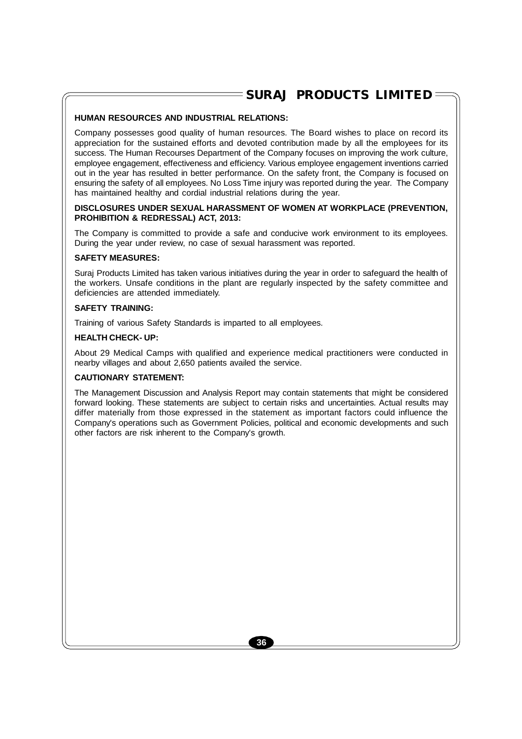**HUMAN RESOURCES AND INDUSTRIAL RELATIONS:**

Company possesses good quality of human resources. The Board wishes to place on record its appreciation for the sustained efforts and devoted contribution made by all the employees for its success. The Human Recourses Department of the Company focuses on improving the work culture, employee engagement, effectiveness and efficiency. Various employee engagement inventions carried out in the year has resulted in better performance. On the safety front, the Company is focused on ensuring the safety of all employees. No Loss Time injury was reported during the year. The Company has maintained healthy and cordial industrial relations during the year.

**DISCLOSURES UNDER SEXUAL HARASSMENT OF WOMEN AT WORKPLACE (PREVENTION, PROHIBITION & REDRESSAL) ACT, 2013:**

The Company is committed to provide a safe and conducive work environment to its employees. During the year under review, no case of sexual harassment was reported.

**SAFETY MEASURES:**

Suraj Products Limited has taken various initiatives during the year in order to safeguard the health of the workers. Unsafe conditions in the plant are regularly inspected by the safety committee and deficiencies are attended immediately.

**SAFETY TRAINING:**

Training of various Safety Standards is imparted to all employees.

**HEALTH CHECK- UP:**

About 29 Medical Camps with qualified and experience medical practitioners were conducted in nearby villages and about 2,650 patients availed the service.

**CAUTIONARY STATEMENT:**

The Management Discussion and Analysis Report may contain statements that might be considered forward looking. These statements are subject to certain risks and uncertainties. Actual results may differ materially from those expressed in the statement as important factors could influence the Company's operations such as Government Policies, political and economic developments and such other factors are risk inherent to the Company's growth.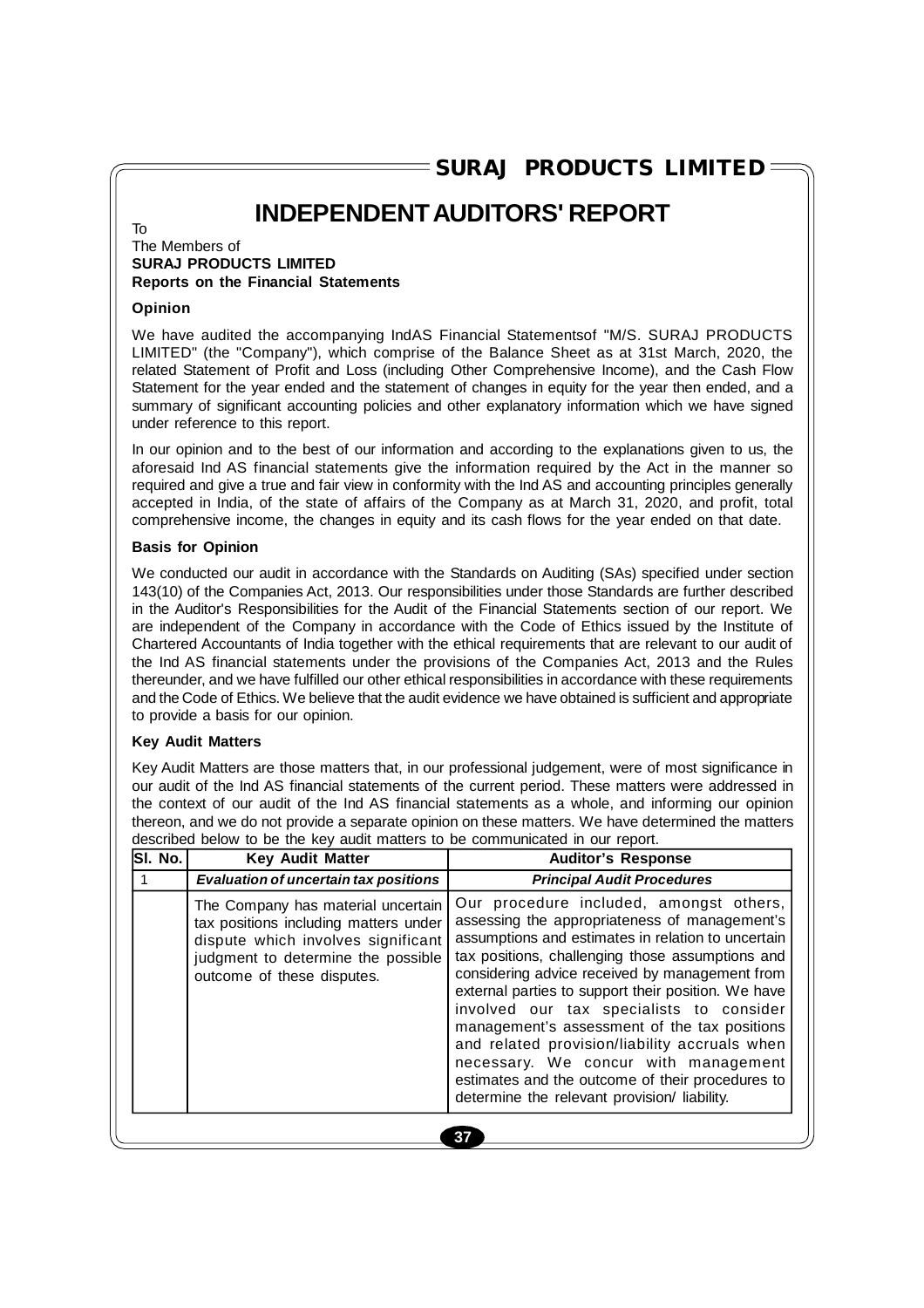# INDEPENDENT AUDITORS' REPORT

To
The Members of
**SURAJ PRODUCTS LIMITED**
**Reports on the Financial Statements**

### Opinion

We have audited the accompanying IndAS Financial Statementsof "M/S. SURAJ PRODUCTS LIMITED" (the "Company"), which comprise of the Balance Sheet as at 31st March, 2020, the related Statement of Profit and Loss (including Other Comprehensive Income), and the Cash Flow Statement for the year ended and the statement of changes in equity for the year then ended, and a summary of significant accounting policies and other explanatory information which we have signed under reference to this report.

In our opinion and to the best of our information and according to the explanations given to us, the aforesaid Ind AS financial statements give the information required by the Act in the manner so required and give a true and fair view in conformity with the Ind AS and accounting principles generally accepted in India, of the state of affairs of the Company as at March 31, 2020, and profit, total comprehensive income, the changes in equity and its cash flows for the year ended on that date.

### Basis for Opinion

We conducted our audit in accordance with the Standards on Auditing (SAs) specified under section 143(10) of the Companies Act, 2013. Our responsibilities under those Standards are further described in the Auditor's Responsibilities for the Audit of the Financial Statements section of our report. We are independent of the Company in accordance with the Code of Ethics issued by the Institute of Chartered Accountants of India together with the ethical requirements that are relevant to our audit of the Ind AS financial statements under the provisions of the Companies Act, 2013 and the Rules thereunder, and we have fulfilled our other ethical responsibilities in accordance with these requirements and the Code of Ethics. We believe that the audit evidence we have obtained is sufficient and appropriate to provide a basis for our opinion.

### Key Audit Matters

Key Audit Matters are those matters that, in our professional judgement, were of most significance in our audit of the Ind AS financial statements of the current period. These matters were addressed in the context of our audit of the Ind AS financial statements as a whole, and informing our opinion thereon, and we do not provide a separate opinion on these matters. We have determined the matters described below to be the key audit matters to be communicated in our report.

| Sl. No. | Key Audit Matter | Auditor's Response |
|---|---|---|
| 1 | ***Evaluation of uncertain tax positions*** | ***Principal Audit Procedures*** |
| | The Company has material uncertain tax positions including matters under dispute which involves significant judgment to determine the possible outcome of these disputes. | Our procedure included, amongst others, assessing the appropriateness of management's assumptions and estimates in relation to uncertain tax positions, challenging those assumptions and considering advice received by management from external parties to support their position. We have involved our tax specialists to consider management's assessment of the tax positions and related provision/liability accruals when necessary. We concur with management estimates and the outcome of their procedures to determine the relevant provision/ liability. |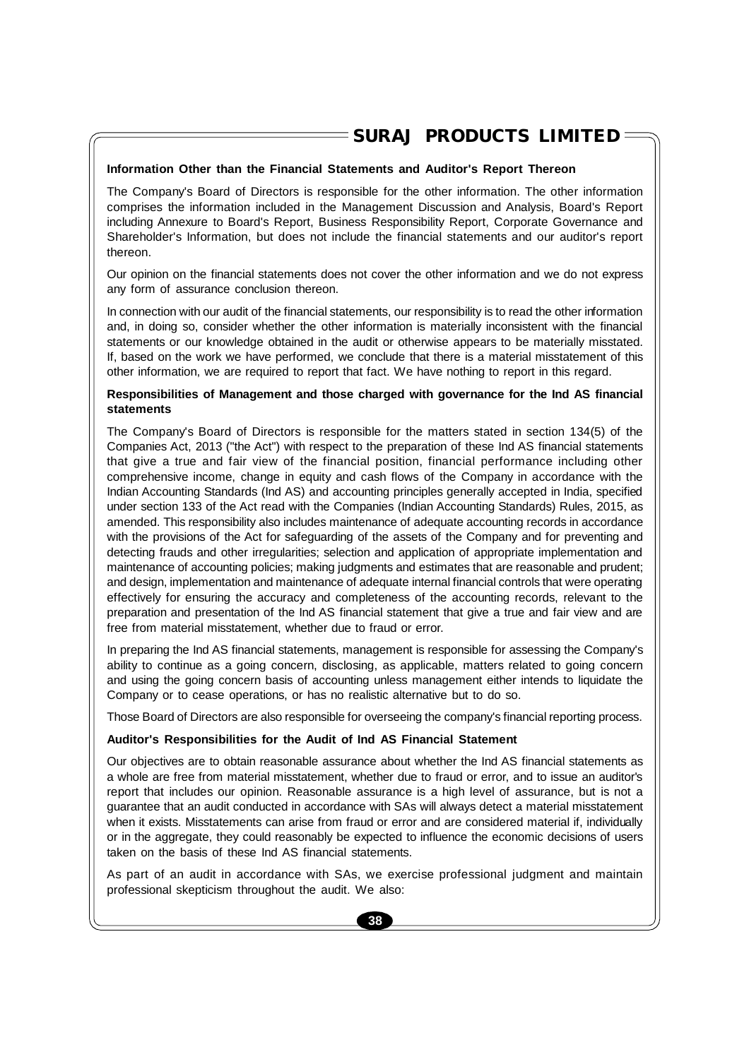**Information Other than the Financial Statements and Auditor's Report Thereon**

The Company's Board of Directors is responsible for the other information. The other information comprises the information included in the Management Discussion and Analysis, Board's Report including Annexure to Board's Report, Business Responsibility Report, Corporate Governance and Shareholder's Information, but does not include the financial statements and our auditor's report thereon.

Our opinion on the financial statements does not cover the other information and we do not express any form of assurance conclusion thereon.

In connection with our audit of the financial statements, our responsibility is to read the other information and, in doing so, consider whether the other information is materially inconsistent with the financial statements or our knowledge obtained in the audit or otherwise appears to be materially misstated. If, based on the work we have performed, we conclude that there is a material misstatement of this other information, we are required to report that fact. We have nothing to report in this regard.

**Responsibilities of Management and those charged with governance for the Ind AS financial statements**

The Company's Board of Directors is responsible for the matters stated in section 134(5) of the Companies Act, 2013 ("the Act") with respect to the preparation of these Ind AS financial statements that give a true and fair view of the financial position, financial performance including other comprehensive income, change in equity and cash flows of the Company in accordance with the Indian Accounting Standards (Ind AS) and accounting principles generally accepted in India, specified under section 133 of the Act read with the Companies (Indian Accounting Standards) Rules, 2015, as amended. This responsibility also includes maintenance of adequate accounting records in accordance with the provisions of the Act for safeguarding of the assets of the Company and for preventing and detecting frauds and other irregularities; selection and application of appropriate implementation and maintenance of accounting policies; making judgments and estimates that are reasonable and prudent; and design, implementation and maintenance of adequate internal financial controls that were operating effectively for ensuring the accuracy and completeness of the accounting records, relevant to the preparation and presentation of the Ind AS financial statement that give a true and fair view and are free from material misstatement, whether due to fraud or error.

In preparing the Ind AS financial statements, management is responsible for assessing the Company's ability to continue as a going concern, disclosing, as applicable, matters related to going concern and using the going concern basis of accounting unless management either intends to liquidate the Company or to cease operations, or has no realistic alternative but to do so.

Those Board of Directors are also responsible for overseeing the company's financial reporting process.

**Auditor's Responsibilities for the Audit of Ind AS Financial Statement**

Our objectives are to obtain reasonable assurance about whether the Ind AS financial statements as a whole are free from material misstatement, whether due to fraud or error, and to issue an auditor's report that includes our opinion. Reasonable assurance is a high level of assurance, but is not a guarantee that an audit conducted in accordance with SAs will always detect a material misstatement when it exists. Misstatements can arise from fraud or error and are considered material if, individually or in the aggregate, they could reasonably be expected to influence the economic decisions of users taken on the basis of these Ind AS financial statements.

As part of an audit in accordance with SAs, we exercise professional judgment and maintain professional skepticism throughout the audit. We also: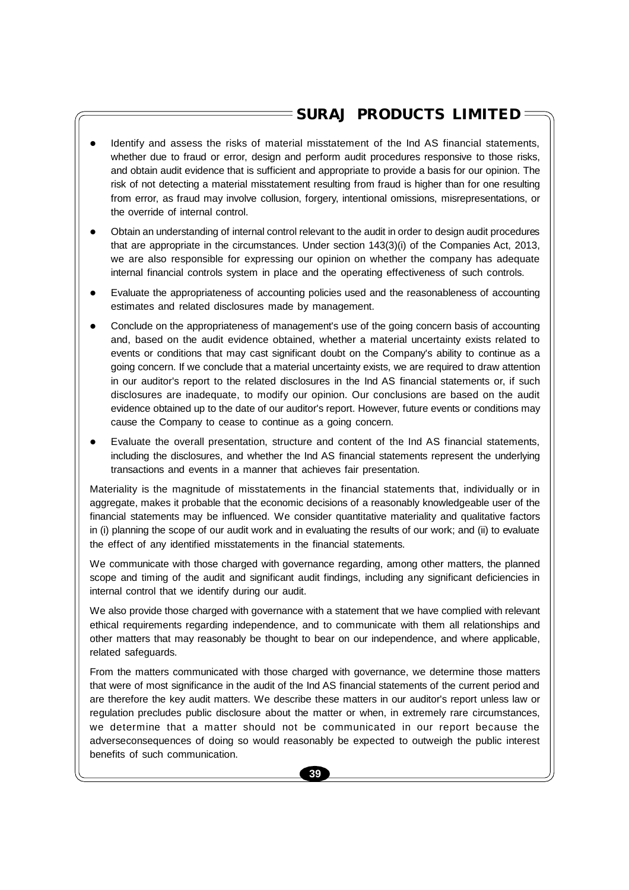- Identify and assess the risks of material misstatement of the Ind AS financial statements, whether due to fraud or error, design and perform audit procedures responsive to those risks, and obtain audit evidence that is sufficient and appropriate to provide a basis for our opinion. The risk of not detecting a material misstatement resulting from fraud is higher than for one resulting from error, as fraud may involve collusion, forgery, intentional omissions, misrepresentations, or the override of internal control.
- Obtain an understanding of internal control relevant to the audit in order to design audit procedures that are appropriate in the circumstances. Under section 143(3)(i) of the Companies Act, 2013, we are also responsible for expressing our opinion on whether the company has adequate internal financial controls system in place and the operating effectiveness of such controls.
- Evaluate the appropriateness of accounting policies used and the reasonableness of accounting estimates and related disclosures made by management.
- Conclude on the appropriateness of management's use of the going concern basis of accounting and, based on the audit evidence obtained, whether a material uncertainty exists related to events or conditions that may cast significant doubt on the Company's ability to continue as a going concern. If we conclude that a material uncertainty exists, we are required to draw attention in our auditor's report to the related disclosures in the Ind AS financial statements or, if such disclosures are inadequate, to modify our opinion. Our conclusions are based on the audit evidence obtained up to the date of our auditor's report. However, future events or conditions may cause the Company to cease to continue as a going concern.
- Evaluate the overall presentation, structure and content of the Ind AS financial statements, including the disclosures, and whether the Ind AS financial statements represent the underlying transactions and events in a manner that achieves fair presentation.

Materiality is the magnitude of misstatements in the financial statements that, individually or in aggregate, makes it probable that the economic decisions of a reasonably knowledgeable user of the financial statements may be influenced. We consider quantitative materiality and qualitative factors in (i) planning the scope of our audit work and in evaluating the results of our work; and (ii) to evaluate the effect of any identified misstatements in the financial statements.

We communicate with those charged with governance regarding, among other matters, the planned scope and timing of the audit and significant audit findings, including any significant deficiencies in internal control that we identify during our audit.

We also provide those charged with governance with a statement that we have complied with relevant ethical requirements regarding independence, and to communicate with them all relationships and other matters that may reasonably be thought to bear on our independence, and where applicable, related safeguards.

From the matters communicated with those charged with governance, we determine those matters that were of most significance in the audit of the Ind AS financial statements of the current period and are therefore the key audit matters. We describe these matters in our auditor's report unless law or regulation precludes public disclosure about the matter or when, in extremely rare circumstances, we determine that a matter should not be communicated in our report because the adverseconsequences of doing so would reasonably be expected to outweigh the public interest benefits of such communication.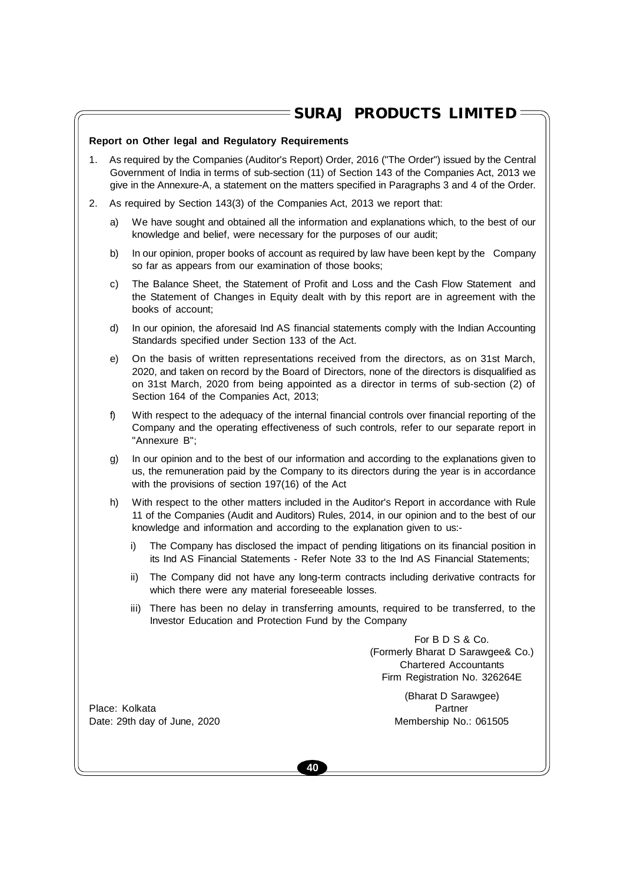**Report on Other legal and Regulatory Requirements**

1. As required by the Companies (Auditor's Report) Order, 2016 ("The Order") issued by the Central Government of India in terms of sub-section (11) of Section 143 of the Companies Act, 2013 we give in the Annexure-A, a statement on the matters specified in Paragraphs 3 and 4 of the Order.

2. As required by Section 143(3) of the Companies Act, 2013 we report that:

   a) We have sought and obtained all the information and explanations which, to the best of our knowledge and belief, were necessary for the purposes of our audit;

   b) In our opinion, proper books of account as required by law have been kept by the Company so far as appears from our examination of those books;

   c) The Balance Sheet, the Statement of Profit and Loss and the Cash Flow Statement and the Statement of Changes in Equity dealt with by this report are in agreement with the books of account;

   d) In our opinion, the aforesaid Ind AS financial statements comply with the Indian Accounting Standards specified under Section 133 of the Act.

   e) On the basis of written representations received from the directors, as on 31st March, 2020, and taken on record by the Board of Directors, none of the directors is disqualified as on 31st March, 2020 from being appointed as a director in terms of sub-section (2) of Section 164 of the Companies Act, 2013;

   f) With respect to the adequacy of the internal financial controls over financial reporting of the Company and the operating effectiveness of such controls, refer to our separate report in "Annexure B";

   g) In our opinion and to the best of our information and according to the explanations given to us, the remuneration paid by the Company to its directors during the year is in accordance with the provisions of section 197(16) of the Act

   h) With respect to the other matters included in the Auditor's Report in accordance with Rule 11 of the Companies (Audit and Auditors) Rules, 2014, in our opinion and to the best of our knowledge and information and according to the explanation given to us:-

      i) The Company has disclosed the impact of pending litigations on its financial position in its Ind AS Financial Statements - Refer Note 33 to the Ind AS Financial Statements;

      ii) The Company did not have any long-term contracts including derivative contracts for which there were any material foreseeable losses.

      iii) There has been no delay in transferring amounts, required to be transferred, to the Investor Education and Protection Fund by the Company

For B D S & Co.
(Formerly Bharat D Sarawgee& Co.)
Chartered Accountants
Firm Registration No. 326264E

(Bharat D Sarawgee)
Partner
Membership No.: 061505

Place: Kolkata
Date: 29th day of June, 2020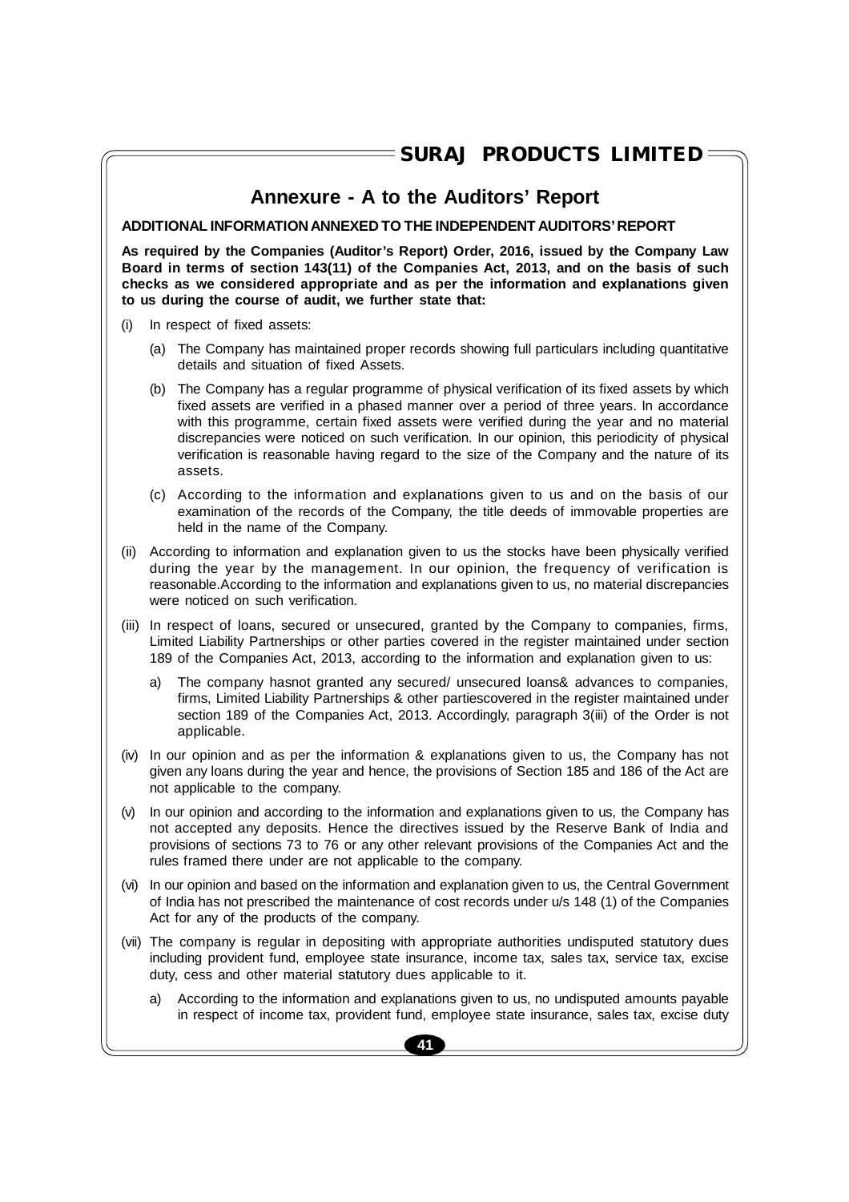# Annexure - A to the Auditors' Report

**ADDITIONAL INFORMATION ANNEXED TO THE INDEPENDENT AUDITORS' REPORT**

**As required by the Companies (Auditor's Report) Order, 2016, issued by the Company Law Board in terms of section 143(11) of the Companies Act, 2013, and on the basis of such checks as we considered appropriate and as per the information and explanations given to us during the course of audit, we further state that:**

(i) In respect of fixed assets:

   (a) The Company has maintained proper records showing full particulars including quantitative details and situation of fixed Assets.

   (b) The Company has a regular programme of physical verification of its fixed assets by which fixed assets are verified in a phased manner over a period of three years. In accordance with this programme, certain fixed assets were verified during the year and no material discrepancies were noticed on such verification. In our opinion, this periodicity of physical verification is reasonable having regard to the size of the Company and the nature of its assets.

   (c) According to the information and explanations given to us and on the basis of our examination of the records of the Company, the title deeds of immovable properties are held in the name of the Company.

(ii) According to information and explanation given to us the stocks have been physically verified during the year by the management. In our opinion, the frequency of verification is reasonable.According to the information and explanations given to us, no material discrepancies were noticed on such verification.

(iii) In respect of loans, secured or unsecured, granted by the Company to companies, firms, Limited Liability Partnerships or other parties covered in the register maintained under section 189 of the Companies Act, 2013, according to the information and explanation given to us:

   a) The company hasnot granted any secured/ unsecured loans& advances to companies, firms, Limited Liability Partnerships & other partiescovered in the register maintained under section 189 of the Companies Act, 2013. Accordingly, paragraph 3(iii) of the Order is not applicable.

(iv) In our opinion and as per the information & explanations given to us, the Company has not given any loans during the year and hence, the provisions of Section 185 and 186 of the Act are not applicable to the company.

(v) In our opinion and according to the information and explanations given to us, the Company has not accepted any deposits. Hence the directives issued by the Reserve Bank of India and provisions of sections 73 to 76 or any other relevant provisions of the Companies Act and the rules framed there under are not applicable to the company.

(vi) In our opinion and based on the information and explanation given to us, the Central Government of India has not prescribed the maintenance of cost records under u/s 148 (1) of the Companies Act for any of the products of the company.

(vii) The company is regular in depositing with appropriate authorities undisputed statutory dues including provident fund, employee state insurance, income tax, sales tax, service tax, excise duty, cess and other material statutory dues applicable to it.

   a) According to the information and explanations given to us, no undisputed amounts payable in respect of income tax, provident fund, employee state insurance, sales tax, excise duty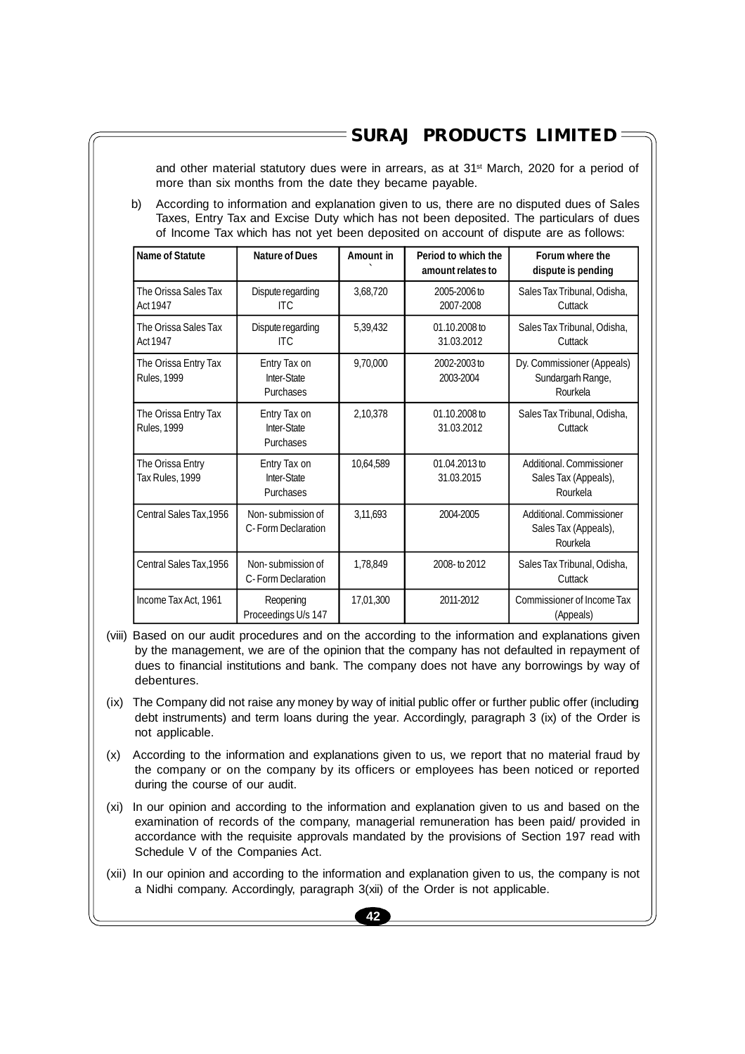and other material statutory dues were in arrears, as at 31st March, 2020 for a period of more than six months from the date they became payable.

b) According to information and explanation given to us, there are no disputed dues of Sales Taxes, Entry Tax and Excise Duty which has not been deposited. The particulars of dues of Income Tax which has not yet been deposited on account of dispute are as follows:

| Name of Statute | Nature of Dues | Amount in ` | Period to which the amount relates to | Forum where the dispute is pending |
|---|---|---|---|---|
| The Orissa Sales Tax Act 1947 | Dispute regarding ITC | 3,68,720 | 2005-2006 to 2007-2008 | Sales Tax Tribunal, Odisha, Cuttack |
| The Orissa Sales Tax Act 1947 | Dispute regarding ITC | 5,39,432 | 01.10.2008 to 31.03.2012 | Sales Tax Tribunal, Odisha, Cuttack |
| The Orissa Entry Tax Rules, 1999 | Entry Tax on Inter-State Purchases | 9,70,000 | 2002-2003 to 2003-2004 | Dy. Commissioner (Appeals) Sundargarh Range, Rourkela |
| The Orissa Entry Tax Rules, 1999 | Entry Tax on Inter-State Purchases | 2,10,378 | 01.10.2008 to 31.03.2012 | Sales Tax Tribunal, Odisha, Cuttack |
| The Orissa Entry Tax Rules, 1999 | Entry Tax on Inter-State Purchases | 10,64,589 | 01.04.2013 to 31.03.2015 | Additional. Commissioner Sales Tax (Appeals), Rourkela |
| Central Sales Tax,1956 | Non- submission of C- Form Declaration | 3,11,693 | 2004-2005 | Additional. Commissioner Sales Tax (Appeals), Rourkela |
| Central Sales Tax,1956 | Non- submission of C- Form Declaration | 1,78,849 | 2008- to 2012 | Sales Tax Tribunal, Odisha, Cuttack |
| Income Tax Act, 1961 | Reopening Proceedings U/s 147 | 17,01,300 | 2011-2012 | Commissioner of Income Tax (Appeals) |

(viii) Based on our audit procedures and on the according to the information and explanations given by the management, we are of the opinion that the company has not defaulted in repayment of dues to financial institutions and bank. The company does not have any borrowings by way of debentures.

(ix) The Company did not raise any money by way of initial public offer or further public offer (including debt instruments) and term loans during the year. Accordingly, paragraph 3 (ix) of the Order is not applicable.

(x) According to the information and explanations given to us, we report that no material fraud by the company or on the company by its officers or employees has been noticed or reported during the course of our audit.

(xi) In our opinion and according to the information and explanation given to us and based on the examination of records of the company, managerial remuneration has been paid/ provided in accordance with the requisite approvals mandated by the provisions of Section 197 read with Schedule V of the Companies Act.

(xii) In our opinion and according to the information and explanation given to us, the company is not a Nidhi company. Accordingly, paragraph 3(xii) of the Order is not applicable.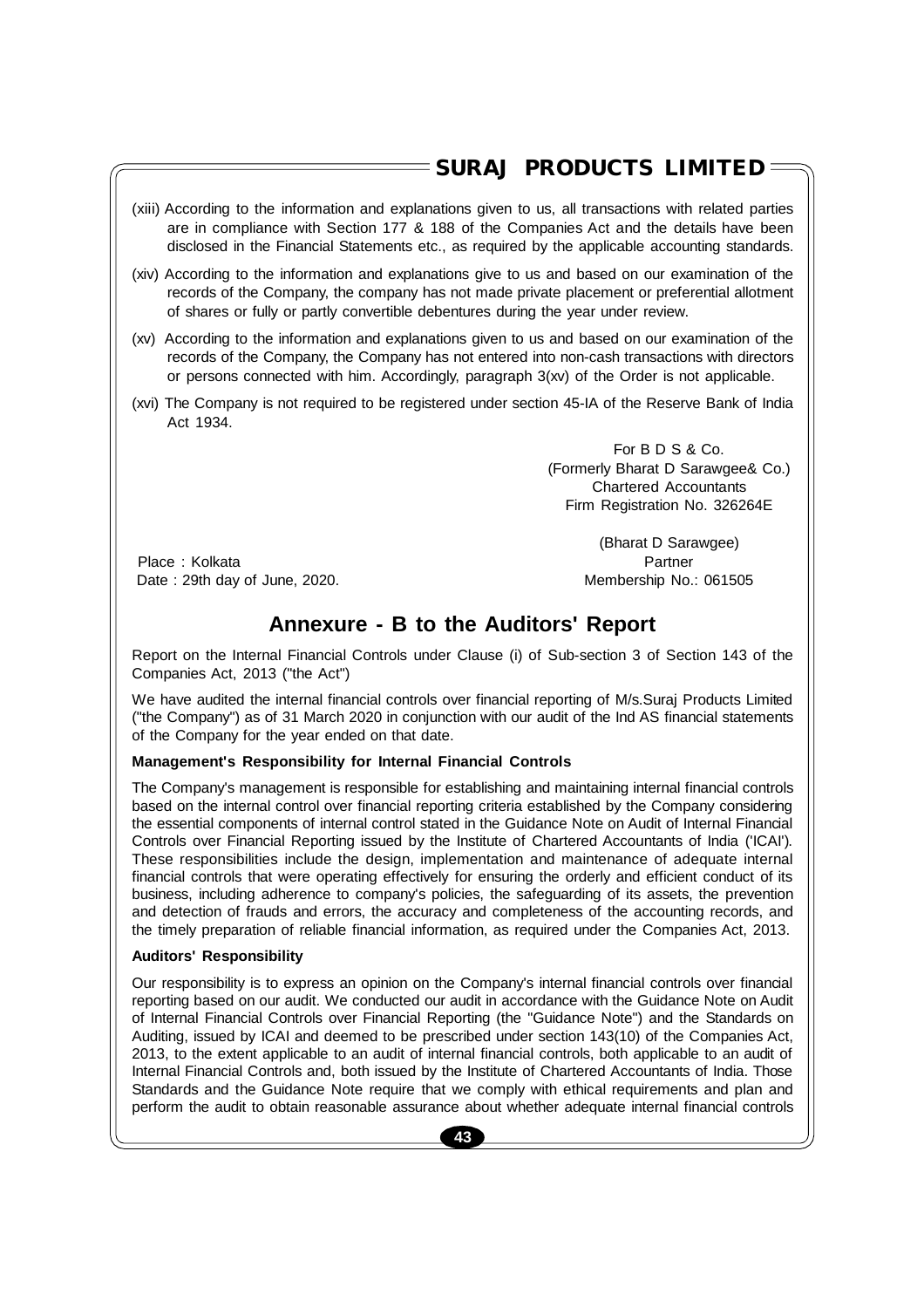(xiii) According to the information and explanations given to us, all transactions with related parties are in compliance with Section 177 & 188 of the Companies Act and the details have been disclosed in the Financial Statements etc., as required by the applicable accounting standards.

(xiv) According to the information and explanations give to us and based on our examination of the records of the Company, the company has not made private placement or preferential allotment of shares or fully or partly convertible debentures during the year under review.

(xv) According to the information and explanations given to us and based on our examination of the records of the Company, the Company has not entered into non-cash transactions with directors or persons connected with him. Accordingly, paragraph 3(xv) of the Order is not applicable.

(xvi) The Company is not required to be registered under section 45-IA of the Reserve Bank of India Act 1934.

For B D S & Co.
(Formerly Bharat D Sarawgee& Co.)
Chartered Accountants
Firm Registration No. 326264E

(Bharat D Sarawgee)
Partner
Membership No.: 061505

Place : Kolkata
Date : 29th day of June, 2020.

## Annexure - B to the Auditors' Report

Report on the Internal Financial Controls under Clause (i) of Sub-section 3 of Section 143 of the Companies Act, 2013 ("the Act")

We have audited the internal financial controls over financial reporting of M/s.Suraj Products Limited ("the Company") as of 31 March 2020 in conjunction with our audit of the Ind AS financial statements of the Company for the year ended on that date.

**Management's Responsibility for Internal Financial Controls**

The Company's management is responsible for establishing and maintaining internal financial controls based on the internal control over financial reporting criteria established by the Company considering the essential components of internal control stated in the Guidance Note on Audit of Internal Financial Controls over Financial Reporting issued by the Institute of Chartered Accountants of India ('ICAI'). These responsibilities include the design, implementation and maintenance of adequate internal financial controls that were operating effectively for ensuring the orderly and efficient conduct of its business, including adherence to company's policies, the safeguarding of its assets, the prevention and detection of frauds and errors, the accuracy and completeness of the accounting records, and the timely preparation of reliable financial information, as required under the Companies Act, 2013.

**Auditors' Responsibility**

Our responsibility is to express an opinion on the Company's internal financial controls over financial reporting based on our audit. We conducted our audit in accordance with the Guidance Note on Audit of Internal Financial Controls over Financial Reporting (the "Guidance Note") and the Standards on Auditing, issued by ICAI and deemed to be prescribed under section 143(10) of the Companies Act, 2013, to the extent applicable to an audit of internal financial controls, both applicable to an audit of Internal Financial Controls and, both issued by the Institute of Chartered Accountants of India. Those Standards and the Guidance Note require that we comply with ethical requirements and plan and perform the audit to obtain reasonable assurance about whether adequate internal financial controls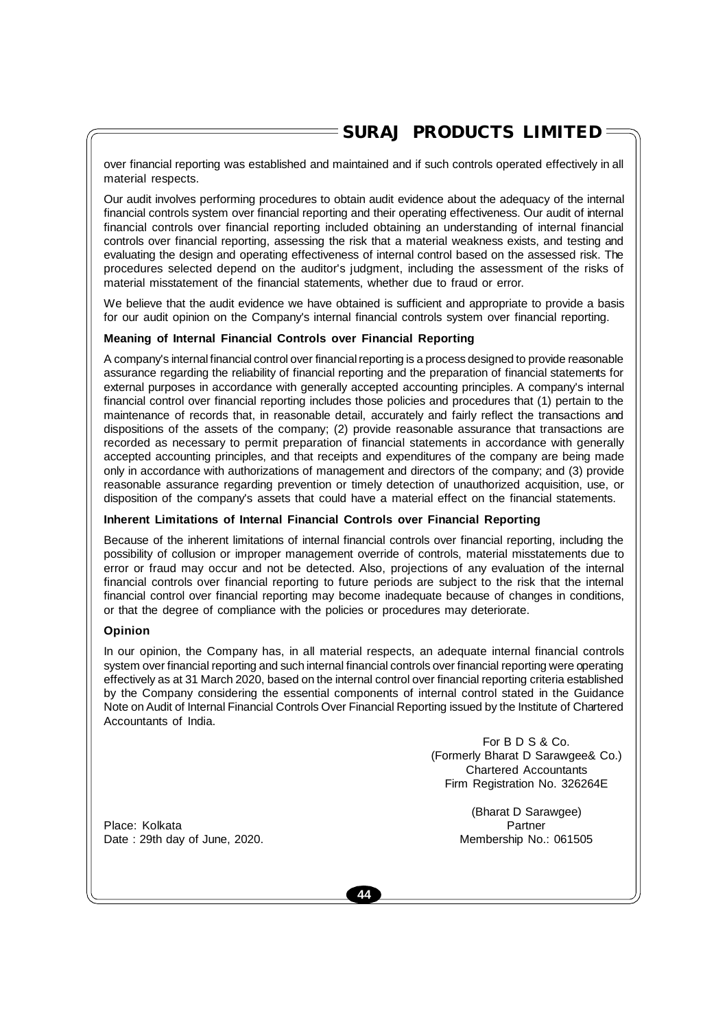over financial reporting was established and maintained and if such controls operated effectively in all material respects.

Our audit involves performing procedures to obtain audit evidence about the adequacy of the internal financial controls system over financial reporting and their operating effectiveness. Our audit of internal financial controls over financial reporting included obtaining an understanding of internal financial controls over financial reporting, assessing the risk that a material weakness exists, and testing and evaluating the design and operating effectiveness of internal control based on the assessed risk. The procedures selected depend on the auditor's judgment, including the assessment of the risks of material misstatement of the financial statements, whether due to fraud or error.

We believe that the audit evidence we have obtained is sufficient and appropriate to provide a basis for our audit opinion on the Company's internal financial controls system over financial reporting.

**Meaning of Internal Financial Controls over Financial Reporting**

A company's internal financial control over financial reporting is a process designed to provide reasonable assurance regarding the reliability of financial reporting and the preparation of financial statements for external purposes in accordance with generally accepted accounting principles. A company's internal financial control over financial reporting includes those policies and procedures that (1) pertain to the maintenance of records that, in reasonable detail, accurately and fairly reflect the transactions and dispositions of the assets of the company; (2) provide reasonable assurance that transactions are recorded as necessary to permit preparation of financial statements in accordance with generally accepted accounting principles, and that receipts and expenditures of the company are being made only in accordance with authorizations of management and directors of the company; and (3) provide reasonable assurance regarding prevention or timely detection of unauthorized acquisition, use, or disposition of the company's assets that could have a material effect on the financial statements.

**Inherent Limitations of Internal Financial Controls over Financial Reporting**

Because of the inherent limitations of internal financial controls over financial reporting, including the possibility of collusion or improper management override of controls, material misstatements due to error or fraud may occur and not be detected. Also, projections of any evaluation of the internal financial controls over financial reporting to future periods are subject to the risk that the internal financial control over financial reporting may become inadequate because of changes in conditions, or that the degree of compliance with the policies or procedures may deteriorate.

**Opinion**

In our opinion, the Company has, in all material respects, an adequate internal financial controls system over financial reporting and such internal financial controls over financial reporting were operating effectively as at 31 March 2020, based on the internal control over financial reporting criteria established by the Company considering the essential components of internal control stated in the Guidance Note on Audit of Internal Financial Controls Over Financial Reporting issued by the Institute of Chartered Accountants of India.

For B D S & Co.
(Formerly Bharat D Sarawgee& Co.)
Chartered Accountants
Firm Registration No. 326264E

(Bharat D Sarawgee)
Partner
Membership No.: 061505

Place: Kolkata
Date : 29th day of June, 2020.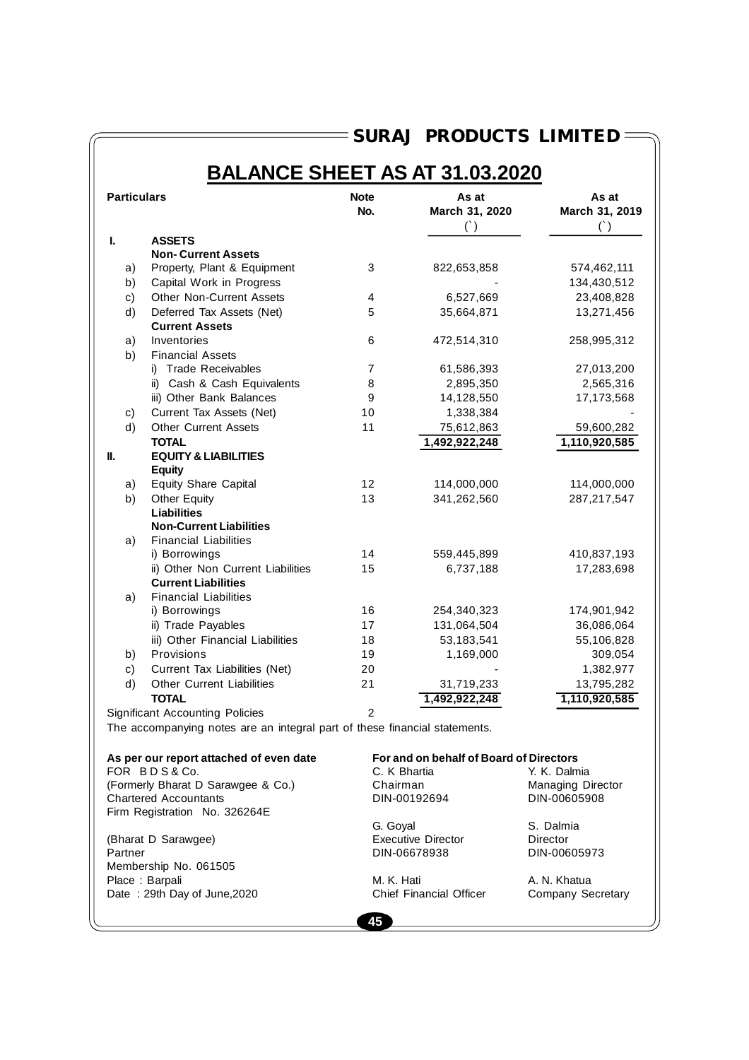# BALANCE SHEET AS AT 31.03.2020

| Particulars | | | Note No. | As at March 31, 2020 (`) | As at March 31, 2019 (`) |
|---|---|---|---|---|---|
| **I.** | | **ASSETS** | | | |
| | | **Non- Current Assets** | | | |
| | a) | Property, Plant & Equipment | 3 | 822,653,858 | 574,462,111 |
| | b) | Capital Work in Progress | | - | 134,430,512 |
| | c) | Other Non-Current Assets | 4 | 6,527,669 | 23,408,828 |
| | d) | Deferred Tax Assets (Net) | 5 | 35,664,871 | 13,271,456 |
| | | **Current Assets** | | | |
| | a) | Inventories | 6 | 472,514,310 | 258,995,312 |
| | b) | Financial Assets | | | |
| | | i) Trade Receivables | 7 | 61,586,393 | 27,013,200 |
| | | ii) Cash & Cash Equivalents | 8 | 2,895,350 | 2,565,316 |
| | | iii) Other Bank Balances | 9 | 14,128,550 | 17,173,568 |
| | c) | Current Tax Assets (Net) | 10 | 1,338,384 | - |
| | d) | Other Current Assets | 11 | 75,612,863 | 59,600,282 |
| | | **TOTAL** | | 1,492,922,248 | 1,110,920,585 |
| **II.** | | **EQUITY & LIABILITIES** | | | |
| | | **Equity** | | | |
| | a) | Equity Share Capital | 12 | 114,000,000 | 114,000,000 |
| | b) | Other Equity | 13 | 341,262,560 | 287,217,547 |
| | | **Liabilities** | | | |
| | | **Non-Current Liabilities** | | | |
| | a) | Financial Liabilities | | | |
| | | i) Borrowings | 14 | 559,445,899 | 410,837,193 |
| | | ii) Other Non Current Liabilities | 15 | 6,737,188 | 17,283,698 |
| | | **Current Liabilities** | | | |
| | a) | Financial Liabilities | | | |
| | | i) Borrowings | 16 | 254,340,323 | 174,901,942 |
| | | ii) Trade Payables | 17 | 131,064,504 | 36,086,064 |
| | | iii) Other Financial Liabilities | 18 | 53,183,541 | 55,106,828 |
| | b) | Provisions | 19 | 1,169,000 | 309,054 |
| | c) | Current Tax Liabilities (Net) | 20 | - | 1,382,977 |
| | d) | Other Current Liabilities | 21 | 31,719,233 | 13,795,282 |
| | | **TOTAL** | | 1,492,922,248 | 1,110,920,585 |
| Significant Accounting Policies | | | 2 | | |

The accompanying notes are an integral part of these financial statements.

**As per our report attached of even date**
FOR B D S & Co.
(Formerly Bharat D Sarawgee & Co.)
Chartered Accountants
Firm Registration No. 326264E

(Bharat D Sarawgee)
Partner
Membership No. 061505
Place : Barpali
Date : 29th Day of June,2020

**For and on behalf of Board of Directors**

C. K Bhartia
Chairman
DIN-00192694

Y. K. Dalmia
Managing Director
DIN-00605908

G. Goyal
Executive Director
DIN-06678938

S. Dalmia
Director
DIN-00605973

M. K. Hati
Chief Financial Officer

A. N. Khatua
Company Secretary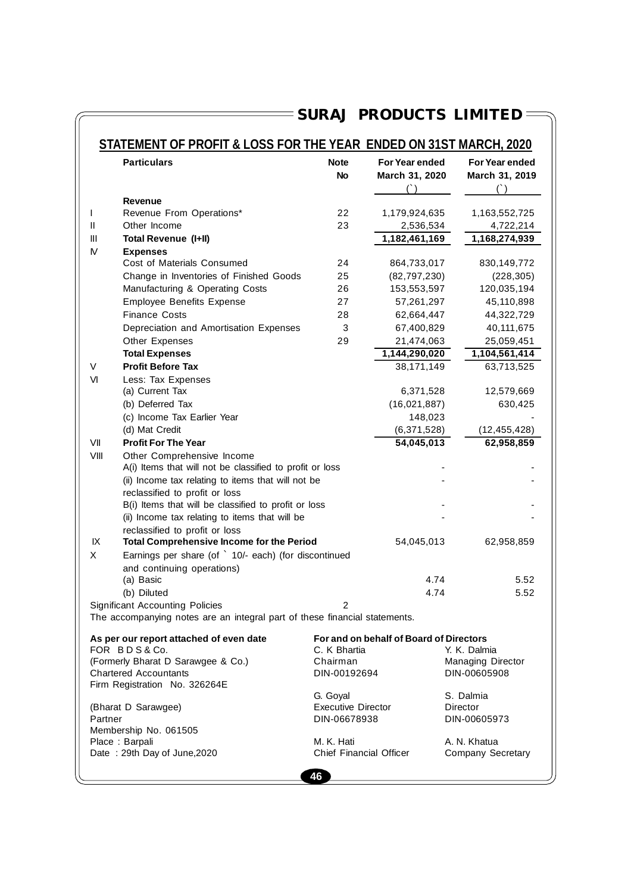## STATEMENT OF PROFIT & LOSS FOR THE YEAR ENDED ON 31ST MARCH, 2020

| | Particulars | Note No | For Year ended March 31, 2020 (`) | For Year ended March 31, 2019 (`) |
|---|---|---|---|---|
| | **Revenue** | | | |
| I | Revenue From Operations* | 22 | 1,179,924,635 | 1,163,552,725 |
| II | Other Income | 23 | 2,536,534 | 4,722,214 |
| III | **Total Revenue (I+II)** | | **1,182,461,169** | **1,168,274,939** |
| IV | **Expenses** | | | |
| | Cost of Materials Consumed | 24 | 864,733,017 | 830,149,772 |
| | Change in Inventories of Finished Goods | 25 | (82,797,230) | (228,305) |
| | Manufacturing & Operating Costs | 26 | 153,553,597 | 120,035,194 |
| | Employee Benefits Expense | 27 | 57,261,297 | 45,110,898 |
| | Finance Costs | 28 | 62,664,447 | 44,322,729 |
| | Depreciation and Amortisation Expenses | 3 | 67,400,829 | 40,111,675 |
| | Other Expenses | 29 | 21,474,063 | 25,059,451 |
| | **Total Expenses** | | **1,144,290,020** | **1,104,561,414** |
| V | **Profit Before Tax** | | 38,171,149 | 63,713,525 |
| VI | Less: Tax Expenses | | | |
| | (a) Current Tax | | 6,371,528 | 12,579,669 |
| | (b) Deferred Tax | | (16,021,887) | 630,425 |
| | (c) Income Tax Earlier Year | | 148,023 | - |
| | (d) Mat Credit | | (6,371,528) | (12,455,428) |
| VII | **Profit For The Year** | | **54,045,013** | **62,958,859** |
| VIII | Other Comprehensive Income | | | |
| | A(i) Items that will not be classified to profit or loss | | - | - |
| | (ii) Income tax relating to items that will not be reclassified to profit or loss | | - | - |
| | B(i) Items that will be classified to profit or loss | | - | - |
| | (ii) Income tax relating to items that will be reclassified to profit or loss | | - | - |
| IX | **Total Comprehensive Income for the Period** | | 54,045,013 | 62,958,859 |
| X | Earnings per share (of ` 10/- each) (for discontinued and continuing operations) | | | |
| | (a) Basic | | 4.74 | 5.52 |
| | (b) Diluted | | 4.74 | 5.52 |
| | Significant Accounting Policies | 2 | | |

The accompanying notes are an integral part of these financial statements.

**As per our report attached of even date**
FOR B D S & Co.
(Formerly Bharat D Sarawgee & Co.)
Chartered Accountants
Firm Registration No. 326264E

(Bharat D Sarawgee)
Partner
Membership No. 061505
Place : Barpali
Date : 29th Day of June,2020

**For and on behalf of Board of Directors**

C. K Bhartia
Chairman
DIN-00192694

Y. K. Dalmia
Managing Director
DIN-00605908

G. Goyal
Executive Director
DIN-06678938

S. Dalmia
Director
DIN-00605973

M. K. Hati
Chief Financial Officer

A. N. Khatua
Company Secretary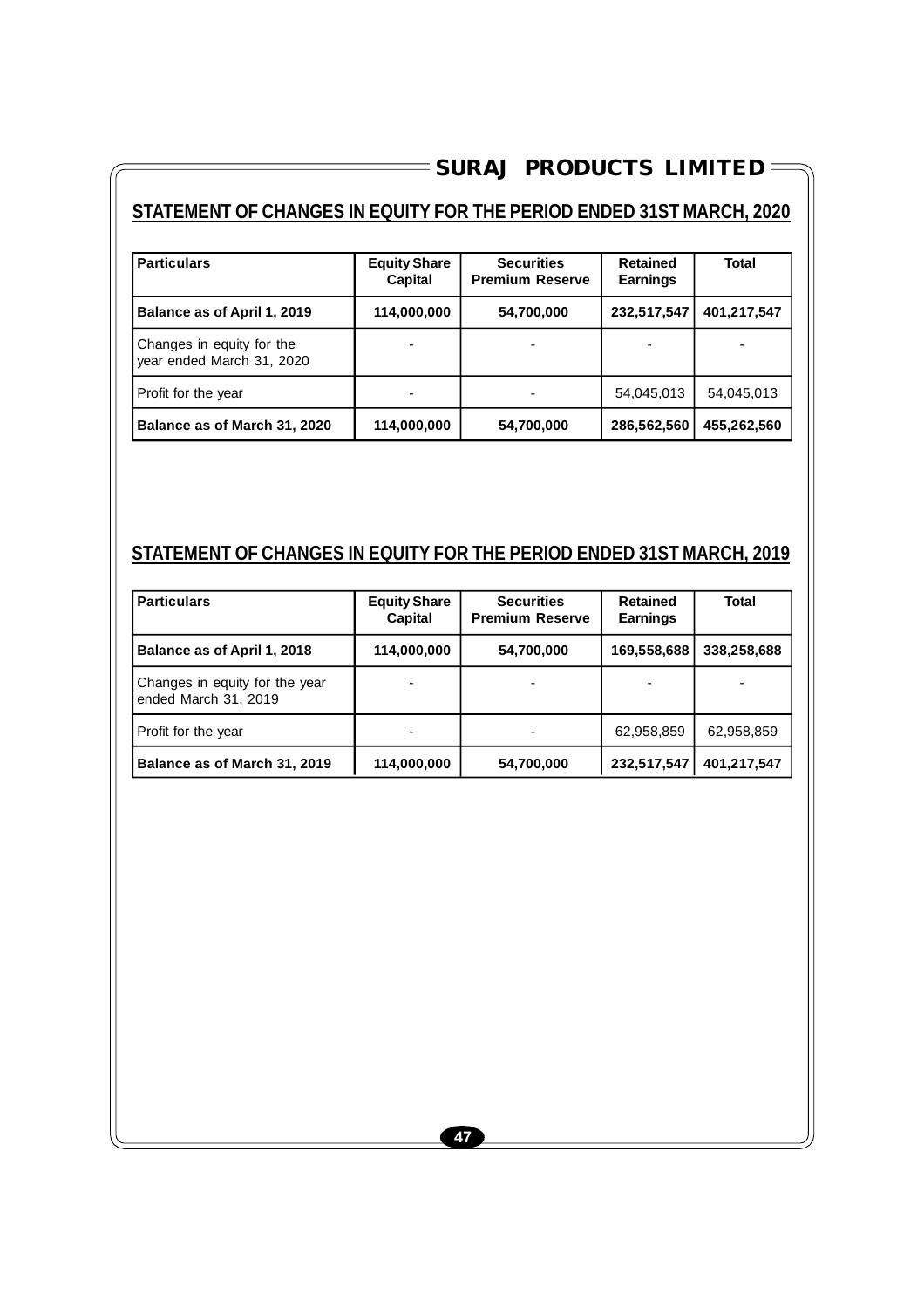## STATEMENT OF CHANGES IN EQUITY FOR THE PERIOD ENDED 31ST MARCH, 2020

| Particulars | Equity Share Capital | Securities Premium Reserve | Retained Earnings | Total |
|---|---|---|---|---|
| **Balance as of April 1, 2019** | **114,000,000** | **54,700,000** | **232,517,547** | **401,217,547** |
| Changes in equity for the year ended March 31, 2020 | - | - | - | - |
| Profit for the year | - | - | 54,045,013 | 54,045,013 |
| **Balance as of March 31, 2020** | **114,000,000** | **54,700,000** | **286,562,560** | **455,262,560** |

## STATEMENT OF CHANGES IN EQUITY FOR THE PERIOD ENDED 31ST MARCH, 2019

| Particulars | Equity Share Capital | Securities Premium Reserve | Retained Earnings | Total |
|---|---|---|---|---|
| **Balance as of April 1, 2018** | **114,000,000** | **54,700,000** | **169,558,688** | **338,258,688** |
| Changes in equity for the year ended March 31, 2019 | - | - | - | - |
| Profit for the year | - | - | 62,958,859 | 62,958,859 |
| **Balance as of March 31, 2019** | **114,000,000** | **54,700,000** | **232,517,547** | **401,217,547** |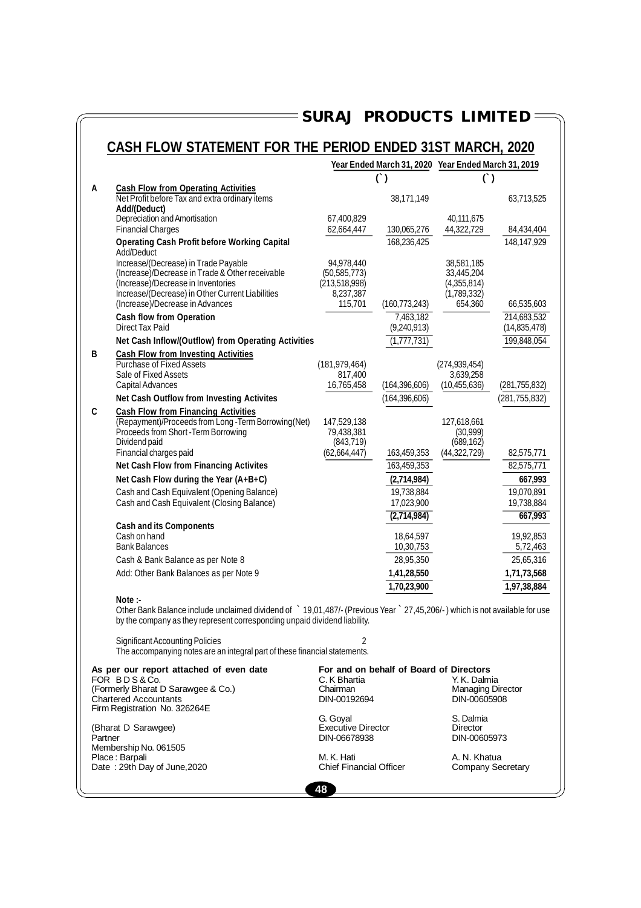## SURAJ PRODUCTS LIMITED

# CASH FLOW STATEMENT FOR THE PERIOD ENDED 31ST MARCH, 2020

| | | Year Ended March 31, 2020 | | Year Ended March 31, 2019 | |
|---|---|---|---|---|---|
| | | (`) | | (`) | |
| **A** | **Cash Flow from Operating Activities** | | | | |
| | Net Profit before Tax and extra ordinary items | | 38,171,149 | | 63,713,525 |
| | **Add/(Deduct)** | | | | |
| | Depreciation and Amortisation | 67,400,829 | | 40,111,675 | |
| | Financial Charges | 62,664,447 | 130,065,276 | 44,322,729 | 84,434,404 |
| | **Operating Cash Profit before Working Capital** | | 168,236,425 | | 148,147,929 |
| | Add/Deduct | | | | |
| | Increase/(Decrease) in Trade Payable | 94,978,440 | | 38,581,185 | |
| | (Increase)/Decrease in Trade & Other receivable | (50,585,773) | | 33,445,204 | |
| | (Increase)/Decrease in Inventories | (213,518,998) | | (4,355,814) | |
| | Increase/(Decrease) in Other Current Liabilities | 8,237,387 | | (1,789,332) | |
| | (Increase)/Decrease in Advances | 115,701 | (160,773,243) | 654,360 | 66,535,603 |
| | **Cash flow from Operation** | | 7,463,182 | | 214,683,532 |
| | Direct Tax Paid | | (9,240,913) | | (14,835,478) |
| | **Net Cash Inflow/(Outflow) from Operating Activities** | | (1,777,731) | | 199,848,054 |
| **B** | **Cash Flow from Investing Activities** | | | | |
| | Purchase of Fixed Assets | (181,979,464) | | (274,939,454) | |
| | Sale of Fixed Assets | 817,400 | | 3,639,258 | |
| | Capital Advances | 16,765,458 | (164,396,606) | (10,455,636) | (281,755,832) |
| | **Net Cash Outflow from Investing Activites** | | (164,396,606) | | (281,755,832) |
| **C** | **Cash Flow from Financing Activities** | | | | |
| | (Repayment)/Proceeds from Long -Term Borrowing(Net) | 147,529,138 | | 127,618,661 | |
| | Proceeds from Short -Term Borrowing | 79,438,381 | | (30,999) | |
| | Dividend paid | (843,719) | | (689,162) | |
| | Financial charges paid | (62,664,447) | 163,459,353 | (44,322,729) | 82,575,771 |
| | **Net Cash Flow from Financing Activites** | | 163,459,353 | | 82,575,771 |
| | **Net Cash Flow during the Year (A+B+C)** | | **(2,714,984)** | | **667,993** |
| | Cash and Cash Equivalent (Opening Balance) | | 19,738,884 | | 19,070,891 |
| | Cash and Cash Equivalent (Closing Balance) | | 17,023,900 | | 19,738,884 |
| | | | **(2,714,984)** | | **667,993** |
| | **Cash and its Components** | | | | |
| | Cash on hand | | 18,64,597 | | 19,92,853 |
| | Bank Balances | | 10,30,753 | | 5,72,463 |
| | Cash & Bank Balance as per Note 8 | | 28,95,350 | | 25,65,316 |
| | Add: Other Bank Balances as per Note 9 | | **1,41,28,550** | | **1,71,73,568** |
| | | | **1,70,23,900** | | **1,97,38,884** |

**Note :-**

Other Bank Balance include unclaimed dividend of ` 19,01,487/- (Previous Year ` 27,45,206/- ) which is not available for use by the company as they represent corresponding unpaid dividend liability.

Significant Accounting Policies 2

The accompanying notes are an integral part of these financial statements.

**As per our report attached of even date**
FOR B D S & Co.
(Formerly Bharat D Sarawgee & Co.)
Chartered Accountants
Firm Registration No. 326264E

(Bharat D Sarawgee)
Partner
Membership No. 061505
Place : Barpali
Date : 29th Day of June,2020

**For and on behalf of Board of Directors**

C. K Bhartia
Chairman
DIN-00192694

Y. K. Dalmia
Managing Director
DIN-00605908

G. Goyal
Executive Director
DIN-06678938

S. Dalmia
Director
DIN-00605973

M. K. Hati
Chief Financial Officer

A. N. Khatua
Company Secretary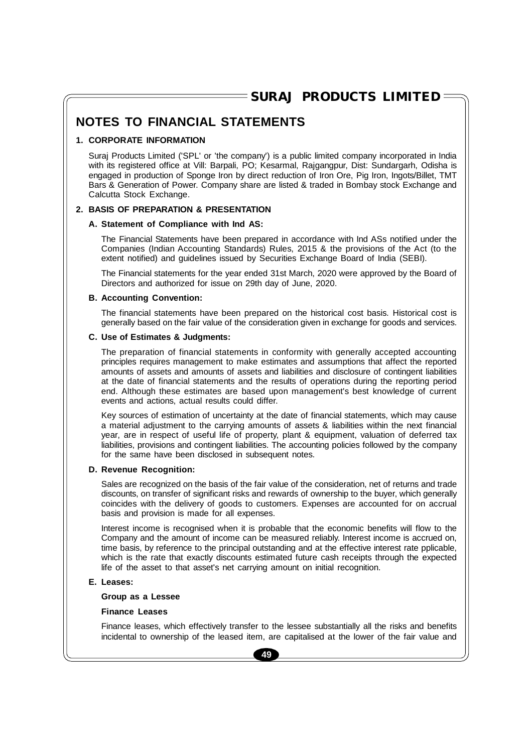# NOTES TO FINANCIAL STATEMENTS

## 1. CORPORATE INFORMATION

Suraj Products Limited ('SPL' or 'the company') is a public limited company incorporated in India with its registered office at Vill: Barpali, PO; Kesarmal, Rajgangpur, Dist: Sundargarh, Odisha is engaged in production of Sponge Iron by direct reduction of Iron Ore, Pig Iron, Ingots/Billet, TMT Bars & Generation of Power. Company share are listed & traded in Bombay stock Exchange and Calcutta Stock Exchange.

## 2. BASIS OF PREPARATION & PRESENTATION

### A. Statement of Compliance with Ind AS:

The Financial Statements have been prepared in accordance with Ind ASs notified under the Companies (Indian Accounting Standards) Rules, 2015 & the provisions of the Act (to the extent notified) and guidelines issued by Securities Exchange Board of India (SEBI).

The Financial statements for the year ended 31st March, 2020 were approved by the Board of Directors and authorized for issue on 29th day of June, 2020.

### B. Accounting Convention:

The financial statements have been prepared on the historical cost basis. Historical cost is generally based on the fair value of the consideration given in exchange for goods and services.

### C. Use of Estimates & Judgments:

The preparation of financial statements in conformity with generally accepted accounting principles requires management to make estimates and assumptions that affect the reported amounts of assets and amounts of assets and liabilities and disclosure of contingent liabilities at the date of financial statements and the results of operations during the reporting period end. Although these estimates are based upon management's best knowledge of current events and actions, actual results could differ.

Key sources of estimation of uncertainty at the date of financial statements, which may cause a material adjustment to the carrying amounts of assets & liabilities within the next financial year, are in respect of useful life of property, plant & equipment, valuation of deferred tax liabilities, provisions and contingent liabilities. The accounting policies followed by the company for the same have been disclosed in subsequent notes.

### D. Revenue Recognition:

Sales are recognized on the basis of the fair value of the consideration, net of returns and trade discounts, on transfer of significant risks and rewards of ownership to the buyer, which generally coincides with the delivery of goods to customers. Expenses are accounted for on accrual basis and provision is made for all expenses.

Interest income is recognised when it is probable that the economic benefits will flow to the Company and the amount of income can be measured reliably. Interest income is accrued on, time basis, by reference to the principal outstanding and at the effective interest rate pplicable, which is the rate that exactly discounts estimated future cash receipts through the expected life of the asset to that asset's net carrying amount on initial recognition.

### E. Leases:

**Group as a Lessee**

**Finance Leases**

Finance leases, which effectively transfer to the lessee substantially all the risks and benefits incidental to ownership of the leased item, are capitalised at the lower of the fair value and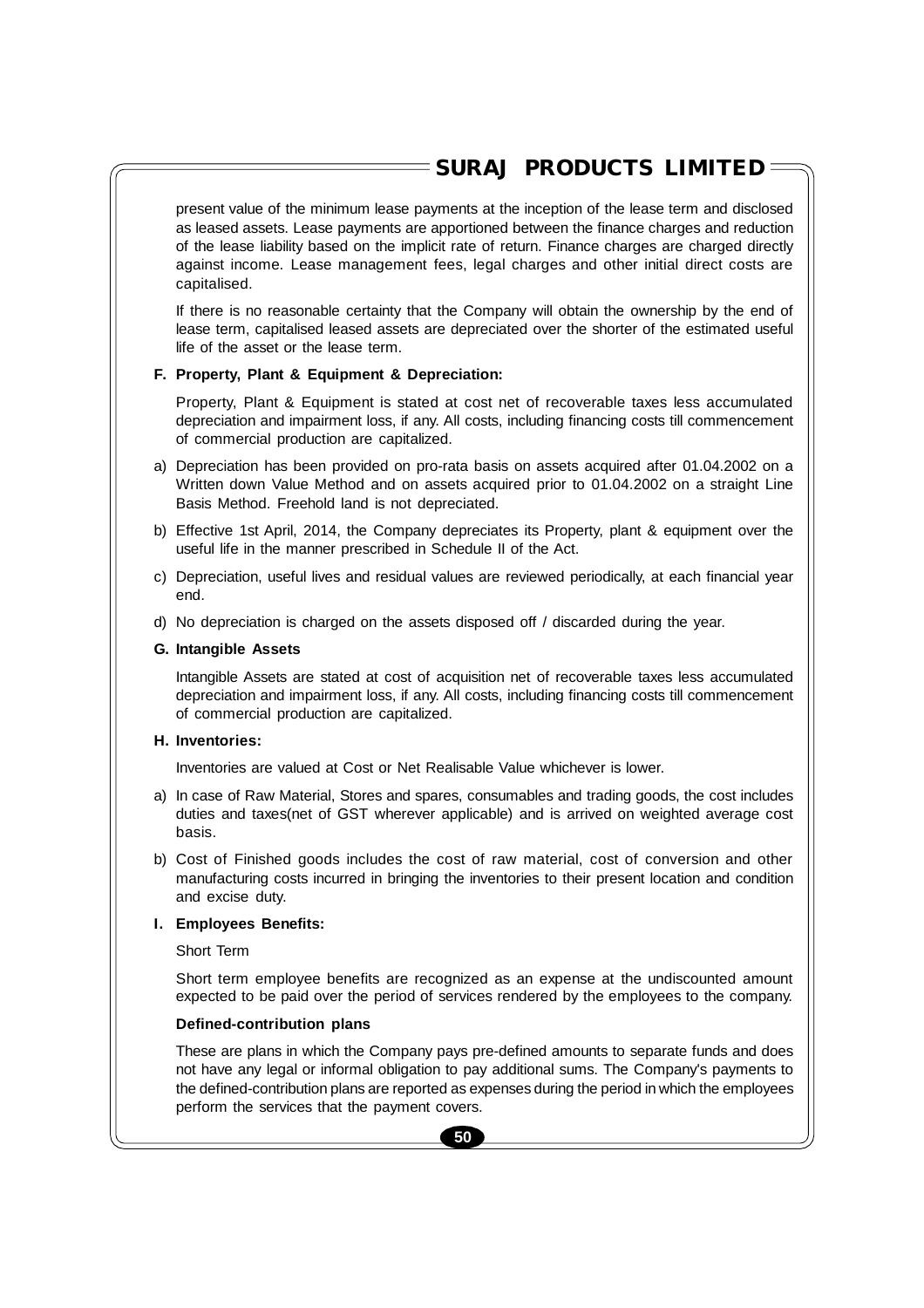present value of the minimum lease payments at the inception of the lease term and disclosed as leased assets. Lease payments are apportioned between the finance charges and reduction of the lease liability based on the implicit rate of return. Finance charges are charged directly against income. Lease management fees, legal charges and other initial direct costs are capitalised.

If there is no reasonable certainty that the Company will obtain the ownership by the end of lease term, capitalised leased assets are depreciated over the shorter of the estimated useful life of the asset or the lease term.

**F. Property, Plant & Equipment & Depreciation:**

Property, Plant & Equipment is stated at cost net of recoverable taxes less accumulated depreciation and impairment loss, if any. All costs, including financing costs till commencement of commercial production are capitalized.

a) Depreciation has been provided on pro-rata basis on assets acquired after 01.04.2002 on a Written down Value Method and on assets acquired prior to 01.04.2002 on a straight Line Basis Method. Freehold land is not depreciated.

b) Effective 1st April, 2014, the Company depreciates its Property, plant & equipment over the useful life in the manner prescribed in Schedule II of the Act.

c) Depreciation, useful lives and residual values are reviewed periodically, at each financial year end.

d) No depreciation is charged on the assets disposed off / discarded during the year.

**G. Intangible Assets**

Intangible Assets are stated at cost of acquisition net of recoverable taxes less accumulated depreciation and impairment loss, if any. All costs, including financing costs till commencement of commercial production are capitalized.

**H. Inventories:**

Inventories are valued at Cost or Net Realisable Value whichever is lower.

a) In case of Raw Material, Stores and spares, consumables and trading goods, the cost includes duties and taxes(net of GST wherever applicable) and is arrived on weighted average cost basis.

b) Cost of Finished goods includes the cost of raw material, cost of conversion and other manufacturing costs incurred in bringing the inventories to their present location and condition and excise duty.

**I. Employees Benefits:**

Short Term

Short term employee benefits are recognized as an expense at the undiscounted amount expected to be paid over the period of services rendered by the employees to the company.

**Defined-contribution plans**

These are plans in which the Company pays pre-defined amounts to separate funds and does not have any legal or informal obligation to pay additional sums. The Company's payments to the defined-contribution plans are reported as expenses during the period in which the employees perform the services that the payment covers.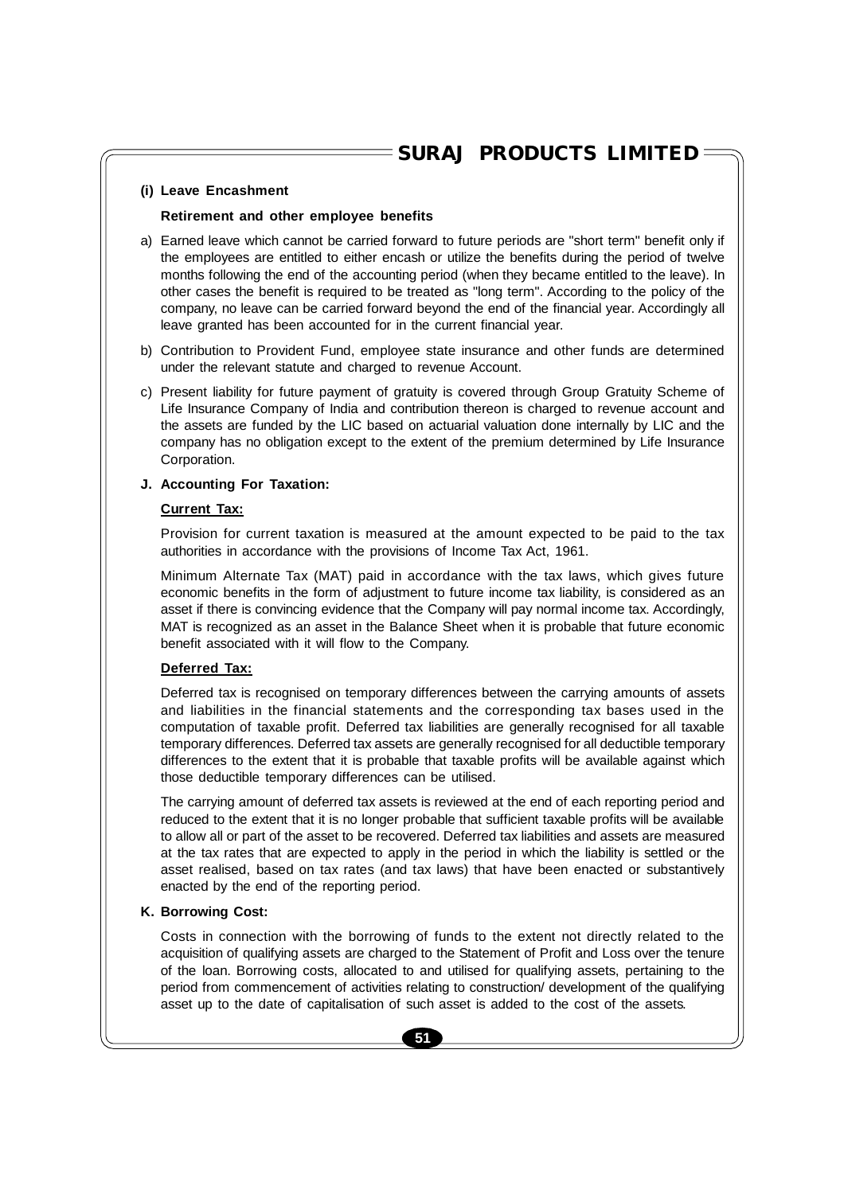**(i) Leave Encashment**

**Retirement and other employee benefits**

a) Earned leave which cannot be carried forward to future periods are "short term" benefit only if the employees are entitled to either encash or utilize the benefits during the period of twelve months following the end of the accounting period (when they became entitled to the leave). In other cases the benefit is required to be treated as "long term". According to the policy of the company, no leave can be carried forward beyond the end of the financial year. Accordingly all leave granted has been accounted for in the current financial year.

b) Contribution to Provident Fund, employee state insurance and other funds are determined under the relevant statute and charged to revenue Account.

c) Present liability for future payment of gratuity is covered through Group Gratuity Scheme of Life Insurance Company of India and contribution thereon is charged to revenue account and the assets are funded by the LIC based on actuarial valuation done internally by LIC and the company has no obligation except to the extent of the premium determined by Life Insurance Corporation.

**J. Accounting For Taxation:**

**Current Tax:**

Provision for current taxation is measured at the amount expected to be paid to the tax authorities in accordance with the provisions of Income Tax Act, 1961.

Minimum Alternate Tax (MAT) paid in accordance with the tax laws, which gives future economic benefits in the form of adjustment to future income tax liability, is considered as an asset if there is convincing evidence that the Company will pay normal income tax. Accordingly, MAT is recognized as an asset in the Balance Sheet when it is probable that future economic benefit associated with it will flow to the Company.

**Deferred Tax:**

Deferred tax is recognised on temporary differences between the carrying amounts of assets and liabilities in the financial statements and the corresponding tax bases used in the computation of taxable profit. Deferred tax liabilities are generally recognised for all taxable temporary differences. Deferred tax assets are generally recognised for all deductible temporary differences to the extent that it is probable that taxable profits will be available against which those deductible temporary differences can be utilised.

The carrying amount of deferred tax assets is reviewed at the end of each reporting period and reduced to the extent that it is no longer probable that sufficient taxable profits will be available to allow all or part of the asset to be recovered. Deferred tax liabilities and assets are measured at the tax rates that are expected to apply in the period in which the liability is settled or the asset realised, based on tax rates (and tax laws) that have been enacted or substantively enacted by the end of the reporting period.

**K. Borrowing Cost:**

Costs in connection with the borrowing of funds to the extent not directly related to the acquisition of qualifying assets are charged to the Statement of Profit and Loss over the tenure of the loan. Borrowing costs, allocated to and utilised for qualifying assets, pertaining to the period from commencement of activities relating to construction/ development of the qualifying asset up to the date of capitalisation of such asset is added to the cost of the assets.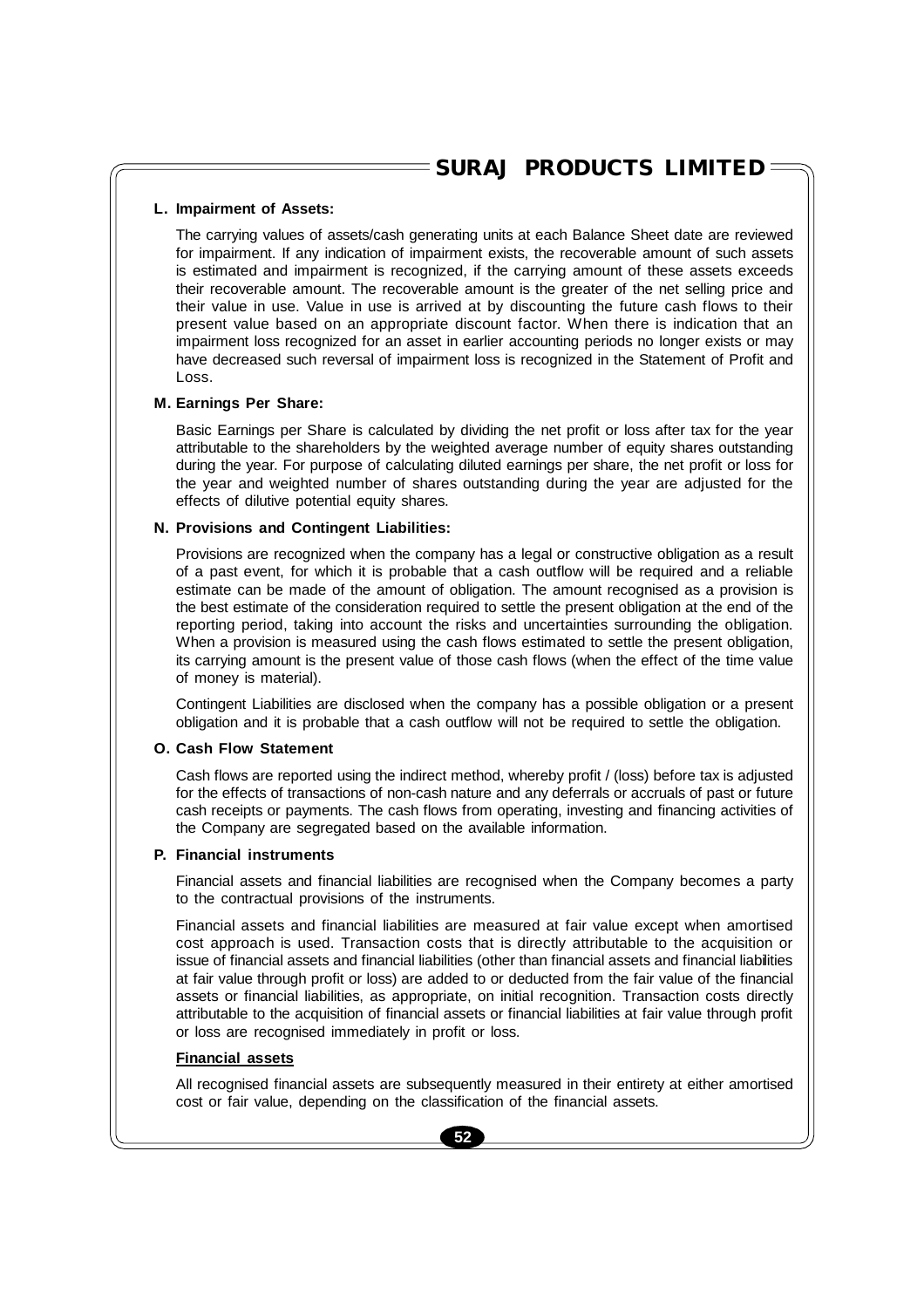**L. Impairment of Assets:**

The carrying values of assets/cash generating units at each Balance Sheet date are reviewed for impairment. If any indication of impairment exists, the recoverable amount of such assets is estimated and impairment is recognized, if the carrying amount of these assets exceeds their recoverable amount. The recoverable amount is the greater of the net selling price and their value in use. Value in use is arrived at by discounting the future cash flows to their present value based on an appropriate discount factor. When there is indication that an impairment loss recognized for an asset in earlier accounting periods no longer exists or may have decreased such reversal of impairment loss is recognized in the Statement of Profit and Loss.

**M. Earnings Per Share:**

Basic Earnings per Share is calculated by dividing the net profit or loss after tax for the year attributable to the shareholders by the weighted average number of equity shares outstanding during the year. For purpose of calculating diluted earnings per share, the net profit or loss for the year and weighted number of shares outstanding during the year are adjusted for the effects of dilutive potential equity shares.

**N. Provisions and Contingent Liabilities:**

Provisions are recognized when the company has a legal or constructive obligation as a result of a past event, for which it is probable that a cash outflow will be required and a reliable estimate can be made of the amount of obligation. The amount recognised as a provision is the best estimate of the consideration required to settle the present obligation at the end of the reporting period, taking into account the risks and uncertainties surrounding the obligation. When a provision is measured using the cash flows estimated to settle the present obligation, its carrying amount is the present value of those cash flows (when the effect of the time value of money is material).

Contingent Liabilities are disclosed when the company has a possible obligation or a present obligation and it is probable that a cash outflow will not be required to settle the obligation.

**O. Cash Flow Statement**

Cash flows are reported using the indirect method, whereby profit / (loss) before tax is adjusted for the effects of transactions of non-cash nature and any deferrals or accruals of past or future cash receipts or payments. The cash flows from operating, investing and financing activities of the Company are segregated based on the available information.

**P. Financial instruments**

Financial assets and financial liabilities are recognised when the Company becomes a party to the contractual provisions of the instruments.

Financial assets and financial liabilities are measured at fair value except when amortised cost approach is used. Transaction costs that is directly attributable to the acquisition or issue of financial assets and financial liabilities (other than financial assets and financial liabilities at fair value through profit or loss) are added to or deducted from the fair value of the financial assets or financial liabilities, as appropriate, on initial recognition. Transaction costs directly attributable to the acquisition of financial assets or financial liabilities at fair value through profit or loss are recognised immediately in profit or loss.

**Financial assets**

All recognised financial assets are subsequently measured in their entirety at either amortised cost or fair value, depending on the classification of the financial assets.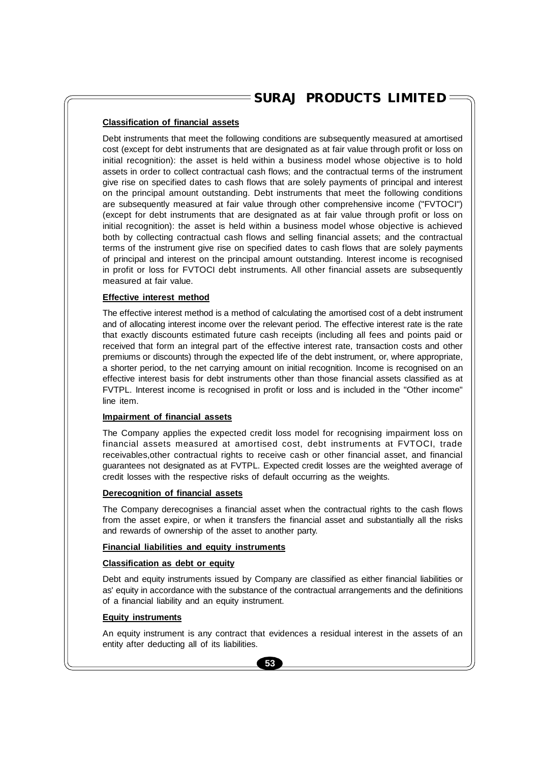#### Classification of financial assets

Debt instruments that meet the following conditions are subsequently measured at amortised cost (except for debt instruments that are designated as at fair value through profit or loss on initial recognition): the asset is held within a business model whose objective is to hold assets in order to collect contractual cash flows; and the contractual terms of the instrument give rise on specified dates to cash flows that are solely payments of principal and interest on the principal amount outstanding. Debt instruments that meet the following conditions are subsequently measured at fair value through other comprehensive income ("FVTOCI") (except for debt instruments that are designated as at fair value through profit or loss on initial recognition): the asset is held within a business model whose objective is achieved both by collecting contractual cash flows and selling financial assets; and the contractual terms of the instrument give rise on specified dates to cash flows that are solely payments of principal and interest on the principal amount outstanding. Interest income is recognised in profit or loss for FVTOCI debt instruments. All other financial assets are subsequently measured at fair value.

#### Effective interest method

The effective interest method is a method of calculating the amortised cost of a debt instrument and of allocating interest income over the relevant period. The effective interest rate is the rate that exactly discounts estimated future cash receipts (including all fees and points paid or received that form an integral part of the effective interest rate, transaction costs and other premiums or discounts) through the expected life of the debt instrument, or, where appropriate, a shorter period, to the net carrying amount on initial recognition. Income is recognised on an effective interest basis for debt instruments other than those financial assets classified as at FVTPL. Interest income is recognised in profit or loss and is included in the "Other income" line item.

#### Impairment of financial assets

The Company applies the expected credit loss model for recognising impairment loss on financial assets measured at amortised cost, debt instruments at FVTOCI, trade receivables,other contractual rights to receive cash or other financial asset, and financial guarantees not designated as at FVTPL. Expected credit losses are the weighted average of credit losses with the respective risks of default occurring as the weights.

#### Derecognition of financial assets

The Company derecognises a financial asset when the contractual rights to the cash flows from the asset expire, or when it transfers the financial asset and substantially all the risks and rewards of ownership of the asset to another party.

#### Financial liabilities and equity instruments

#### Classification as debt or equity

Debt and equity instruments issued by Company are classified as either financial liabilities or as' equity in accordance with the substance of the contractual arrangements and the definitions of a financial liability and an equity instrument.

#### Equity instruments

An equity instrument is any contract that evidences a residual interest in the assets of an entity after deducting all of its liabilities.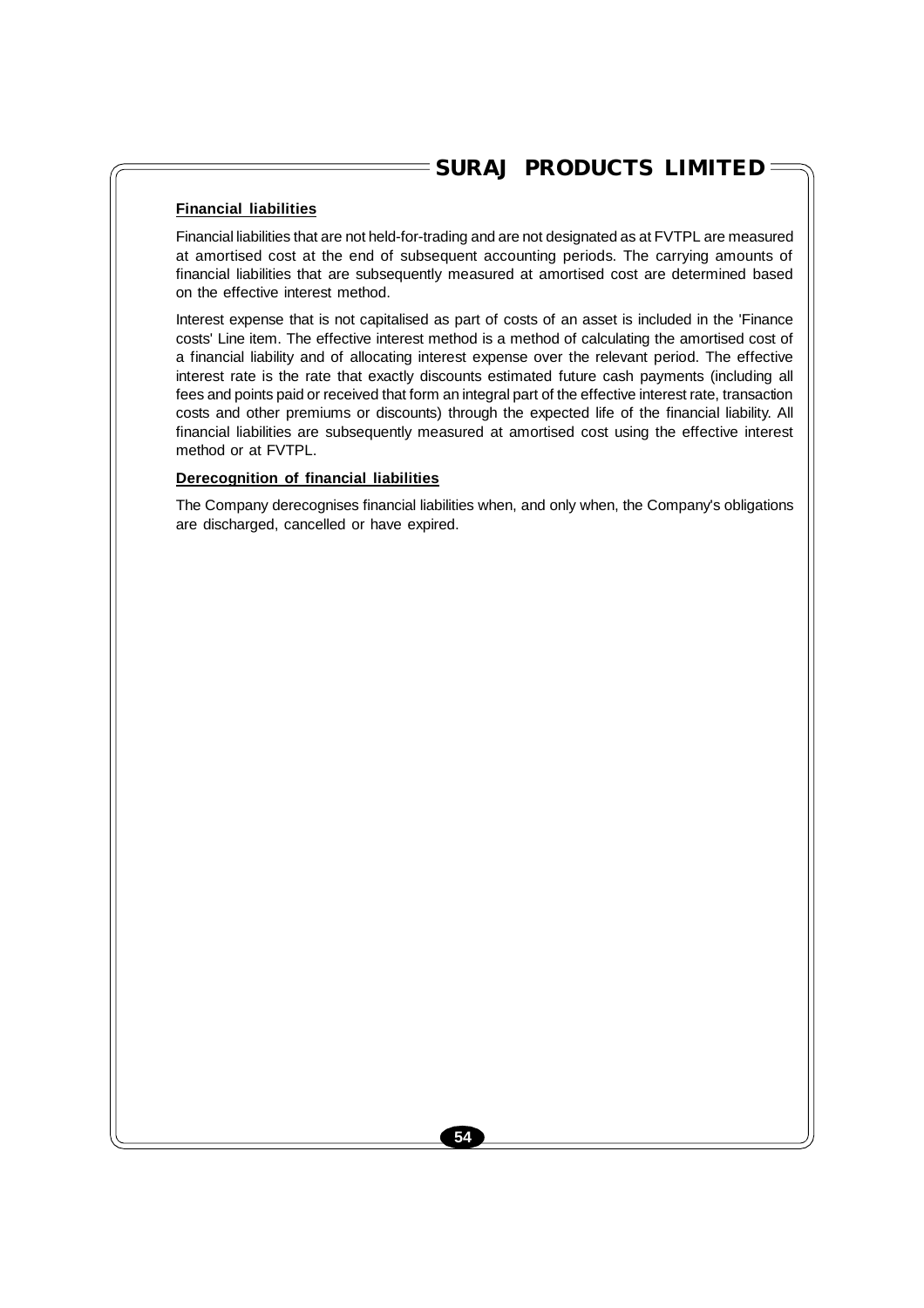**Financial liabilities**

Financial liabilities that are not held-for-trading and are not designated as at FVTPL are measured at amortised cost at the end of subsequent accounting periods. The carrying amounts of financial liabilities that are subsequently measured at amortised cost are determined based on the effective interest method.

Interest expense that is not capitalised as part of costs of an asset is included in the 'Finance costs' Line item. The effective interest method is a method of calculating the amortised cost of a financial liability and of allocating interest expense over the relevant period. The effective interest rate is the rate that exactly discounts estimated future cash payments (including all fees and points paid or received that form an integral part of the effective interest rate, transaction costs and other premiums or discounts) through the expected life of the financial liability. All financial liabilities are subsequently measured at amortised cost using the effective interest method or at FVTPL.

**Derecognition of financial liabilities**

The Company derecognises financial liabilities when, and only when, the Company's obligations are discharged, cancelled or have expired.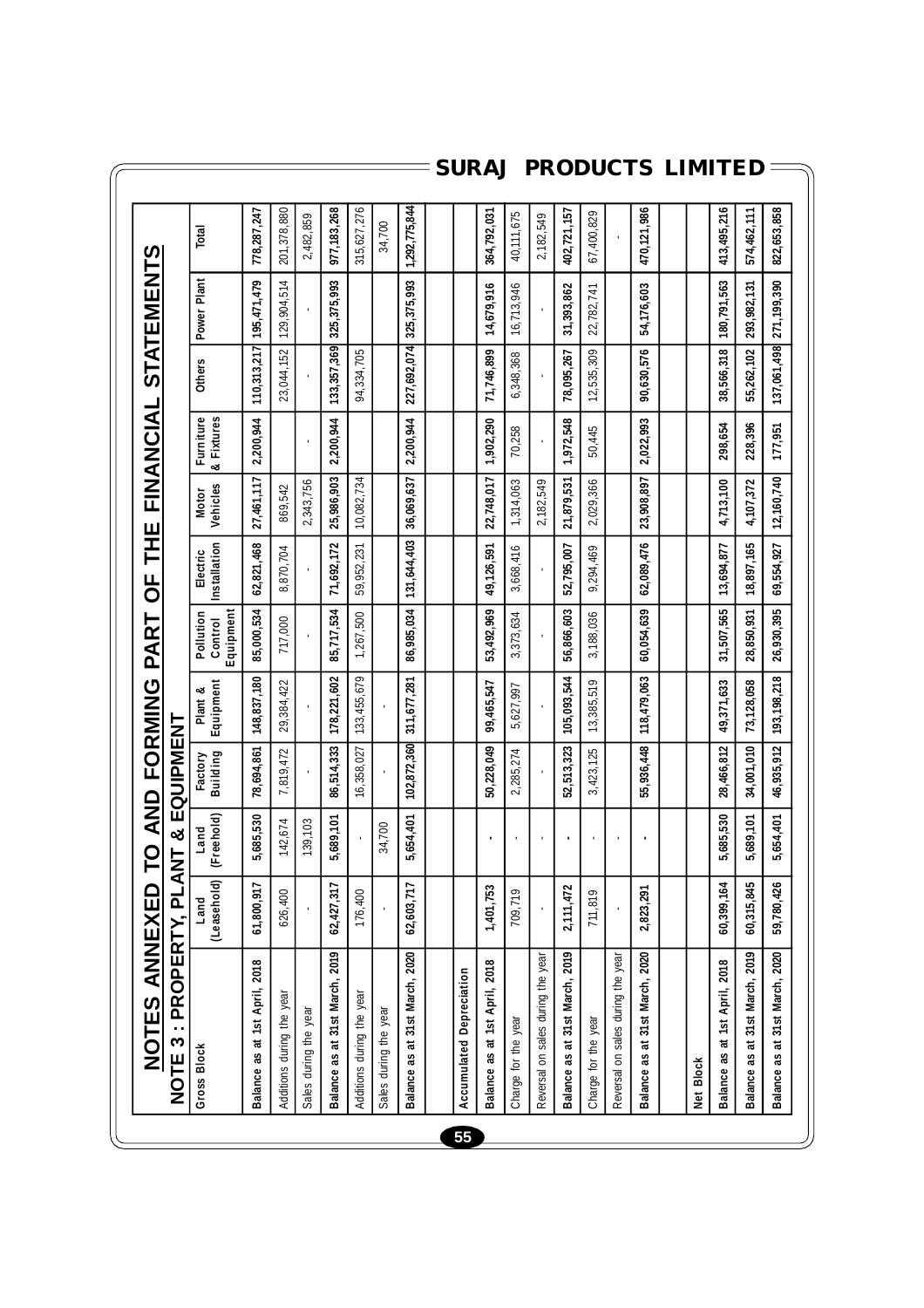# NOTES ANNEXED TO AND FORMING PART OF THE FINANCIAL STATEMENTS

## NOTE 3 : PROPERTY, PLANT & EQUIPMENT

| Gross Block | Land (Leasehold) | Land (Freehold) | Factory Building | Plant & Equipment | Pollution Control Equipment | Electric Installation | Motor Vehicles | Furniture & Fixtures | Others | Power Plant | Total |
|---|---|---|---|---|---|---|---|---|---|---|---|
| **Balance as at 1st April, 2018** | **61,800,917** | **5,685,530** | **78,694,861** | **148,837,180** | **85,000,534** | **62,821,468** | **27,461,117** | **2,200,944** | **110,313,217** | **195,471,479** | **778,287,247** |
| Additions during the year | 626,400 | 142,674 | 7,819,472 | 29,384,422 | 717,000 | 8,870,704 | 869,542 | | 23,044,152 | 129,904,514 | 201,378,880 |
| Sales during the year | - | 139,103 | - | - | - | - | 2,343,756 | - | - | - | 2,482,859 |
| **Balance as at 31st March, 2019** | **62,427,317** | **5,689,101** | **86,514,333** | **178,221,602** | **85,717,534** | **71,692,172** | **25,986,903** | **2,200,944** | **133,357,369** | **325,375,993** | **977,183,268** |
| Additions during the year | 176,400 | - | 16,358,027 | 133,455,679 | 1,267,500 | 59,952,231 | 10,082,734 | | 94,334,705 | | 315,627,276 |
| Sales during the year | - | 34,700 | - | - | | | | | | | 34,700 |
| **Balance as at 31st March, 2020** | **62,603,717** | **5,654,401** | **102,872,360** | **311,677,281** | **86,985,034** | **131,644,403** | **36,069,637** | **2,200,944** | **227,692,074** | **325,375,993** | **1,292,775,844** |
| | | | | | | | | | | | |
| **Accumulated Depreciation** | | | | | | | | | | | |
| **Balance as at 1st April, 2018** | **1,401,753** | **-** | **50,228,049** | **99,465,547** | **53,492,969** | **49,126,591** | **22,748,017** | **1,902,290** | **71,746,899** | **14,679,916** | **364,792,031** |
| Charge for the year | 709,719 | - | 2,285,274 | 5,627,997 | 3,373,634 | 3,668,416 | 1,314,063 | 70,258 | 6,348,368 | 16,713,946 | 40,111,675 |
| Reversal on sales during the year | - | - | - | - | - | - | 2,182,549 | - | - | - | 2,182,549 |
| **Balance as at 31st March, 2019** | **2,111,472** | **-** | **52,513,323** | **105,093,544** | **56,866,603** | **52,795,007** | **21,879,531** | **1,972,548** | **78,095,267** | **31,393,862** | **402,721,157** |
| Charge for the year | 711,819 | - | 3,423,125 | 13,385,519 | 3,188,036 | 9,294,469 | 2,029,366 | 50,445 | 12,535,309 | 22,782,741 | 67,400,829 |
| Reversal on sales during the year | - | - | | | | | | | | | - |
| **Balance as at 31st March, 2020** | **2,823,291** | **-** | **55,936,448** | **118,479,063** | **60,054,639** | **62,089,476** | **23,908,897** | **2,022,993** | **90,630,576** | **54,176,603** | **470,121,986** |
| | | | | | | | | | | | |
| **Net Block** | | | | | | | | | | | |
| **Balance as at 1st April, 2018** | **60,399,164** | **5,685,530** | **28,466,812** | **49,371,633** | **31,507,565** | **13,694,877** | **4,713,100** | **298,654** | **38,566,318** | **180,791,563** | **413,495,216** |
| **Balance as at 31st March, 2019** | **60,315,845** | **5,689,101** | **34,001,010** | **73,128,058** | **28,850,931** | **18,897,165** | **4,107,372** | **228,396** | **55,262,102** | **293,982,131** | **574,462,111** |
| **Balance as at 31st March, 2020** | **59,780,426** | **5,654,401** | **46,935,912** | **193,198,218** | **26,930,395** | **69,554,927** | **12,160,740** | **177,951** | **137,061,498** | **271,199,390** | **822,653,858** |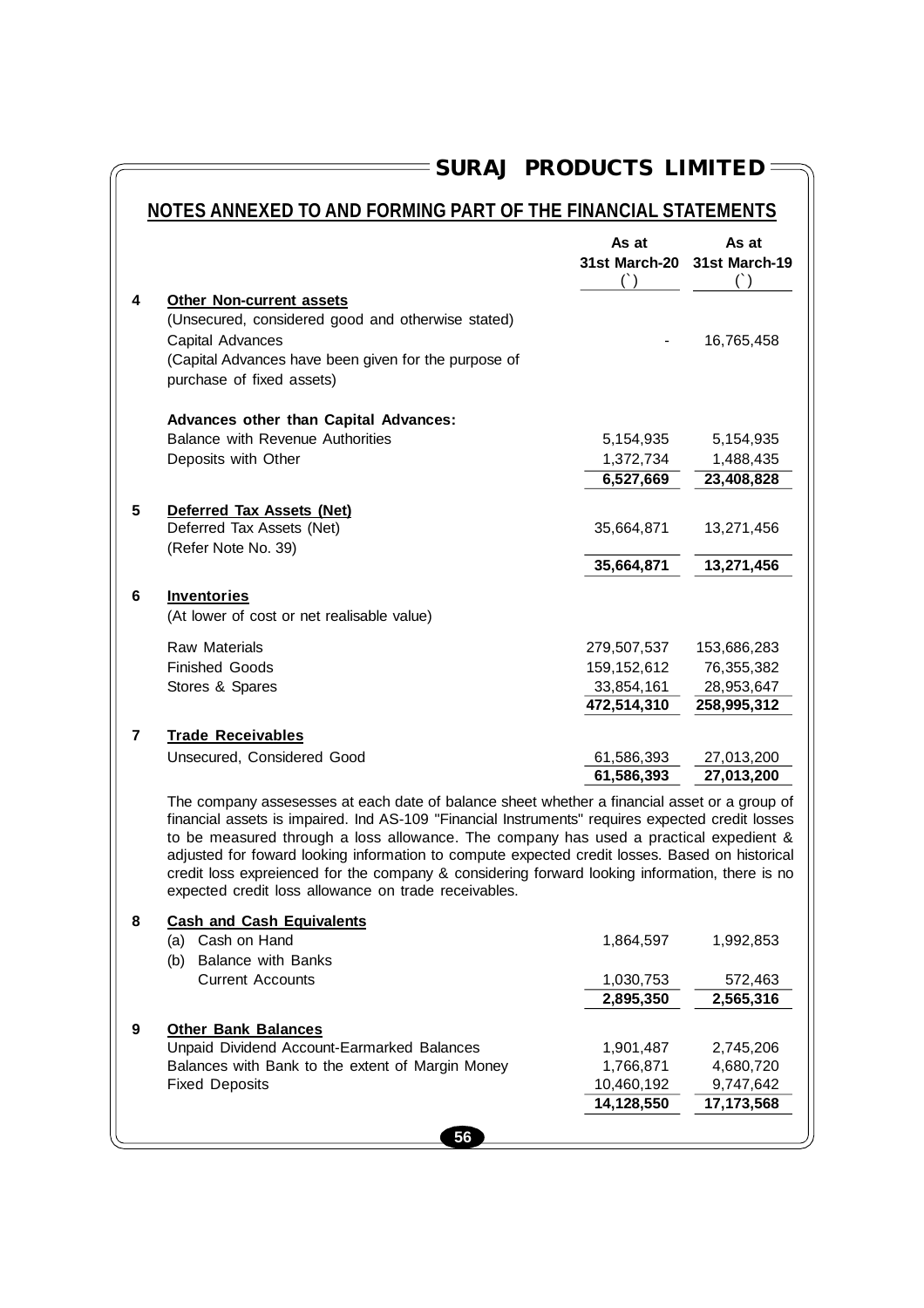## NOTES ANNEXED TO AND FORMING PART OF THE FINANCIAL STATEMENTS

| | | As at 31st March-20 (`) | As at 31st March-19 (`) |
|---|---|---|---|
| **4** | **Other Non-current assets** | | |
| | (Unsecured, considered good and otherwise stated) | | |
| | Capital Advances | - | 16,765,458 |
| | (Capital Advances have been given for the purpose of purchase of fixed assets) | | |
| | **Advances other than Capital Advances:** | | |
| | Balance with Revenue Authorities | 5,154,935 | 5,154,935 |
| | Deposits with Other | 1,372,734 | 1,488,435 |
| | | **6,527,669** | **23,408,828** |
| **5** | **Deferred Tax Assets (Net)** | | |
| | Deferred Tax Assets (Net) | 35,664,871 | 13,271,456 |
| | (Refer Note No. 39) | | |
| | | **35,664,871** | **13,271,456** |
| **6** | **Inventories** | | |
| | (At lower of cost or net realisable value) | | |
| | Raw Materials | 279,507,537 | 153,686,283 |
| | Finished Goods | 159,152,612 | 76,355,382 |
| | Stores & Spares | 33,854,161 | 28,953,647 |
| | | **472,514,310** | **258,995,312** |
| **7** | **Trade Receivables** | | |
| | Unsecured, Considered Good | 61,586,393 | 27,013,200 |
| | | **61,586,393** | **27,013,200** |

The company assesesses at each date of balance sheet whether a financial asset or a group of financial assets is impaired. Ind AS-109 "Financial Instruments" requires expected credit losses to be measured through a loss allowance. The company has used a practical expedient & adjusted for foward looking information to compute expected credit losses. Based on historical credit loss expreienced for the company & considering forward looking information, there is no expected credit loss allowance on trade receivables.

| | | As at 31st March-20 (`) | As at 31st March-19 (`) |
|---|---|---|---|
| **8** | **Cash and Cash Equivalents** | | |
| | (a) Cash on Hand | 1,864,597 | 1,992,853 |
| | (b) Balance with Banks | | |
| | Current Accounts | 1,030,753 | 572,463 |
| | | **2,895,350** | **2,565,316** |
| **9** | **Other Bank Balances** | | |
| | Unpaid Dividend Account-Earmarked Balances | 1,901,487 | 2,745,206 |
| | Balances with Bank to the extent of Margin Money | 1,766,871 | 4,680,720 |
| | Fixed Deposits | 10,460,192 | 9,747,642 |
| | | **14,128,550** | **17,173,568** |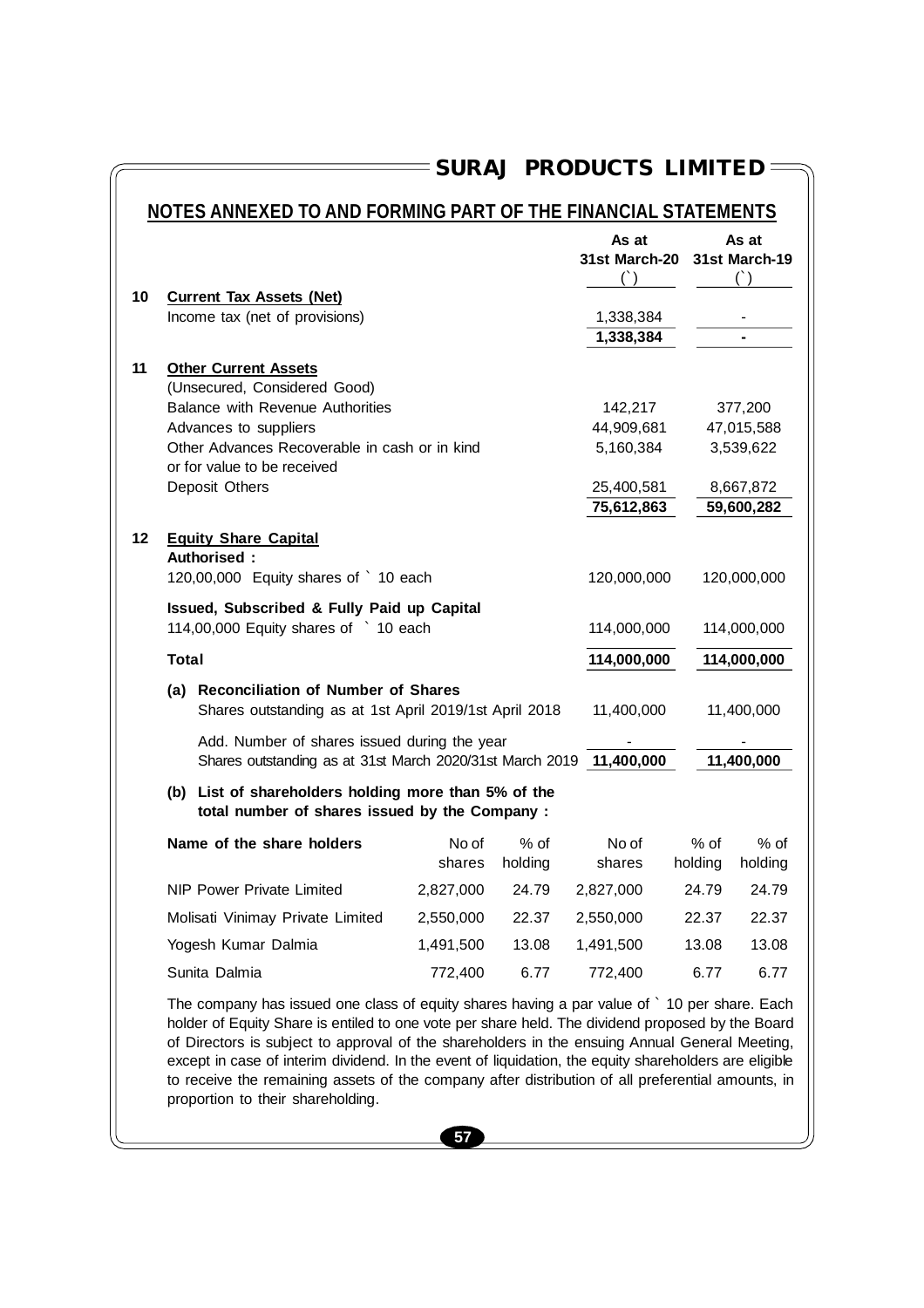## NOTES ANNEXED TO AND FORMING PART OF THE FINANCIAL STATEMENTS

| | | As at 31st March-20 (`) | As at 31st March-19 (`) |
|---|---|---|---|
| **10** | **Current Tax Assets (Net)** | | |
| | Income tax (net of provisions) | 1,338,384 | - |
| | | **1,338,384** | **-** |
| **11** | **Other Current Assets** | | |
| | (Unsecured, Considered Good) | | |
| | Balance with Revenue Authorities | 142,217 | 377,200 |
| | Advances to suppliers | 44,909,681 | 47,015,588 |
| | Other Advances Recoverable in cash or in kind or for value to be received | 5,160,384 | 3,539,622 |
| | Deposit Others | 25,400,581 | 8,667,872 |
| | | **75,612,863** | **59,600,282** |
| **12** | **Equity Share Capital** | | |
| | **Authorised :** | | |
| | 120,00,000 Equity shares of ` 10 each | 120,000,000 | 120,000,000 |
| | **Issued, Subscribed & Fully Paid up Capital** | | |
| | 114,00,000 Equity shares of ` 10 each | 114,000,000 | 114,000,000 |
| | **Total** | **114,000,000** | **114,000,000** |

**(a) Reconciliation of Number of Shares**

| | | |
|---|---|---|
| Shares outstanding as at 1st April 2019/1st April 2018 | 11,400,000 | 11,400,000 |
| Add. Number of shares issued during the year | - | - |
| Shares outstanding as at 31st March 2020/31st March 2019 | **11,400,000** | **11,400,000** |

**(b) List of shareholders holding more than 5% of the total number of shares issued by the Company :**

| Name of the share holders | No of shares | % of holding | No of shares | % of holding | % of holding |
|---|---|---|---|---|---|
| NIP Power Private Limited | 2,827,000 | 24.79 | 2,827,000 | 24.79 | 24.79 |
| Molisati Vinimay Private Limited | 2,550,000 | 22.37 | 2,550,000 | 22.37 | 22.37 |
| Yogesh Kumar Dalmia | 1,491,500 | 13.08 | 1,491,500 | 13.08 | 13.08 |
| Sunita Dalmia | 772,400 | 6.77 | 772,400 | 6.77 | 6.77 |

The company has issued one class of equity shares having a par value of ` 10 per share. Each holder of Equity Share is entiled to one vote per share held. The dividend proposed by the Board of Directors is subject to approval of the shareholders in the ensuing Annual General Meeting, except in case of interim dividend. In the event of liquidation, the equity shareholders are eligible to receive the remaining assets of the company after distribution of all preferential amounts, in proportion to their shareholding.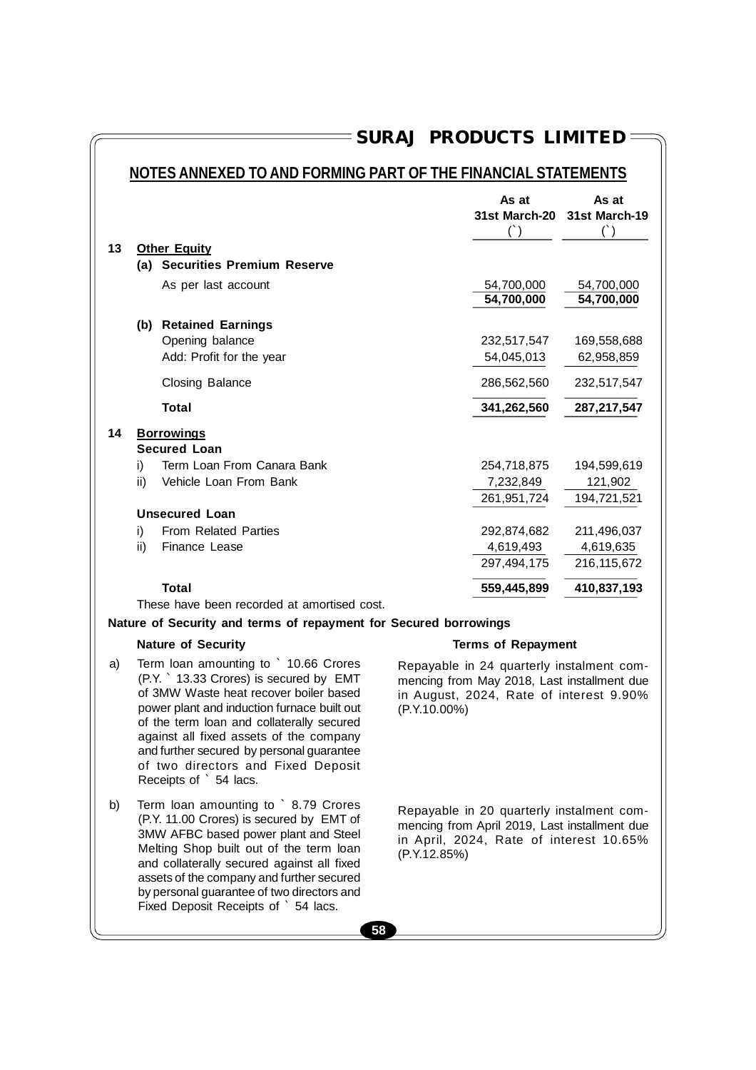## NOTES ANNEXED TO AND FORMING PART OF THE FINANCIAL STATEMENTS

| | | | As at 31st March-20 (`) | As at 31st March-19 (`) |
|---|---|---|---|---|
| **13** | **Other Equity** | | | |
| | **(a)** | **Securities Premium Reserve** | | |
| | | As per last account | 54,700,000 | 54,700,000 |
| | | | **54,700,000** | **54,700,000** |
| | **(b)** | **Retained Earnings** | | |
| | | Opening balance | 232,517,547 | 169,558,688 |
| | | Add: Profit for the year | 54,045,013 | 62,958,859 |
| | | Closing Balance | 286,562,560 | 232,517,547 |
| | | **Total** | **341,262,560** | **287,217,547** |
| **14** | **Borrowings** | | | |
| | **Secured Loan** | | | |
| | i) | Term Loan From Canara Bank | 254,718,875 | 194,599,619 |
| | ii) | Vehicle Loan From Bank | 7,232,849 | 121,902 |
| | | | 261,951,724 | 194,721,521 |
| | **Unsecured Loan** | | | |
| | i) | From Related Parties | 292,874,682 | 211,496,037 |
| | ii) | Finance Lease | 4,619,493 | 4,619,635 |
| | | | 297,494,175 | 216,115,672 |
| | | **Total** | **559,445,899** | **410,837,193** |

These have been recorded at amortised cost.

**Nature of Security and terms of repayment for Secured borrowings**

| | Nature of Security | Terms of Repayment |
|---|---|---|
| a) | Term loan amounting to ` 10.66 Crores (P.Y. ` 13.33 Crores) is secured by EMT of 3MW Waste heat recover boiler based power plant and induction furnace built out of the term loan and collaterally secured against all fixed assets of the company and further secured by personal guarantee of two directors and Fixed Deposit Receipts of ` 54 lacs. | Repayable in 24 quarterly instalment commencing from May 2018, Last installment due in August, 2024, Rate of interest 9.90% (P.Y.10.00%) |
| b) | Term loan amounting to ` 8.79 Crores (P.Y. 11.00 Crores) is secured by EMT of 3MW AFBC based power plant and Steel Melting Shop built out of the term loan and collaterally secured against all fixed assets of the company and further secured by personal guarantee of two directors and Fixed Deposit Receipts of ` 54 lacs. | Repayable in 20 quarterly instalment commencing from April 2019, Last installment due in April, 2024, Rate of interest 10.65% (P.Y.12.85%) |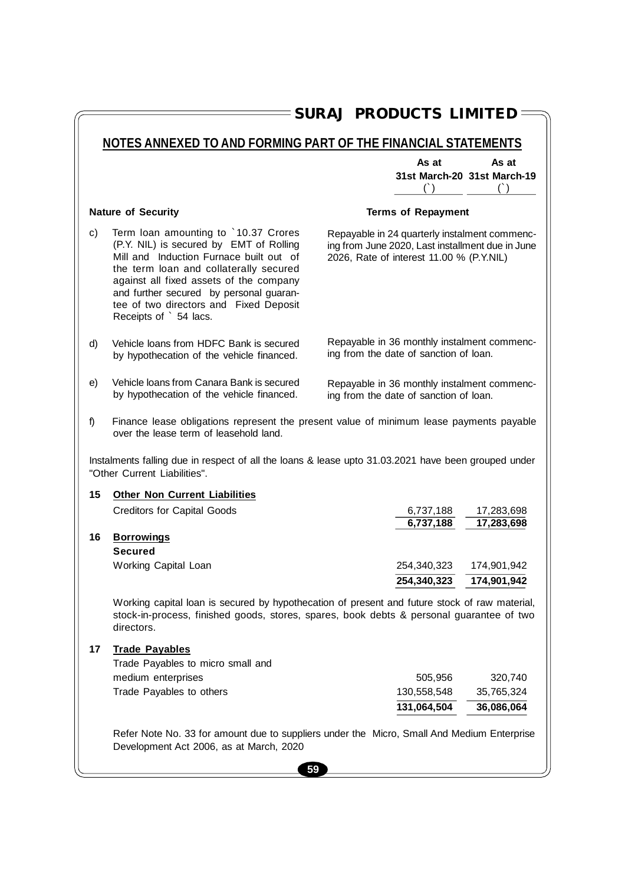## NOTES ANNEXED TO AND FORMING PART OF THE FINANCIAL STATEMENTS

| | As at 31st March-20 (`) | As at 31st March-19 (`) |
|---|---|---|

| Nature of Security | Terms of Repayment |
|---|---|
| c) Term loan amounting to `10.37 Crores (P.Y. NIL) is secured by EMT of Rolling Mill and Induction Furnace built out of the term loan and collaterally secured against all fixed assets of the company and further secured by personal guarantee of two directors and Fixed Deposit Receipts of ` 54 lacs. | Repayable in 24 quarterly instalment commencing from June 2020, Last installment due in June 2026, Rate of interest 11.00 % (P.Y.NIL) |
| d) Vehicle loans from HDFC Bank is secured by hypothecation of the vehicle financed. | Repayable in 36 monthly instalment commencing from the date of sanction of loan. |
| e) Vehicle loans from Canara Bank is secured by hypothecation of the vehicle financed. | Repayable in 36 monthly instalment commencing from the date of sanction of loan. |

f) Finance lease obligations represent the present value of minimum lease payments payable over the lease term of leasehold land.

Instalments falling due in respect of all the loans & lease upto 31.03.2021 have been grouped under "Other Current Liabilities".

| | | As at 31st March-20 (`) | As at 31st March-19 (`) |
|---|---|---|---|
| **15** | **Other Non Current Liabilities** | | |
| | Creditors for Capital Goods | 6,737,188 | 17,283,698 |
| | | **6,737,188** | **17,283,698** |
| **16** | **Borrowings** | | |
| | **Secured** | | |
| | Working Capital Loan | 254,340,323 | 174,901,942 |
| | | **254,340,323** | **174,901,942** |

Working capital loan is secured by hypothecation of present and future stock of raw material, stock-in-process, finished goods, stores, spares, book debts & personal guarantee of two directors.

| | | As at 31st March-20 (`) | As at 31st March-19 (`) |
|---|---|---|---|
| **17** | **Trade Payables** | | |
| | Trade Payables to micro small and medium enterprises | 505,956 | 320,740 |
| | Trade Payables to others | 130,558,548 | 35,765,324 |
| | | **131,064,504** | **36,086,064** |

Refer Note No. 33 for amount due to suppliers under the Micro, Small And Medium Enterprise Development Act 2006, as at March, 2020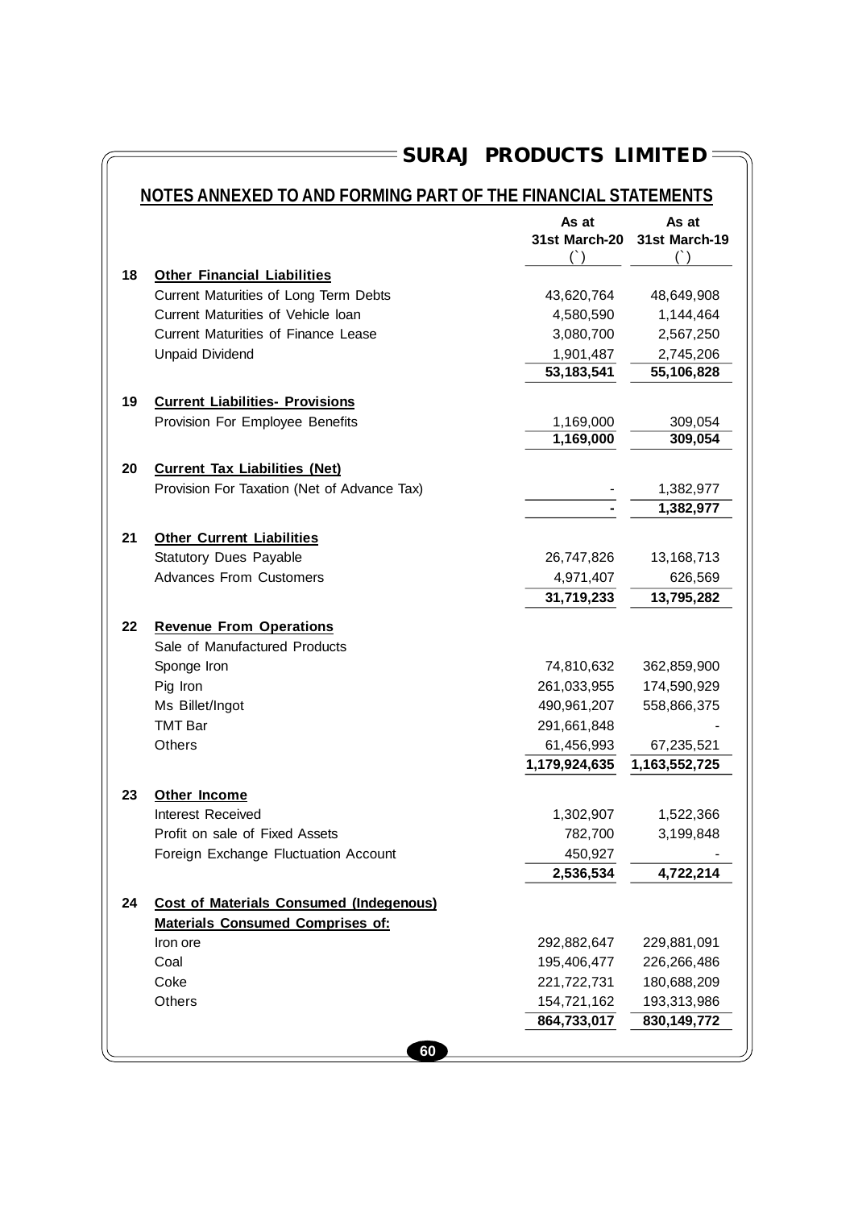## NOTES ANNEXED TO AND FORMING PART OF THE FINANCIAL STATEMENTS

| | | As at 31st March-20 (`) | As at 31st March-19 (`) |
|---|---|---|---|
| **18** | **Other Financial Liabilities** | | |
| | Current Maturities of Long Term Debts | 43,620,764 | 48,649,908 |
| | Current Maturities of Vehicle loan | 4,580,590 | 1,144,464 |
| | Current Maturities of Finance Lease | 3,080,700 | 2,567,250 |
| | Unpaid Dividend | 1,901,487 | 2,745,206 |
| | | **53,183,541** | **55,106,828** |
| **19** | **Current Liabilities- Provisions** | | |
| | Provision For Employee Benefits | 1,169,000 | 309,054 |
| | | **1,169,000** | **309,054** |
| **20** | **Current Tax Liabilities (Net)** | | |
| | Provision For Taxation (Net of Advance Tax) | - | 1,382,977 |
| | | **-** | **1,382,977** |
| **21** | **Other Current Liabilities** | | |
| | Statutory Dues Payable | 26,747,826 | 13,168,713 |
| | Advances From Customers | 4,971,407 | 626,569 |
| | | **31,719,233** | **13,795,282** |
| **22** | **Revenue From Operations** | | |
| | Sale of Manufactured Products | | |
| | Sponge Iron | 74,810,632 | 362,859,900 |
| | Pig Iron | 261,033,955 | 174,590,929 |
| | Ms Billet/Ingot | 490,961,207 | 558,866,375 |
| | TMT Bar | 291,661,848 | - |
| | Others | 61,456,993 | 67,235,521 |
| | | **1,179,924,635** | **1,163,552,725** |
| **23** | **Other Income** | | |
| | Interest Received | 1,302,907 | 1,522,366 |
| | Profit on sale of Fixed Assets | 782,700 | 3,199,848 |
| | Foreign Exchange Fluctuation Account | 450,927 | - |
| | | **2,536,534** | **4,722,214** |
| **24** | **Cost of Materials Consumed (Indegenous)** | | |
| | **Materials Consumed Comprises of:** | | |
| | Iron ore | 292,882,647 | 229,881,091 |
| | Coal | 195,406,477 | 226,266,486 |
| | Coke | 221,722,731 | 180,688,209 |
| | Others | 154,721,162 | 193,313,986 |
| | | **864,733,017** | **830,149,772** |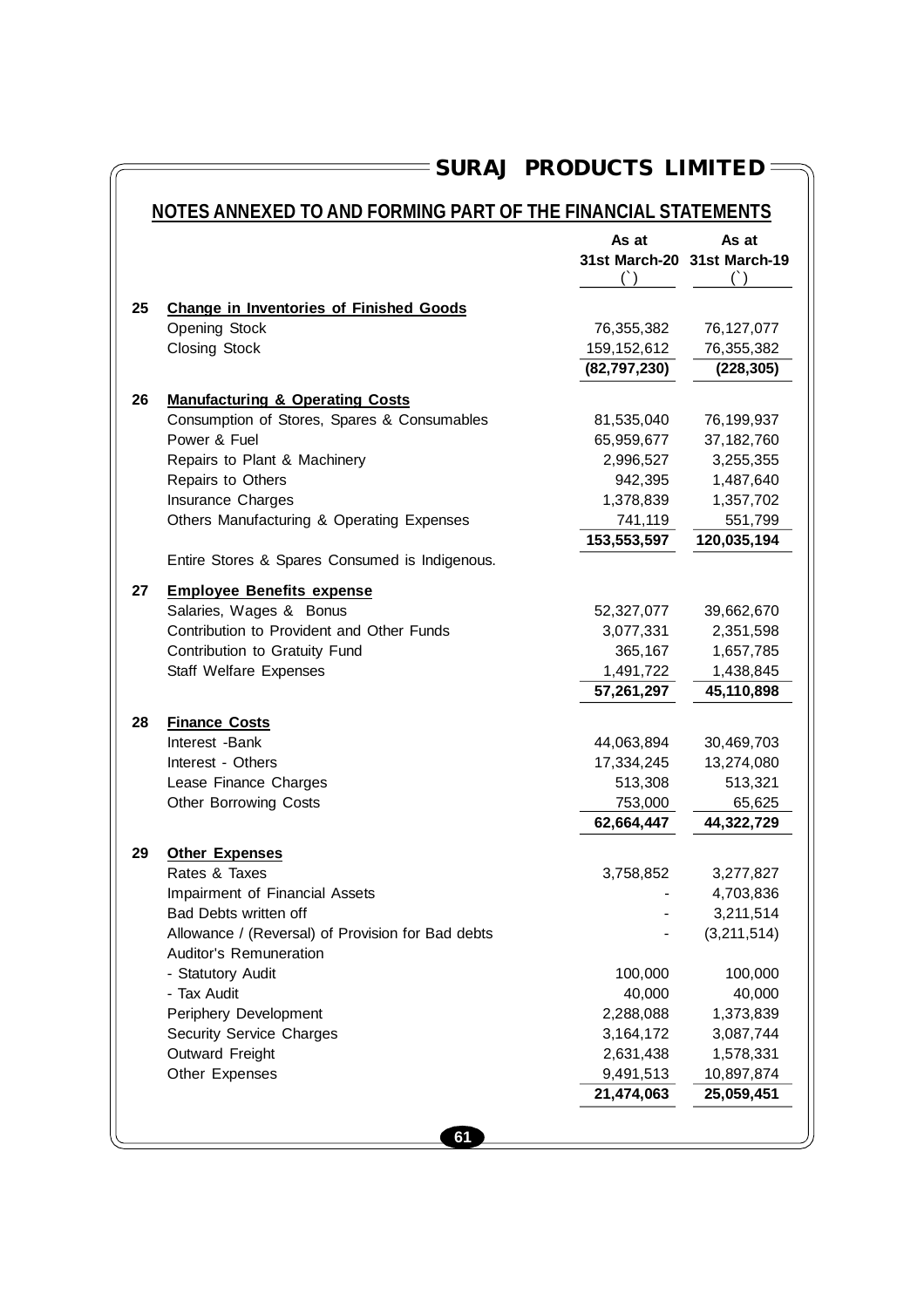## NOTES ANNEXED TO AND FORMING PART OF THE FINANCIAL STATEMENTS

| | | As at 31st March-20 (`) | As at 31st March-19 (`) |
|---|---|---|---|
| **25** | **Change in Inventories of Finished Goods** | | |
| | Opening Stock | 76,355,382 | 76,127,077 |
| | Closing Stock | 159,152,612 | 76,355,382 |
| | | **(82,797,230)** | **(228,305)** |
| **26** | **Manufacturing & Operating Costs** | | |
| | Consumption of Stores, Spares & Consumables | 81,535,040 | 76,199,937 |
| | Power & Fuel | 65,959,677 | 37,182,760 |
| | Repairs to Plant & Machinery | 2,996,527 | 3,255,355 |
| | Repairs to Others | 942,395 | 1,487,640 |
| | Insurance Charges | 1,378,839 | 1,357,702 |
| | Others Manufacturing & Operating Expenses | 741,119 | 551,799 |
| | | **153,553,597** | **120,035,194** |
| | Entire Stores & Spares Consumed is Indigenous. | | |
| **27** | **Employee Benefits expense** | | |
| | Salaries, Wages & Bonus | 52,327,077 | 39,662,670 |
| | Contribution to Provident and Other Funds | 3,077,331 | 2,351,598 |
| | Contribution to Gratuity Fund | 365,167 | 1,657,785 |
| | Staff Welfare Expenses | 1,491,722 | 1,438,845 |
| | | **57,261,297** | **45,110,898** |
| **28** | **Finance Costs** | | |
| | Interest -Bank | 44,063,894 | 30,469,703 |
| | Interest - Others | 17,334,245 | 13,274,080 |
| | Lease Finance Charges | 513,308 | 513,321 |
| | Other Borrowing Costs | 753,000 | 65,625 |
| | | **62,664,447** | **44,322,729** |
| **29** | **Other Expenses** | | |
| | Rates & Taxes | 3,758,852 | 3,277,827 |
| | Impairment of Financial Assets | - | 4,703,836 |
| | Bad Debts written off | - | 3,211,514 |
| | Allowance / (Reversal) of Provision for Bad debts | - | (3,211,514) |
| | Auditor's Remuneration | | |
| | - Statutory Audit | 100,000 | 100,000 |
| | - Tax Audit | 40,000 | 40,000 |
| | Periphery Development | 2,288,088 | 1,373,839 |
| | Security Service Charges | 3,164,172 | 3,087,744 |
| | Outward Freight | 2,631,438 | 1,578,331 |
| | Other Expenses | 9,491,513 | 10,897,874 |
| | | **21,474,063** | **25,059,451** |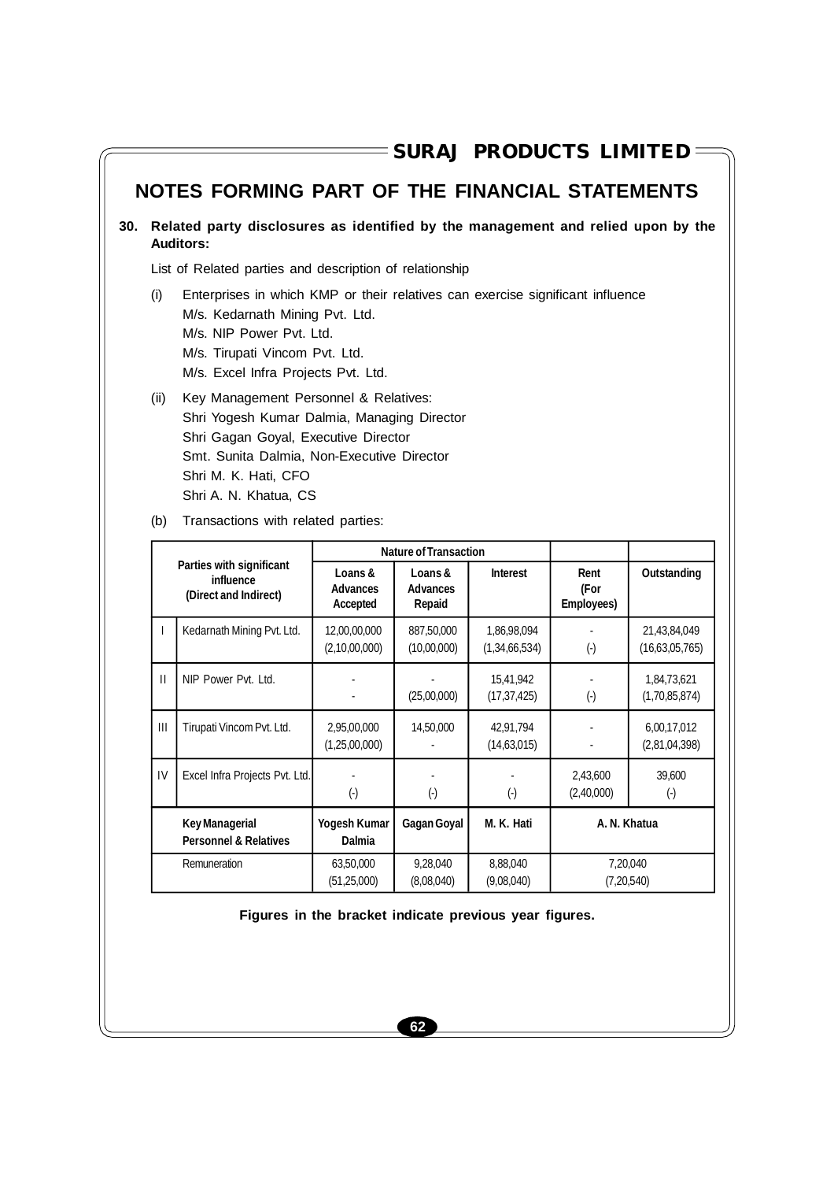# NOTES FORMING PART OF THE FINANCIAL STATEMENTS

**30. Related party disclosures as identified by the management and relied upon by the Auditors:**

List of Related parties and description of relationship

(i) Enterprises in which KMP or their relatives can exercise significant influence
M/s. Kedarnath Mining Pvt. Ltd.
M/s. NIP Power Pvt. Ltd.
M/s. Tirupati Vincom Pvt. Ltd.
M/s. Excel Infra Projects Pvt. Ltd.

(ii) Key Management Personnel & Relatives:
Shri Yogesh Kumar Dalmia, Managing Director
Shri Gagan Goyal, Executive Director
Smt. Sunita Dalmia, Non-Executive Director
Shri M. K. Hati, CFO
Shri A. N. Khatua, CS

(b) Transactions with related parties:

| | Parties with significant influence (Direct and Indirect) | Nature of Transaction | | | | |
|---|---|---|---|---|---|---|
| | | Loans & Advances Accepted | Loans & Advances Repaid | Interest | Rent (For Employees) | Outstanding |
| I | Kedarnath Mining Pvt. Ltd. | 12,00,00,000<br>(2,10,00,000) | 887,50,000<br>(10,00,000) | 1,86,98,094<br>(1,34,66,534) | -<br>(-) | 21,43,84,049<br>(16,63,05,765) |
| II | NIP Power Pvt. Ltd. | -<br>- | -<br>(25,00,000) | 15,41,942<br>(17,37,425) | -<br>(-) | 1,84,73,621<br>(1,70,85,874) |
| III | Tirupati Vincom Pvt. Ltd. | 2,95,00,000<br>(1,25,00,000) | 14,50,000<br>- | 42,91,794<br>(14,63,015) | -<br>- | 6,00,17,012<br>(2,81,04,398) |
| IV | Excel Infra Projects Pvt. Ltd. | -<br>(-) | -<br>(-) | -<br>(-) | 2,43,600<br>(2,40,000) | 39,600<br>(-) |
| | **Key Managerial Personnel & Relatives** | **Yogesh Kumar Dalmia** | **Gagan Goyal** | **M. K. Hati** | **A. N. Khatua** | |
| | Remuneration | 63,50,000<br>(51,25,000) | 9,28,040<br>(8,08,040) | 8,88,040<br>(9,08,040) | 7,20,040<br>(7,20,540) | |

**Figures in the bracket indicate previous year figures.**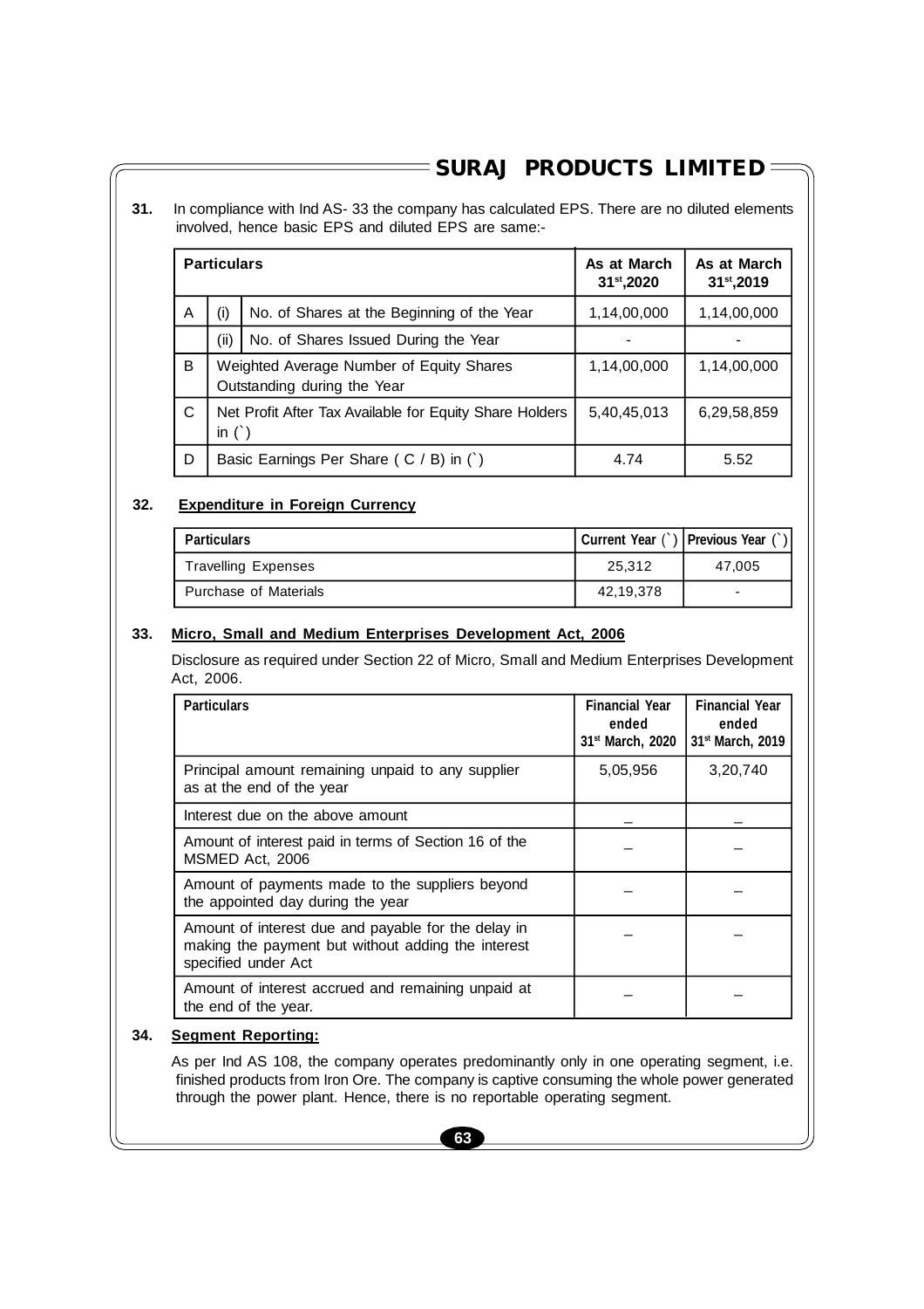**31.** In compliance with Ind AS- 33 the company has calculated EPS. There are no diluted elements involved, hence basic EPS and diluted EPS are same:-

| Particulars | | | As at March 31st,2020 | As at March 31st,2019 |
|---|---|---|---|---|
| A | (i) | No. of Shares at the Beginning of the Year | 1,14,00,000 | 1,14,00,000 |
| | (ii) | No. of Shares Issued During the Year | - | - |
| B | Weighted Average Number of Equity Shares Outstanding during the Year | | 1,14,00,000 | 1,14,00,000 |
| C | Net Profit After Tax Available for Equity Share Holders in (`) | | 5,40,45,013 | 6,29,58,859 |
| D | Basic Earnings Per Share ( C / B) in (`) | | 4.74 | 5.52 |

**32.** **Expenditure in Foreign Currency**

| Particulars | Current Year (`) | Previous Year (`) |
|---|---|---|
| Travelling Expenses | 25,312 | 47,005 |
| Purchase of Materials | 42,19,378 | - |

**33.** **Micro, Small and Medium Enterprises Development Act, 2006**

Disclosure as required under Section 22 of Micro, Small and Medium Enterprises Development Act, 2006.

| Particulars | Financial Year ended 31st March, 2020 | Financial Year ended 31st March, 2019 |
|---|---|---|
| Principal amount remaining unpaid to any supplier as at the end of the year | 5,05,956 | 3,20,740 |
| Interest due on the above amount | – | – |
| Amount of interest paid in terms of Section 16 of the MSMED Act, 2006 | – | – |
| Amount of payments made to the suppliers beyond the appointed day during the year | – | – |
| Amount of interest due and payable for the delay in making the payment but without adding the interest specified under Act | – | – |
| Amount of interest accrued and remaining unpaid at the end of the year. | – | – |

**34.** **Segment Reporting:**

As per Ind AS 108, the company operates predominantly only in one operating segment, i.e. finished products from Iron Ore. The company is captive consuming the whole power generated through the power plant. Hence, there is no reportable operating segment.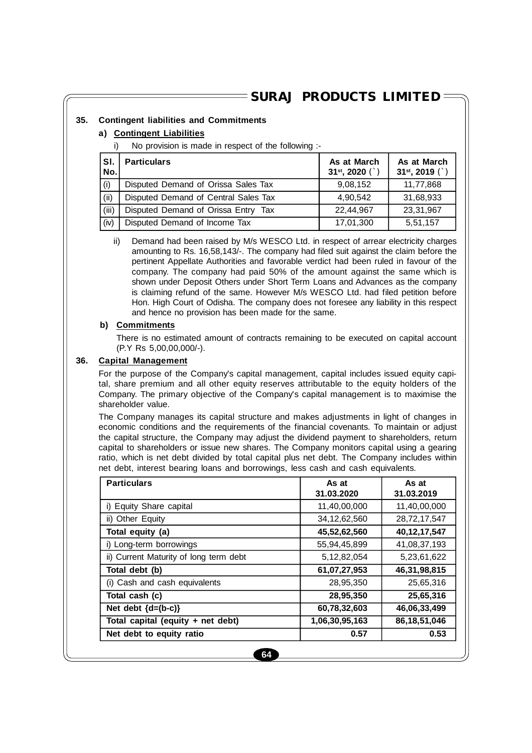## 35. Contingent liabilities and Commitments

### a) Contingent Liabilities

i) No provision is made in respect of the following :-

| Sl. No. | Particulars | As at March 31st, 2020 (`) | As at March 31st, 2019 (`) |
|---|---|---|---|
| (i) | Disputed Demand of Orissa Sales Tax | 9,08,152 | 11,77,868 |
| (ii) | Disputed Demand of Central Sales Tax | 4,90,542 | 31,68,933 |
| (iii) | Disputed Demand of Orissa Entry Tax | 22,44,967 | 23,31,967 |
| (iv) | Disputed Demand of Income Tax | 17,01,300 | 5,51,157 |

ii) Demand had been raised by M/s WESCO Ltd. in respect of arrear electricity charges amounting to Rs. 16,58,143/-. The company had filed suit against the claim before the pertinent Appellate Authorities and favorable verdict had been ruled in favour of the company. The company had paid 50% of the amount against the same which is shown under Deposit Others under Short Term Loans and Advances as the company is claiming refund of the same. However M/s WESCO Ltd. had filed petition before Hon. High Court of Odisha. The company does not foresee any liability in this respect and hence no provision has been made for the same.

### b) Commitments

There is no estimated amount of contracts remaining to be executed on capital account (P.Y Rs 5,00,00,000/-).

## 36. Capital Management

For the purpose of the Company's capital management, capital includes issued equity capital, share premium and all other equity reserves attributable to the equity holders of the Company. The primary objective of the Company's capital management is to maximise the shareholder value.

The Company manages its capital structure and makes adjustments in light of changes in economic conditions and the requirements of the financial covenants. To maintain or adjust the capital structure, the Company may adjust the dividend payment to shareholders, return capital to shareholders or issue new shares. The Company monitors capital using a gearing ratio, which is net debt divided by total capital plus net debt. The Company includes within net debt, interest bearing loans and borrowings, less cash and cash equivalents.

| Particulars | As at 31.03.2020 | As at 31.03.2019 |
|---|---|---|
| i) Equity Share capital | 11,40,00,000 | 11,40,00,000 |
| ii) Other Equity | 34,12,62,560 | 28,72,17,547 |
| **Total equity (a)** | **45,52,62,560** | **40,12,17,547** |
| i) Long-term borrowings | 55,94,45,899 | 41,08,37,193 |
| ii) Current Maturity of long term debt | 5,12,82,054 | 5,23,61,622 |
| **Total debt (b)** | **61,07,27,953** | **46,31,98,815** |
| (i) Cash and cash equivalents | 28,95,350 | 25,65,316 |
| **Total cash (c)** | **28,95,350** | **25,65,316** |
| **Net debt {d=(b-c)}** | **60,78,32,603** | **46,06,33,499** |
| **Total capital (equity + net debt)** | **1,06,30,95,163** | **86,18,51,046** |
| **Net debt to equity ratio** | **0.57** | **0.53** |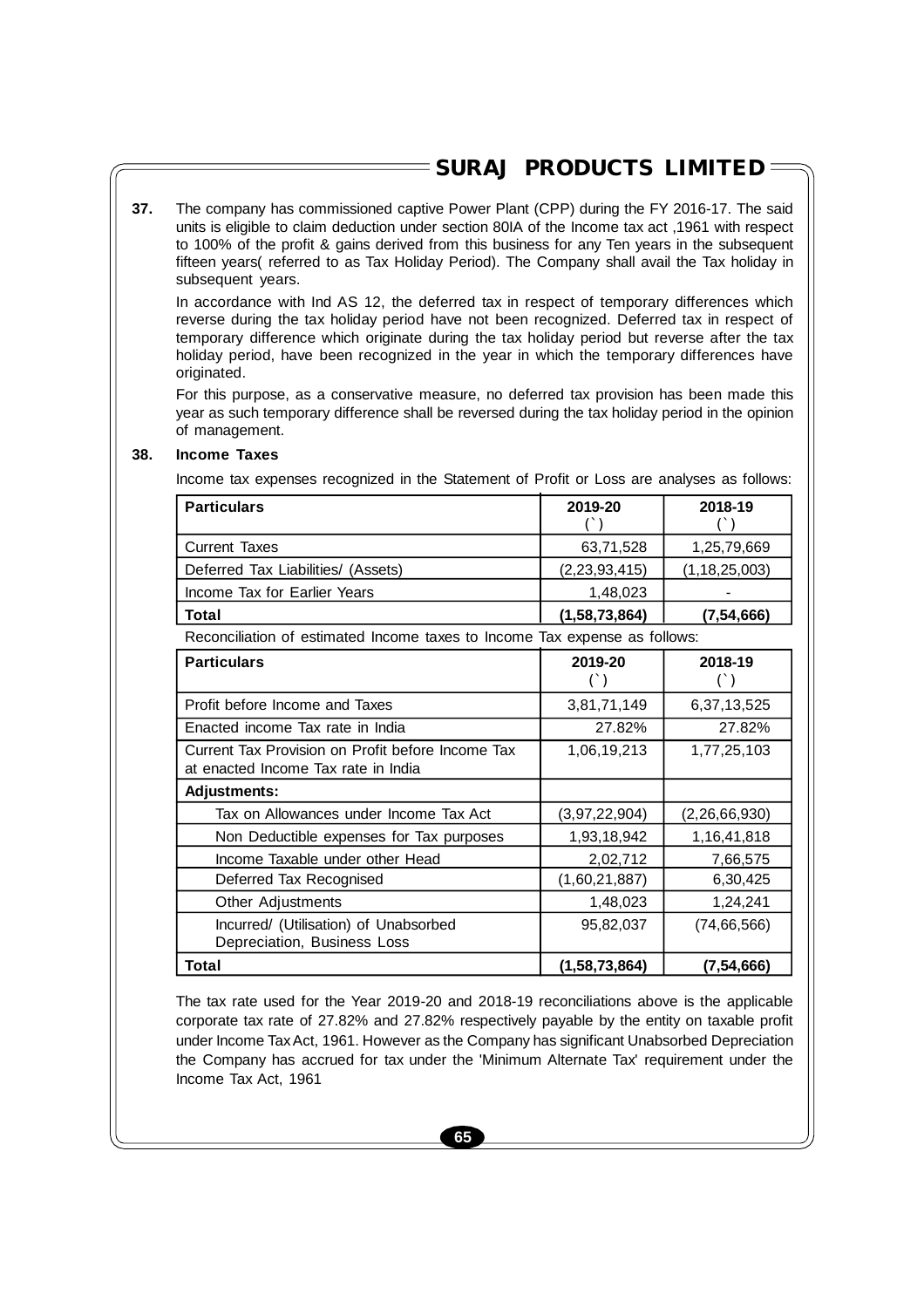**37.** The company has commissioned captive Power Plant (CPP) during the FY 2016-17. The said units is eligible to claim deduction under section 80IA of the Income tax act ,1961 with respect to 100% of the profit & gains derived from this business for any Ten years in the subsequent fifteen years( referred to as Tax Holiday Period). The Company shall avail the Tax holiday in subsequent years.

In accordance with Ind AS 12, the deferred tax in respect of temporary differences which reverse during the tax holiday period have not been recognized. Deferred tax in respect of temporary difference which originate during the tax holiday period but reverse after the tax holiday period, have been recognized in the year in which the temporary differences have originated.

For this purpose, as a conservative measure, no deferred tax provision has been made this year as such temporary difference shall be reversed during the tax holiday period in the opinion of management.

**38. Income Taxes**

Income tax expenses recognized in the Statement of Profit or Loss are analyses as follows:

| Particulars | 2019-20 (`) | 2018-19 (`) |
|---|---|---|
| Current Taxes | 63,71,528 | 1,25,79,669 |
| Deferred Tax Liabilities/ (Assets) | (2,23,93,415) | (1,18,25,003) |
| Income Tax for Earlier Years | 1,48,023 | - |
| **Total** | **(1,58,73,864)** | **(7,54,666)** |

Reconciliation of estimated Income taxes to Income Tax expense as follows:

| Particulars | 2019-20 (`) | 2018-19 (`) |
|---|---|---|
| Profit before Income and Taxes | 3,81,71,149 | 6,37,13,525 |
| Enacted income Tax rate in India | 27.82% | 27.82% |
| Current Tax Provision on Profit before Income Tax at enacted Income Tax rate in India | 1,06,19,213 | 1,77,25,103 |
| **Adjustments:** | | |
| Tax on Allowances under Income Tax Act | (3,97,22,904) | (2,26,66,930) |
| Non Deductible expenses for Tax purposes | 1,93,18,942 | 1,16,41,818 |
| Income Taxable under other Head | 2,02,712 | 7,66,575 |
| Deferred Tax Recognised | (1,60,21,887) | 6,30,425 |
| Other Adjustments | 1,48,023 | 1,24,241 |
| Incurred/ (Utilisation) of Unabsorbed Depreciation, Business Loss | 95,82,037 | (74,66,566) |
| **Total** | **(1,58,73,864)** | **(7,54,666)** |

The tax rate used for the Year 2019-20 and 2018-19 reconciliations above is the applicable corporate tax rate of 27.82% and 27.82% respectively payable by the entity on taxable profit under Income Tax Act, 1961. However as the Company has significant Unabsorbed Depreciation the Company has accrued for tax under the 'Minimum Alternate Tax' requirement under the Income Tax Act, 1961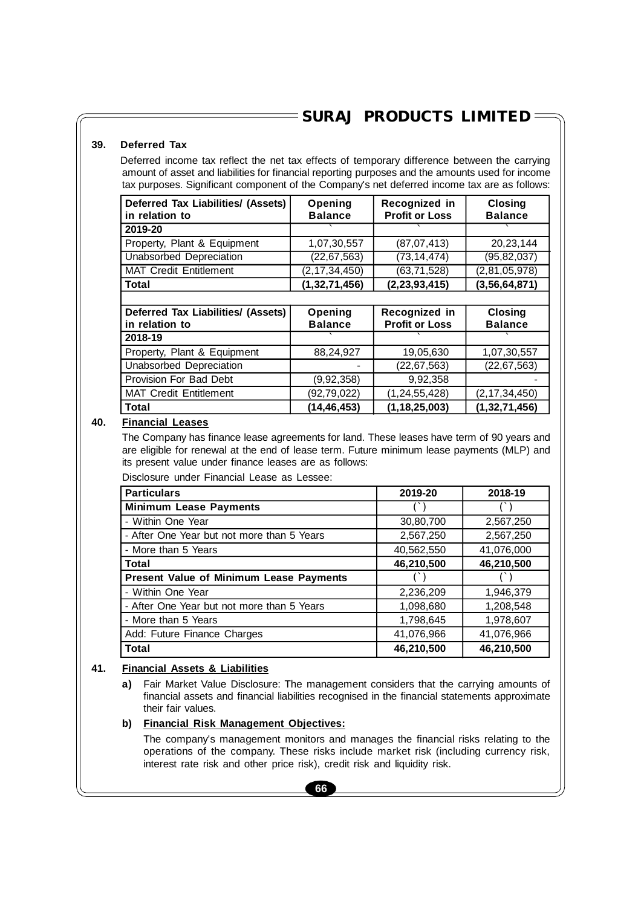### 39. Deferred Tax

Deferred income tax reflect the net tax effects of temporary difference between the carrying amount of asset and liabilities for financial reporting purposes and the amounts used for income tax purposes. Significant component of the Company's net deferred income tax are as follows:

| Deferred Tax Liabilities/ (Assets) in relation to | Opening Balance | Recognized in Profit or Loss | Closing Balance |
|---|---|---|---|
| **2019-20** | ` | ` | ` |
| Property, Plant & Equipment | 1,07,30,557 | (87,07,413) | 20,23,144 |
| Unabsorbed Depreciation | (22,67,563) | (73,14,474) | (95,82,037) |
| MAT Credit Entitlement | (2,17,34,450) | (63,71,528) | (2,81,05,978) |
| **Total** | **(1,32,71,456)** | **(2,23,93,415)** | **(3,56,64,871)** |

| Deferred Tax Liabilities/ (Assets) in relation to | Opening Balance | Recognized in Profit or Loss | Closing Balance |
|---|---|---|---|
| **2018-19** | ` | ` | ` |
| Property, Plant & Equipment | 88,24,927 | 19,05,630 | 1,07,30,557 |
| Unabsorbed Depreciation | - | (22,67,563) | (22,67,563) |
| Provision For Bad Debt | (9,92,358) | 9,92,358 | - |
| MAT Credit Entitlement | (92,79,022) | (1,24,55,428) | (2,17,34,450) |
| **Total** | **(14,46,453)** | **(1,18,25,003)** | **(1,32,71,456)** |

### 40. Financial Leases

The Company has finance lease agreements for land. These leases have term of 90 years and are eligible for renewal at the end of lease term. Future minimum lease payments (MLP) and its present value under finance leases are as follows:

Disclosure under Financial Lease as Lessee:

| Particulars | 2019-20 | 2018-19 |
|---|---|---|
| **Minimum Lease Payments** | (`) | (`) |
| - Within One Year | 30,80,700 | 2,567,250 |
| - After One Year but not more than 5 Years | 2,567,250 | 2,567,250 |
| - More than 5 Years | 40,562,550 | 41,076,000 |
| **Total** | **46,210,500** | **46,210,500** |
| **Present Value of Minimum Lease Payments** | (`) | (`) |
| - Within One Year | 2,236,209 | 1,946,379 |
| - After One Year but not more than 5 Years | 1,098,680 | 1,208,548 |
| - More than 5 Years | 1,798,645 | 1,978,607 |
| Add: Future Finance Charges | 41,076,966 | 41,076,966 |
| **Total** | **46,210,500** | **46,210,500** |

### 41. Financial Assets & Liabilities

**a)** Fair Market Value Disclosure: The management considers that the carrying amounts of financial assets and financial liabilities recognised in the financial statements approximate their fair values.

**b) Financial Risk Management Objectives:**

The company's management monitors and manages the financial risks relating to the operations of the company. These risks include market risk (including currency risk, interest rate risk and other price risk), credit risk and liquidity risk.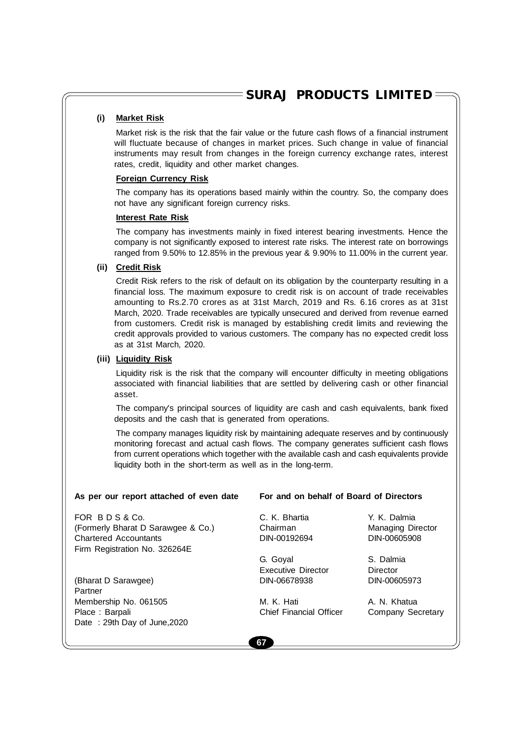**(i) Market Risk**

Market risk is the risk that the fair value or the future cash flows of a financial instrument will fluctuate because of changes in market prices. Such change in value of financial instruments may result from changes in the foreign currency exchange rates, interest rates, credit, liquidity and other market changes.

**Foreign Currency Risk**

The company has its operations based mainly within the country. So, the company does not have any significant foreign currency risks.

**Interest Rate Risk**

The company has investments mainly in fixed interest bearing investments. Hence the company is not significantly exposed to interest rate risks. The interest rate on borrowings ranged from 9.50% to 12.85% in the previous year & 9.90% to 11.00% in the current year.

**(ii) Credit Risk**

Credit Risk refers to the risk of default on its obligation by the counterparty resulting in a financial loss. The maximum exposure to credit risk is on account of trade receivables amounting to Rs.2.70 crores as at 31st March, 2019 and Rs. 6.16 crores as at 31st March, 2020. Trade receivables are typically unsecured and derived from revenue earned from customers. Credit risk is managed by establishing credit limits and reviewing the credit approvals provided to various customers. The company has no expected credit loss as at 31st March, 2020.

**(iii) Liquidity Risk**

Liquidity risk is the risk that the company will encounter difficulty in meeting obligations associated with financial liabilities that are settled by delivering cash or other financial asset.

The company's principal sources of liquidity are cash and cash equivalents, bank fixed deposits and the cash that is generated from operations.

The company manages liquidity risk by maintaining adequate reserves and by continuously monitoring forecast and actual cash flows. The company generates sufficient cash flows from current operations which together with the available cash and cash equivalents provide liquidity both in the short-term as well as in the long-term.

**As per our report attached of even date**

FOR B D S & Co.
(Formerly Bharat D Sarawgee & Co.)
Chartered Accountants
Firm Registration No. 326264E

(Bharat D Sarawgee)
Partner
Membership No. 061505
Place : Barpali
Date : 29th Day of June,2020

**For and on behalf of Board of Directors**

C. K. Bhartia
Chairman
DIN-00192694

Y. K. Dalmia
Managing Director
DIN-00605908

G. Goyal
Executive Director
DIN-06678938

S. Dalmia
Director
DIN-00605973

M. K. Hati
Chief Financial Officer

A. N. Khatua
Company Secretary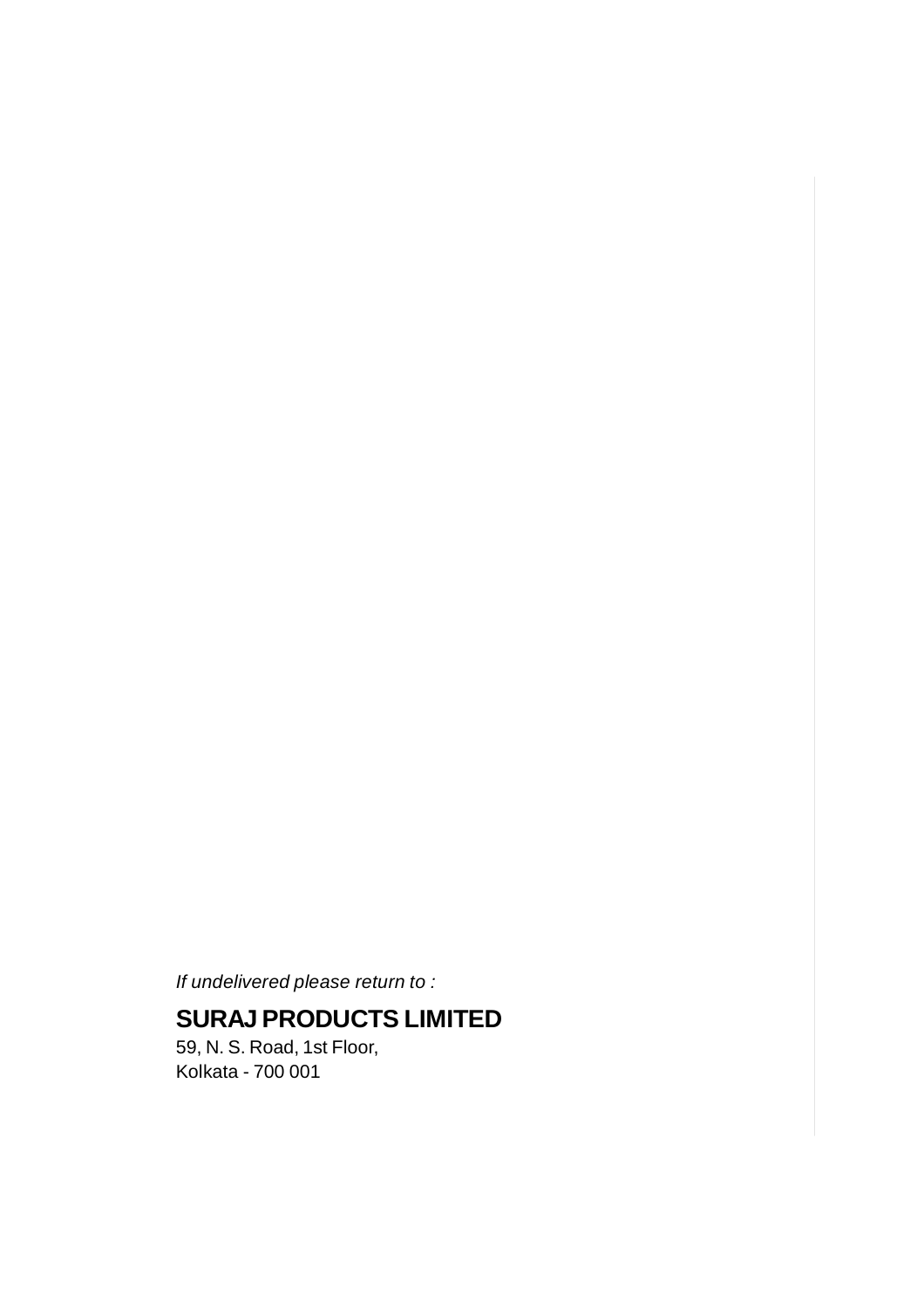*If undelivered please return to :*

**SURAJ PRODUCTS LIMITED**

59, N. S. Road, 1st Floor,
Kolkata - 700 001